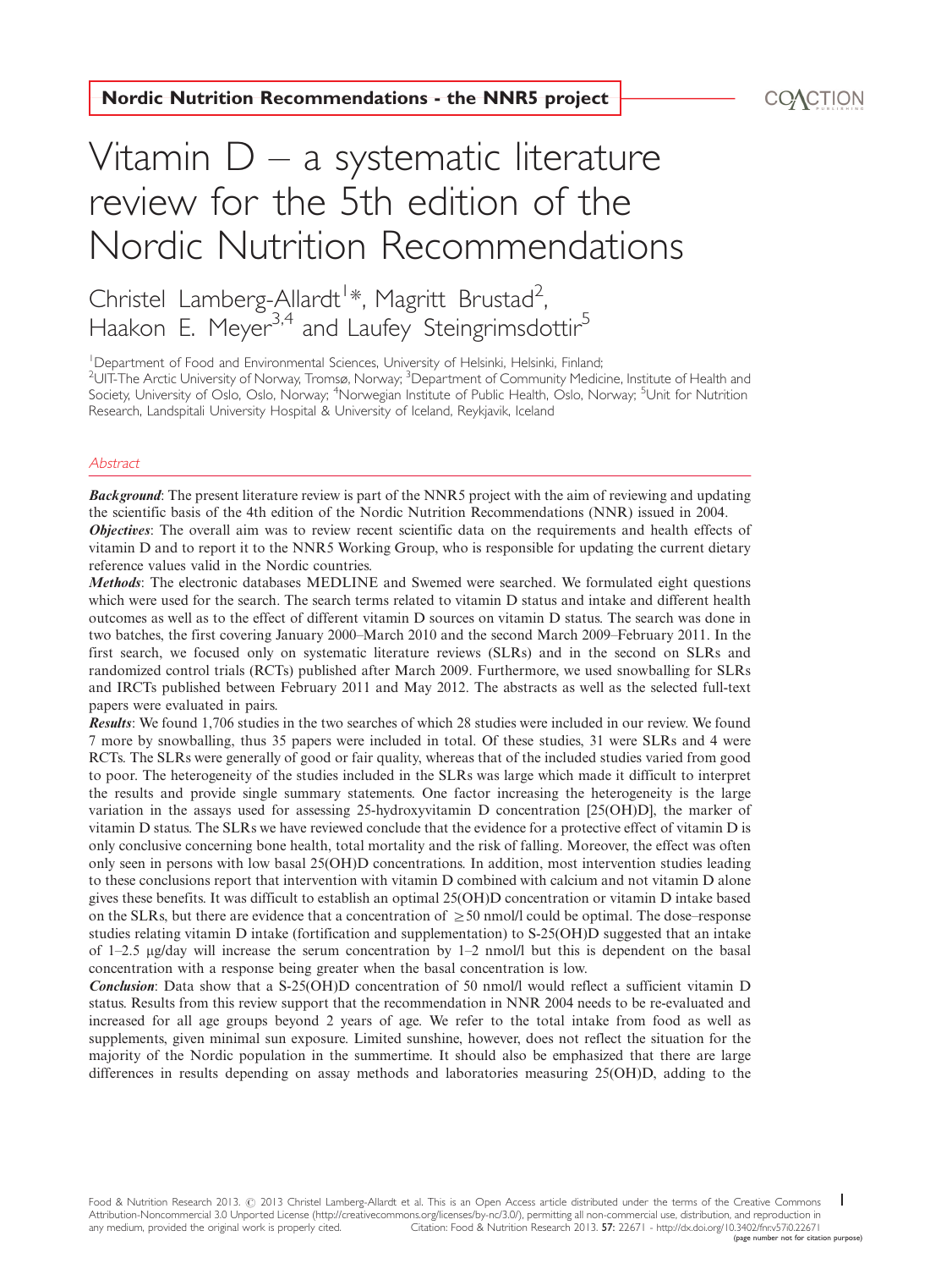Nordic Nutrition Recommendations - the NNR5 project

# Vitamin D – a systematic literature review for the 5th edition of the Nordic Nutrition Recommendations

Christel Lamberg-Allardt[1]*, Magritt Brustad[2], Haakon E. Meyer[3,4] and Laufey Steingrimsdottir[5]

[1]Department of Food and Environmental Sciences, University of Helsinki, Helsinki, Finland; [2]UIT-The Arctic University of Norway, Tromsø, Norway; [3]Department of Community Medicine, Institute of Health and Society, University of Oslo, Oslo, Norway; [4]Norwegian Institute of Public Health, Oslo, Norway; [5]Unit for Nutrition Research, Landspitali University Hospital & University of Iceland, Reykjavik, Iceland

## Abstract

***Background***: The present literature review is part of the NNR5 project with the aim of reviewing and updating the scientific basis of the 4th edition of the Nordic Nutrition Recommendations (NNR) issued in 2004.

***Objectives***: The overall aim was to review recent scientific data on the requirements and health effects of vitamin D and to report it to the NNR5 Working Group, who is responsible for updating the current dietary reference values valid in the Nordic countries.

***Methods***: The electronic databases MEDLINE and Swemed were searched. We formulated eight questions which were used for the search. The search terms related to vitamin D status and intake and different health outcomes as well as to the effect of different vitamin D sources on vitamin D status. The search was done in two batches, the first covering January 2000–March 2010 and the second March 2009–February 2011. In the first search, we focused only on systematic literature reviews (SLRs) and in the second on SLRs and randomized control trials (RCTs) published after March 2009. Furthermore, we used snowballing for SLRs and IRCTs published between February 2011 and May 2012. The abstracts as well as the selected full-text papers were evaluated in pairs.

***Results***: We found 1,706 studies in the two searches of which 28 studies were included in our review. We found 7 more by snowballing, thus 35 papers were included in total. Of these studies, 31 were SLRs and 4 were RCTs. The SLRs were generally of good or fair quality, whereas that of the included studies varied from good to poor. The heterogeneity of the studies included in the SLRs was large which made it difficult to interpret the results and provide single summary statements. One factor increasing the heterogeneity is the large variation in the assays used for assessing 25-hydroxyvitamin D concentration [25(OH)D], the marker of vitamin D status. The SLRs we have reviewed conclude that the evidence for a protective effect of vitamin D is only conclusive concerning bone health, total mortality and the risk of falling. Moreover, the effect was often only seen in persons with low basal 25(OH)D concentrations. In addition, most intervention studies leading to these conclusions report that intervention with vitamin D combined with calcium and not vitamin D alone gives these benefits. It was difficult to establish an optimal 25(OH)D concentration or vitamin D intake based on the SLRs, but there are evidence that a concentration of $\geq$50 nmol/l could be optimal. The dose–response studies relating vitamin D intake (fortification and supplementation) to S-25(OH)D suggested that an intake of 1–2.5 µg/day will increase the serum concentration by 1–2 nmol/l but this is dependent on the basal concentration with a response being greater when the basal concentration is low.

***Conclusion***: Data show that a S-25(OH)D concentration of 50 nmol/l would reflect a sufficient vitamin D status. Results from this review support that the recommendation in NNR 2004 needs to be re-evaluated and increased for all age groups beyond 2 years of age. We refer to the total intake from food as well as supplements, given minimal sun exposure. Limited sunshine, however, does not reflect the situation for the majority of the Nordic population in the summertime. It should also be emphasized that there are large differences in results depending on assay methods and laboratories measuring 25(OH)D, adding to the

Food & Nutrition Research 2013. © 2013 Christel Lamberg-Allardt et al. This is an Open Access article distributed under the terms of the Creative Commons Attribution-Noncommercial 3.0 Unported License (http://creativecommons.org/licenses/by-nc/3.0/), permitting all non-commercial use, distribution, and reproduction in any medium, provided the original work is properly cited. Citation: Food & Nutrition Research 2013. 57: 22671 - http://dx.doi.org/10.3402/fnr.v57i0.22671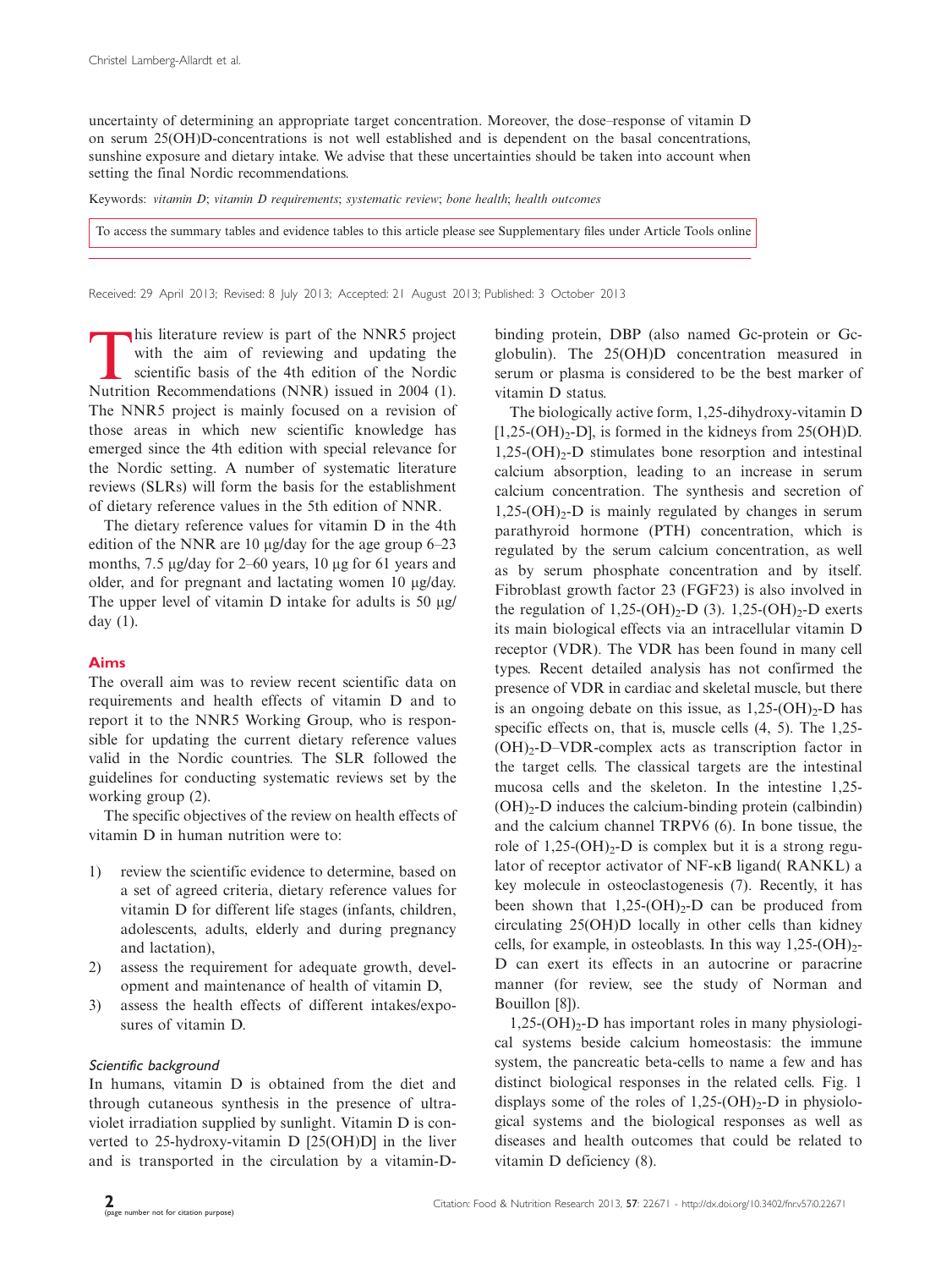uncertainty of determining an appropriate target concentration. Moreover, the dose–response of vitamin D on serum 25(OH)D-concentrations is not well established and is dependent on the basal concentrations, sunshine exposure and dietary intake. We advise that these uncertainties should be taken into account when setting the final Nordic recommendations.

Keywords: *vitamin D*; *vitamin D requirements*; *systematic review*; *bone health*; *health outcomes*

To access the summary tables and evidence tables to this article please see Supplementary files under Article Tools online

Received: 29 April 2013; Revised: 8 July 2013; Accepted: 21 August 2013; Published: 3 October 2013

This literature review is part of the NNR5 project with the aim of reviewing and updating the scientific basis of the 4th edition of the Nordic Nutrition Recommendations (NNR) issued in 2004 (1). The NNR5 project is mainly focused on a revision of those areas in which new scientific knowledge has emerged since the 4th edition with special relevance for the Nordic setting. A number of systematic literature reviews (SLRs) will form the basis for the establishment of dietary reference values in the 5th edition of NNR.

The dietary reference values for vitamin D in the 4th edition of the NNR are 10 μg/day for the age group 6–23 months, 7.5 μg/day for 2–60 years, 10 μg for 61 years and older, and for pregnant and lactating women 10 μg/day. The upper level of vitamin D intake for adults is 50 μg/day (1).

## Aims

The overall aim was to review recent scientific data on requirements and health effects of vitamin D and to report it to the NNR5 Working Group, who is responsible for updating the current dietary reference values valid in the Nordic countries. The SLR followed the guidelines for conducting systematic reviews set by the working group (2).

The specific objectives of the review on health effects of vitamin D in human nutrition were to:

1) review the scientific evidence to determine, based on a set of agreed criteria, dietary reference values for vitamin D for different life stages (infants, children, adolescents, adults, elderly and during pregnancy and lactation),
2) assess the requirement for adequate growth, development and maintenance of health of vitamin D,
3) assess the health effects of different intakes/exposures of vitamin D.

### *Scientific background*

In humans, vitamin D is obtained from the diet and through cutaneous synthesis in the presence of ultraviolet irradiation supplied by sunlight. Vitamin D is converted to 25-hydroxy-vitamin D [25(OH)D] in the liver and is transported in the circulation by a vitamin-D-binding protein, DBP (also named Gc-protein or Gc-globulin). The 25(OH)D concentration measured in serum or plasma is considered to be the best marker of vitamin D status.

The biologically active form, 1,25-dihydroxy-vitamin D [$1,25\text{-(OH)}_2\text{-D}$], is formed in the kidneys from 25(OH)D. $1,25\text{-(OH)}_2\text{-D}$ stimulates bone resorption and intestinal calcium absorption, leading to an increase in serum calcium concentration. The synthesis and secretion of $1,25\text{-(OH)}_2\text{-D}$ is mainly regulated by changes in serum parathyroid hormone (PTH) concentration, which is regulated by the serum calcium concentration, as well as by serum phosphate concentration and by itself. Fibroblast growth factor 23 (FGF23) is also involved in the regulation of $1,25\text{-(OH)}_2\text{-D}$ (3). $1,25\text{-(OH)}_2\text{-D}$ exerts its main biological effects via an intracellular vitamin D receptor (VDR). The VDR has been found in many cell types. Recent detailed analysis has not confirmed the presence of VDR in cardiac and skeletal muscle, but there is an ongoing debate on this issue, as $1,25\text{-(OH)}_2\text{-D}$ has specific effects on, that is, muscle cells (4, 5). The $1,25\text{-(OH)}_2\text{-D}$–VDR-complex acts as transcription factor in the target cells. The classical targets are the intestinal mucosa cells and the skeleton. In the intestine $1,25\text{-(OH)}_2\text{-D}$ induces the calcium-binding protein (calbindin) and the calcium channel TRPV6 (6). In bone tissue, the role of $1,25\text{-(OH)}_2\text{-D}$ is complex but it is a strong regulator of receptor activator of NF-κB ligand( RANKL) a key molecule in osteoclastogenesis (7). Recently, it has been shown that $1,25\text{-(OH)}_2\text{-D}$ can be produced from circulating 25(OH)D locally in other cells than kidney cells, for example, in osteoblasts. In this way $1,25\text{-(OH)}_2\text{-D}$ can exert its effects in an autocrine or paracrine manner (for review, see the study of Norman and Bouillon [8]).

$1,25\text{-(OH)}_2\text{-D}$ has important roles in many physiological systems beside calcium homeostasis: the immune system, the pancreatic beta-cells to name a few and has distinct biological responses in the related cells. Fig. 1 displays some of the roles of $1,25\text{-(OH)}_2\text{-D}$ in physiological systems and the biological responses as well as diseases and health outcomes that could be related to vitamin D deficiency (8).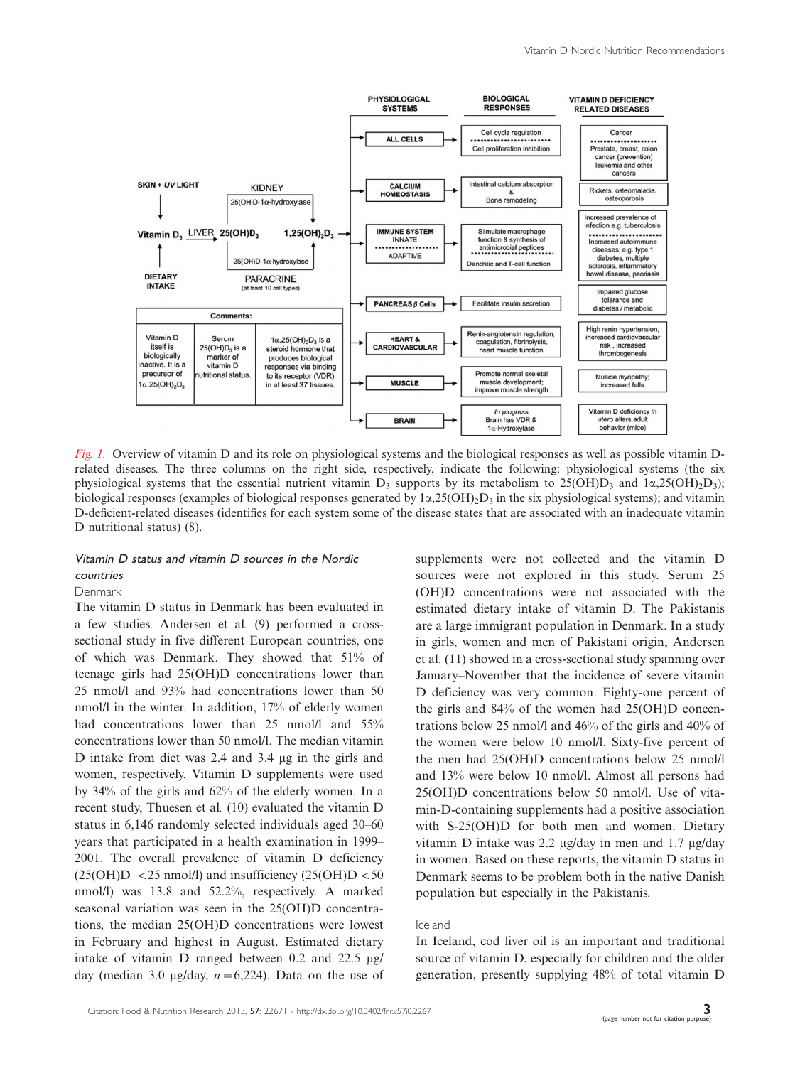*Fig. 1.* Overview of vitamin D and its role on physiological systems and the biological responses as well as possible vitamin D-related diseases. The three columns on the right side, respectively, indicate the following: physiological systems (the six physiological systems that the essential nutrient vitamin $D_3$ supports by its metabolism to $25(OH)D_3$ and $1\alpha,25(OH)_2D_3$); biological responses (examples of biological responses generated by $1\alpha,25(OH)_2D_3$ in the six physiological systems); and vitamin D-deficient-related diseases (identifies for each system some of the disease states that are associated with an inadequate vitamin D nutritional status) (8).

### *Vitamin D status and vitamin D sources in the Nordic countries*

#### Denmark

The vitamin D status in Denmark has been evaluated in a few studies. Andersen et al. (9) performed a cross-sectional study in five different European countries, one of which was Denmark. They showed that 51% of teenage girls had 25(OH)D concentrations lower than 25 nmol/l and 93% had concentrations lower than 50 nmol/l in the winter. In addition, 17% of elderly women had concentrations lower than 25 nmol/l and 55% concentrations lower than 50 nmol/l. The median vitamin D intake from diet was 2.4 and 3.4 μg in the girls and women, respectively. Vitamin D supplements were used by 34% of the girls and 62% of the elderly women. In a recent study, Thuesen et al. (10) evaluated the vitamin D status in 6,146 randomly selected individuals aged 30–60 years that participated in a health examination in 1999–2001. The overall prevalence of vitamin D deficiency (25(OH)D $<$25 nmol/l) and insufficiency (25(OH)D $<$50 nmol/l) was 13.8 and 52.2%, respectively. A marked seasonal variation was seen in the 25(OH)D concentrations, the median 25(OH)D concentrations were lowest in February and highest in August. Estimated dietary intake of vitamin D ranged between 0.2 and 22.5 μg/day (median 3.0 μg/day, $n = 6{,}224$). Data on the use of supplements were not collected and the vitamin D sources were not explored in this study. Serum 25(OH)D concentrations were not associated with the estimated dietary intake of vitamin D. The Pakistanis are a large immigrant population in Denmark. In a study in girls, women and men of Pakistani origin, Andersen et al. (11) showed in a cross-sectional study spanning over January–November that the incidence of severe vitamin D deficiency was very common. Eighty-one percent of the girls and 84% of the women had 25(OH)D concentrations below 25 nmol/l and 46% of the girls and 40% of the women were below 10 nmol/l. Sixty-five percent of the men had 25(OH)D concentrations below 25 nmol/l and 13% were below 10 nmol/l. Almost all persons had 25(OH)D concentrations below 50 nmol/l. Use of vitamin-D-containing supplements had a positive association with S-25(OH)D for both men and women. Dietary vitamin D intake was 2.2 μg/day in men and 1.7 μg/day in women. Based on these reports, the vitamin D status in Denmark seems to be problem both in the native Danish population but especially in the Pakistanis.

#### Iceland

In Iceland, cod liver oil is an important and traditional source of vitamin D, especially for children and the older generation, presently supplying 48% of total vitamin D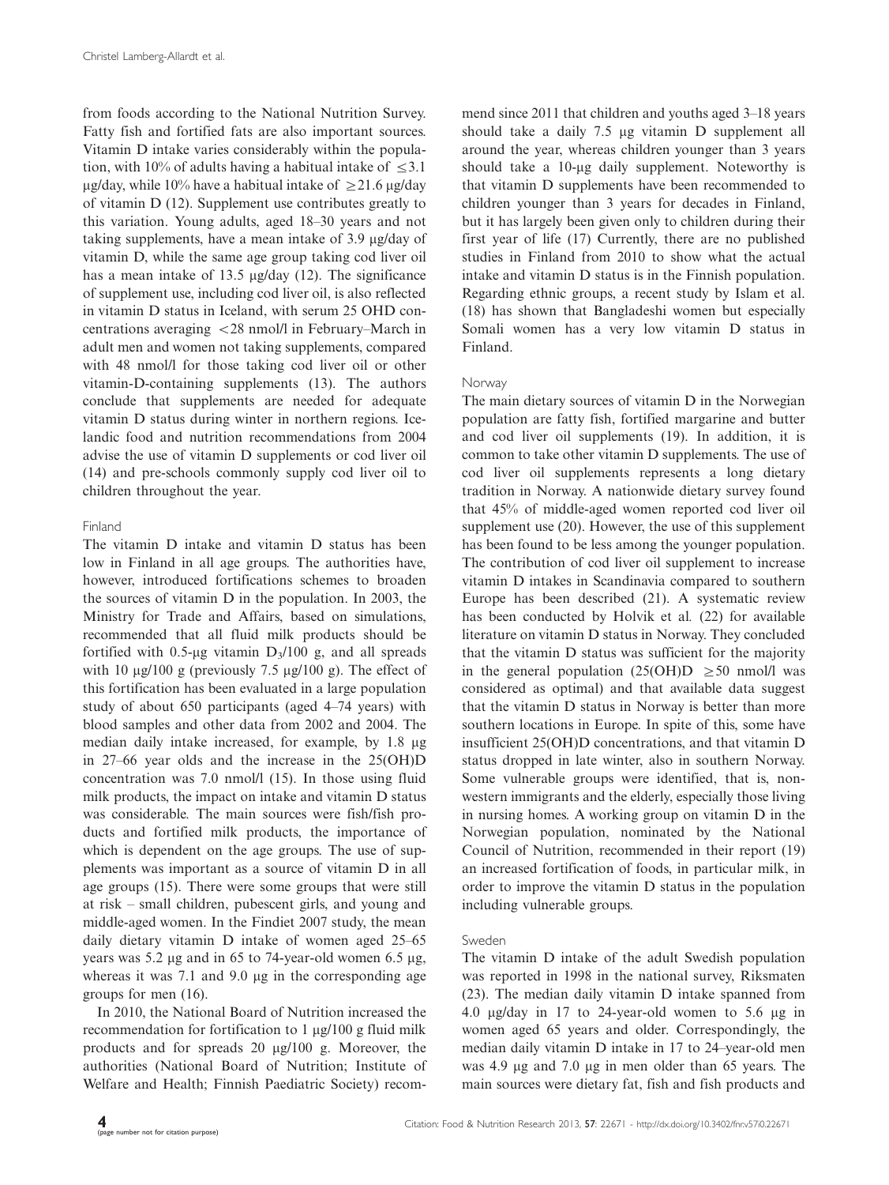from foods according to the National Nutrition Survey. Fatty fish and fortified fats are also important sources. Vitamin D intake varies considerably within the population, with 10% of adults having a habitual intake of $\leq$3.1 μg/day, while 10% have a habitual intake of $\geq$21.6 μg/day of vitamin D (12). Supplement use contributes greatly to this variation. Young adults, aged 18–30 years and not taking supplements, have a mean intake of 3.9 μg/day of vitamin D, while the same age group taking cod liver oil has a mean intake of 13.5 μg/day (12). The significance of supplement use, including cod liver oil, is also reflected in vitamin D status in Iceland, with serum 25 OHD concentrations averaging $<$28 nmol/l in February–March in adult men and women not taking supplements, compared with 48 nmol/l for those taking cod liver oil or other vitamin-D-containing supplements (13). The authors conclude that supplements are needed for adequate vitamin D status during winter in northern regions. Icelandic food and nutrition recommendations from 2004 advise the use of vitamin D supplements or cod liver oil (14) and pre-schools commonly supply cod liver oil to children throughout the year.

### Finland

The vitamin D intake and vitamin D status has been low in Finland in all age groups. The authorities have, however, introduced fortifications schemes to broaden the sources of vitamin D in the population. In 2003, the Ministry for Trade and Affairs, based on simulations, recommended that all fluid milk products should be fortified with 0.5-μg vitamin $D_3$/100 g, and all spreads with 10 μg/100 g (previously 7.5 μg/100 g). The effect of this fortification has been evaluated in a large population study of about 650 participants (aged 4–74 years) with blood samples and other data from 2002 and 2004. The median daily intake increased, for example, by 1.8 μg in 27–66 year olds and the increase in the 25(OH)D concentration was 7.0 nmol/l (15). In those using fluid milk products, the impact on intake and vitamin D status was considerable. The main sources were fish/fish products and fortified milk products, the importance of which is dependent on the age groups. The use of supplements was important as a source of vitamin D in all age groups (15). There were some groups that were still at risk – small children, pubescent girls, and young and middle-aged women. In the Findiet 2007 study, the mean daily dietary vitamin D intake of women aged 25–65 years was 5.2 μg and in 65 to 74-year-old women 6.5 μg, whereas it was 7.1 and 9.0 μg in the corresponding age groups for men (16).

In 2010, the National Board of Nutrition increased the recommendation for fortification to 1 μg/100 g fluid milk products and for spreads 20 μg/100 g. Moreover, the authorities (National Board of Nutrition; Institute of Welfare and Health; Finnish Paediatric Society) recommend since 2011 that children and youths aged 3–18 years should take a daily 7.5 μg vitamin D supplement all around the year, whereas children younger than 3 years should take a 10-μg daily supplement. Noteworthy is that vitamin D supplements have been recommended to children younger than 3 years for decades in Finland, but it has largely been given only to children during their first year of life (17) Currently, there are no published studies in Finland from 2010 to show what the actual intake and vitamin D status is in the Finnish population. Regarding ethnic groups, a recent study by Islam et al. (18) has shown that Bangladeshi women but especially Somali women has a very low vitamin D status in Finland.

### Norway

The main dietary sources of vitamin D in the Norwegian population are fatty fish, fortified margarine and butter and cod liver oil supplements (19). In addition, it is common to take other vitamin D supplements. The use of cod liver oil supplements represents a long dietary tradition in Norway. A nationwide dietary survey found that 45% of middle-aged women reported cod liver oil supplement use (20). However, the use of this supplement has been found to be less among the younger population. The contribution of cod liver oil supplement to increase vitamin D intakes in Scandinavia compared to southern Europe has been described (21). A systematic review has been conducted by Holvik et al. (22) for available literature on vitamin D status in Norway. They concluded that the vitamin D status was sufficient for the majority in the general population (25(OH)D $\geq$50 nmol/l was considered as optimal) and that available data suggest that the vitamin D status in Norway is better than more southern locations in Europe. In spite of this, some have insufficient 25(OH)D concentrations, and that vitamin D status dropped in late winter, also in southern Norway. Some vulnerable groups were identified, that is, non-western immigrants and the elderly, especially those living in nursing homes. A working group on vitamin D in the Norwegian population, nominated by the National Council of Nutrition, recommended in their report (19) an increased fortification of foods, in particular milk, in order to improve the vitamin D status in the population including vulnerable groups.

### Sweden

The vitamin D intake of the adult Swedish population was reported in 1998 in the national survey, Riksmaten (23). The median daily vitamin D intake spanned from 4.0 μg/day in 17 to 24-year-old women to 5.6 μg in women aged 65 years and older. Correspondingly, the median daily vitamin D intake in 17 to 24–year-old men was 4.9 μg and 7.0 μg in men older than 65 years. The main sources were dietary fat, fish and fish products and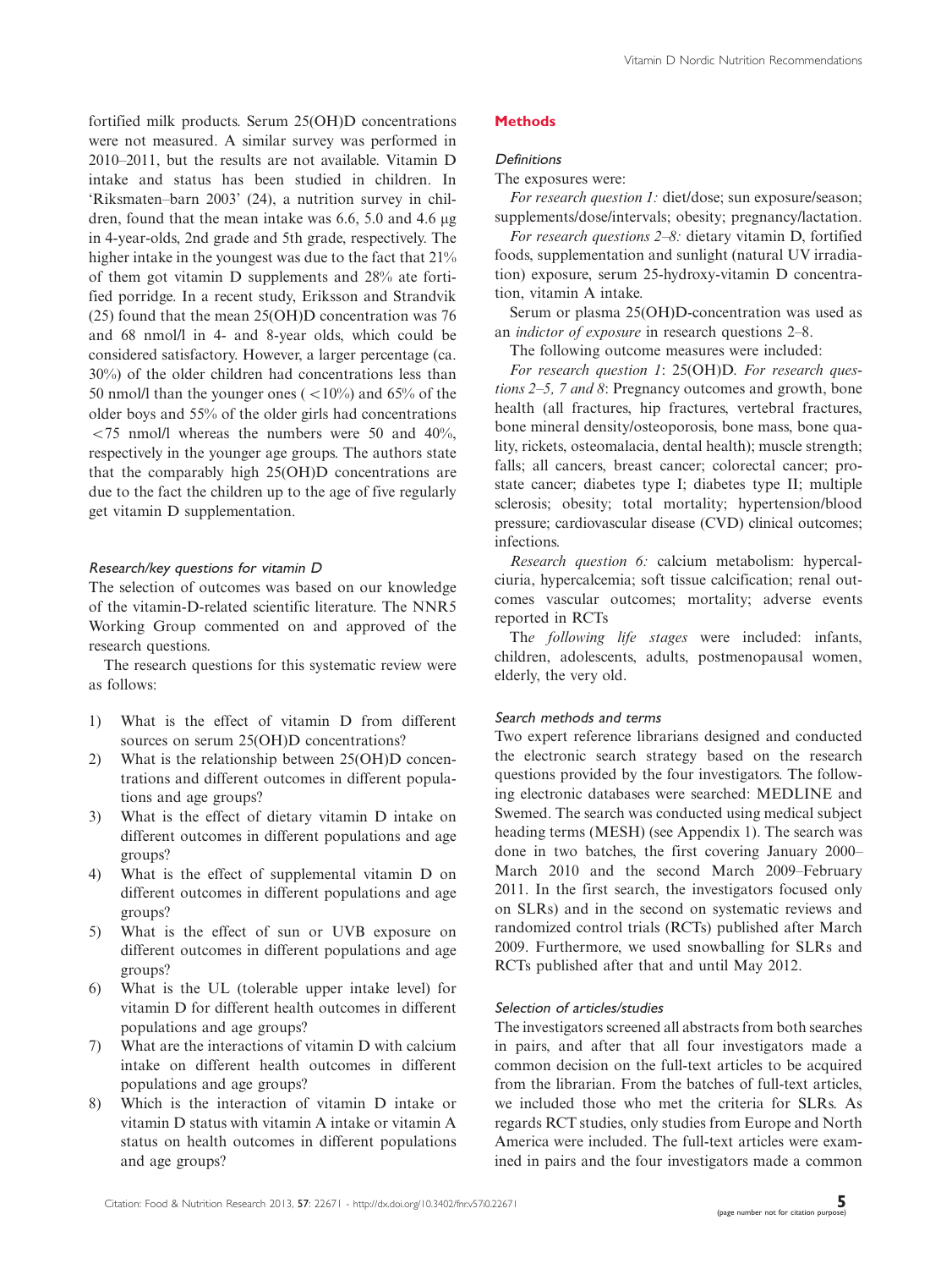fortified milk products. Serum 25(OH)D concentrations were not measured. A similar survey was performed in 2010–2011, but the results are not available. Vitamin D intake and status has been studied in children. In 'Riksmaten–barn 2003' (24), a nutrition survey in children, found that the mean intake was 6.6, 5.0 and 4.6 μg in 4-year-olds, 2nd grade and 5th grade, respectively. The higher intake in the youngest was due to the fact that 21% of them got vitamin D supplements and 28% ate fortified porridge. In a recent study, Eriksson and Strandvik (25) found that the mean 25(OH)D concentration was 76 and 68 nmol/l in 4- and 8-year olds, which could be considered satisfactory. However, a larger percentage (ca. 30%) of the older children had concentrations less than 50 nmol/l than the younger ones (<10%) and 65% of the older boys and 55% of the older girls had concentrations <75 nmol/l whereas the numbers were 50 and 40%, respectively in the younger age groups. The authors state that the comparably high 25(OH)D concentrations are due to the fact the children up to the age of five regularly get vitamin D supplementation.

### *Research/key questions for vitamin D*

The selection of outcomes was based on our knowledge of the vitamin-D-related scientific literature. The NNR5 Working Group commented on and approved of the research questions.

The research questions for this systematic review were as follows:

1) What is the effect of vitamin D from different sources on serum 25(OH)D concentrations?
2) What is the relationship between 25(OH)D concentrations and different outcomes in different populations and age groups?
3) What is the effect of dietary vitamin D intake on different outcomes in different populations and age groups?
4) What is the effect of supplemental vitamin D on different outcomes in different populations and age groups?
5) What is the effect of sun or UVB exposure on different outcomes in different populations and age groups?
6) What is the UL (tolerable upper intake level) for vitamin D for different health outcomes in different populations and age groups?
7) What are the interactions of vitamin D with calcium intake on different health outcomes in different populations and age groups?
8) Which is the interaction of vitamin D intake or vitamin D status with vitamin A intake or vitamin A status on health outcomes in different populations and age groups?

## Methods

### *Definitions*

The exposures were:

*For research question 1:* diet/dose; sun exposure/season; supplements/dose/intervals; obesity; pregnancy/lactation.

*For research questions 2–8:* dietary vitamin D, fortified foods, supplementation and sunlight (natural UV irradiation) exposure, serum 25-hydroxy-vitamin D concentration, vitamin A intake.

Serum or plasma 25(OH)D-concentration was used as an *indictor of exposure* in research questions 2–8.

The following outcome measures were included:

*For research question 1*: 25(OH)D. *For research questions 2–5, 7 and 8*: Pregnancy outcomes and growth, bone health (all fractures, hip fractures, vertebral fractures, bone mineral density/osteoporosis, bone mass, bone quality, rickets, osteomalacia, dental health); muscle strength; falls; all cancers, breast cancer; colorectal cancer; prostate cancer; diabetes type I; diabetes type II; multiple sclerosis; obesity; total mortality; hypertension/blood pressure; cardiovascular disease (CVD) clinical outcomes; infections.

*Research question 6:* calcium metabolism: hypercalciuria, hypercalcemia; soft tissue calcification; renal outcomes vascular outcomes; mortality; adverse events reported in RCTs

The *following life stages* were included: infants, children, adolescents, adults, postmenopausal women, elderly, the very old.

### *Search methods and terms*

Two expert reference librarians designed and conducted the electronic search strategy based on the research questions provided by the four investigators. The following electronic databases were searched: MEDLINE and Swemed. The search was conducted using medical subject heading terms (MESH) (see Appendix 1). The search was done in two batches, the first covering January 2000–March 2010 and the second March 2009–February 2011. In the first search, the investigators focused only on SLRs) and in the second on systematic reviews and randomized control trials (RCTs) published after March 2009. Furthermore, we used snowballing for SLRs and RCTs published after that and until May 2012.

### *Selection of articles/studies*

The investigators screened all abstracts from both searches in pairs, and after that all four investigators made a common decision on the full-text articles to be acquired from the librarian. From the batches of full-text articles, we included those who met the criteria for SLRs. As regards RCT studies, only studies from Europe and North America were included. The full-text articles were examined in pairs and the four investigators made a common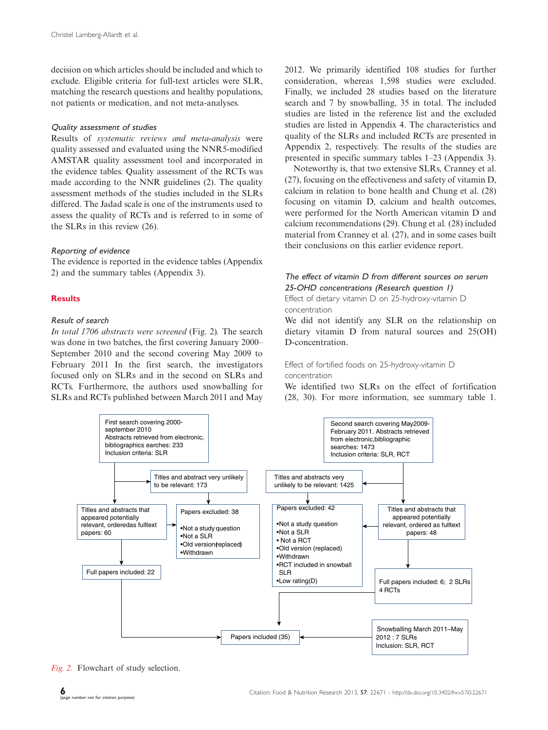decision on which articles should be included and which to exclude. Eligible criteria for full-text articles were SLR, matching the research questions and healthy populations, not patients or medication, and not meta-analyses.

*Quality assessment of studies*

Results of *systematic reviews and meta-analysis* were quality assessed and evaluated using the NNR5-modified AMSTAR quality assessment tool and incorporated in the evidence tables. Quality assessment of the RCTs was made according to the NNR guidelines (2). The quality assessment methods of the studies included in the SLRs differed. The Jadad scale is one of the instruments used to assess the quality of RCTs and is referred to in some of the SLRs in this review (26).

*Reporting of evidence*

The evidence is reported in the evidence tables (Appendix 2) and the summary tables (Appendix 3).

## Results

*Result of search*

*In total 1706 abstracts were screened* (Fig. 2). The search was done in two batches, the first covering January 2000–September 2010 and the second covering May 2009 to February 2011 In the first search, the investigators focused only on SLRs and in the second on SLRs and RCTs. Furthermore, the authors used snowballing for SLRs and RCTs published between March 2011 and May 2012. We primarily identified 108 studies for further consideration, whereas 1,598 studies were excluded. Finally, we included 28 studies based on the literature search and 7 by snowballing, 35 in total. The included studies are listed in the reference list and the excluded studies are listed in Appendix 4. The characteristics and quality of the SLRs and included RCTs are presented in Appendix 2, respectively. The results of the studies are presented in specific summary tables 1–23 (Appendix 3).

Noteworthy is, that two extensive SLRs, Cranney et al. (27), focusing on the effectiveness and safety of vitamin D, calcium in relation to bone health and Chung et al. (28) focusing on vitamin D, calcium and health outcomes, were performed for the North American vitamin D and calcium recommendations (29). Chung et al. (28) included material from Cranney et al. (27), and in some cases built their conclusions on this earlier evidence report.

*The effect of vitamin D from different sources on serum 25-OHD concentrations (Research question 1)*

Effect of dietary vitamin D on 25-hydroxy-vitamin D concentration

We did not identify any SLR on the relationship on dietary vitamin D from natural sources and 25(OH) D-concentration.

Effect of fortified foods on 25-hydroxy-vitamin D concentration

We identified two SLRs on the effect of fortification (28, 30). For more information, see summary table 1.

First search covering 2000-september 2010
Abstracts retrieved from electronic, bibliographics earches: 233
Inclusion criteria: SLR

→ Titles and abstract very unlikely to be relevant: 173

Titles and abstracts that appeared potentially relevant, orderedas fulltext papers: 60

→ Papers excluded: 38
- Not a study question
- Not a SLR
- Old version(replaced)
- Withdrawn

Full papers included: 22

Second search covering May2009-February 2011. Abstracts retrieved from electronic,bibliographic searches: 1473
Inclusion criteria: SLR, RCT

→ Titles and abstracts very unlikely to be relevant: 1425

Titles and abstracts that appeared potentially relevant, ordered as fulltext papers: 48

→ Papers excluded: 42
- Not a study question
- Not a SLR
- Not a RCT
- Old version (replaced)
- Withdrawn
- RCT included in snowball SLR
- Low rating(D)

Full papers included: 6; 2 SLRs 4 RCTs

Snowballing March 2011–May 2012 : 7 SLRs
Inclusion: SLR, RCT

Papers included (35)

*Fig. 2.* Flowchart of study selection.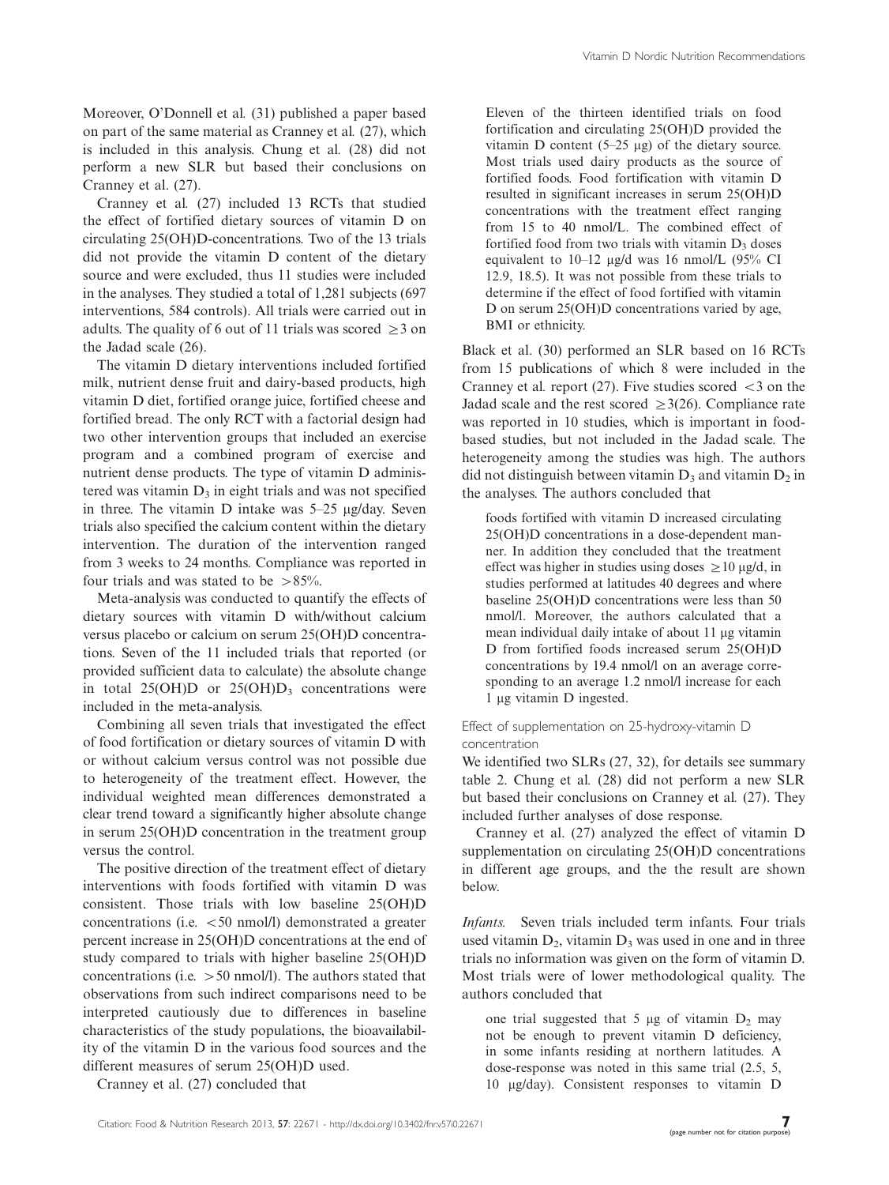Moreover, O'Donnell et al. (31) published a paper based on part of the same material as Cranney et al. (27), which is included in this analysis. Chung et al. (28) did not perform a new SLR but based their conclusions on Cranney et al. (27).

Cranney et al. (27) included 13 RCTs that studied the effect of fortified dietary sources of vitamin D on circulating 25(OH)D-concentrations. Two of the 13 trials did not provide the vitamin D content of the dietary source and were excluded, thus 11 studies were included in the analyses. They studied a total of 1,281 subjects (697 interventions, 584 controls). All trials were carried out in adults. The quality of 6 out of 11 trials was scored $\geq 3$ on the Jadad scale (26).

The vitamin D dietary interventions included fortified milk, nutrient dense fruit and dairy-based products, high vitamin D diet, fortified orange juice, fortified cheese and fortified bread. The only RCT with a factorial design had two other intervention groups that included an exercise program and a combined program of exercise and nutrient dense products. The type of vitamin D administered was vitamin $D_3$ in eight trials and was not specified in three. The vitamin D intake was 5–25 μg/day. Seven trials also specified the calcium content within the dietary intervention. The duration of the intervention ranged from 3 weeks to 24 months. Compliance was reported in four trials and was stated to be $>85\%$.

Meta-analysis was conducted to quantify the effects of dietary sources with vitamin D with/without calcium versus placebo or calcium on serum 25(OH)D concentrations. Seven of the 11 included trials that reported (or provided sufficient data to calculate) the absolute change in total 25(OH)D or 25(OH)$D_3$ concentrations were included in the meta-analysis.

Combining all seven trials that investigated the effect of food fortification or dietary sources of vitamin D with or without calcium versus control was not possible due to heterogeneity of the treatment effect. However, the individual weighted mean differences demonstrated a clear trend toward a significantly higher absolute change in serum 25(OH)D concentration in the treatment group versus the control.

The positive direction of the treatment effect of dietary interventions with foods fortified with vitamin D was consistent. Those trials with low baseline 25(OH)D concentrations (i.e. $<50$ nmol/l) demonstrated a greater percent increase in 25(OH)D concentrations at the end of study compared to trials with higher baseline 25(OH)D concentrations (i.e. $>50$ nmol/l). The authors stated that observations from such indirect comparisons need to be interpreted cautiously due to differences in baseline characteristics of the study populations, the bioavailability of the vitamin D in the various food sources and the different measures of serum 25(OH)D used.

Cranney et al. (27) concluded that

> Eleven of the thirteen identified trials on food fortification and circulating 25(OH)D provided the vitamin D content (5–25 μg) of the dietary source. Most trials used dairy products as the source of fortified foods. Food fortification with vitamin D resulted in significant increases in serum 25(OH)D concentrations with the treatment effect ranging from 15 to 40 nmol/L. The combined effect of fortified food from two trials with vitamin $D_3$ doses equivalent to 10–12 μg/d was 16 nmol/L (95% CI 12.9, 18.5). It was not possible from these trials to determine if the effect of food fortified with vitamin D on serum 25(OH)D concentrations varied by age, BMI or ethnicity.

Black et al. (30) performed an SLR based on 16 RCTs from 15 publications of which 8 were included in the Cranney et al. report (27). Five studies scored $<3$ on the Jadad scale and the rest scored $\geq 3$(26). Compliance rate was reported in 10 studies, which is important in food-based studies, but not included in the Jadad scale. The heterogeneity among the studies was high. The authors did not distinguish between vitamin $D_3$ and vitamin $D_2$ in the analyses. The authors concluded that

> foods fortified with vitamin D increased circulating 25(OH)D concentrations in a dose-dependent manner. In addition they concluded that the treatment effect was higher in studies using doses $\geq 10$ μg/d, in studies performed at latitudes 40 degrees and where baseline 25(OH)D concentrations were less than 50 nmol/l. Moreover, the authors calculated that a mean individual daily intake of about 11 μg vitamin D from fortified foods increased serum 25(OH)D concentrations by 19.4 nmol/l on an average corresponding to an average 1.2 nmol/l increase for each 1 μg vitamin D ingested.

### Effect of supplementation on 25-hydroxy-vitamin D concentration

We identified two SLRs (27, 32), for details see summary table 2. Chung et al. (28) did not perform a new SLR but based their conclusions on Cranney et al. (27). They included further analyses of dose response.

Cranney et al. (27) analyzed the effect of vitamin D supplementation on circulating 25(OH)D concentrations in different age groups, and the the result are shown below.

*Infants.* Seven trials included term infants. Four trials used vitamin $D_2$, vitamin $D_3$ was used in one and in three trials no information was given on the form of vitamin D. Most trials were of lower methodological quality. The authors concluded that

> one trial suggested that 5 μg of vitamin $D_2$ may not be enough to prevent vitamin D deficiency, in some infants residing at northern latitudes. A dose-response was noted in this same trial (2.5, 5, 10 μg/day). Consistent responses to vitamin D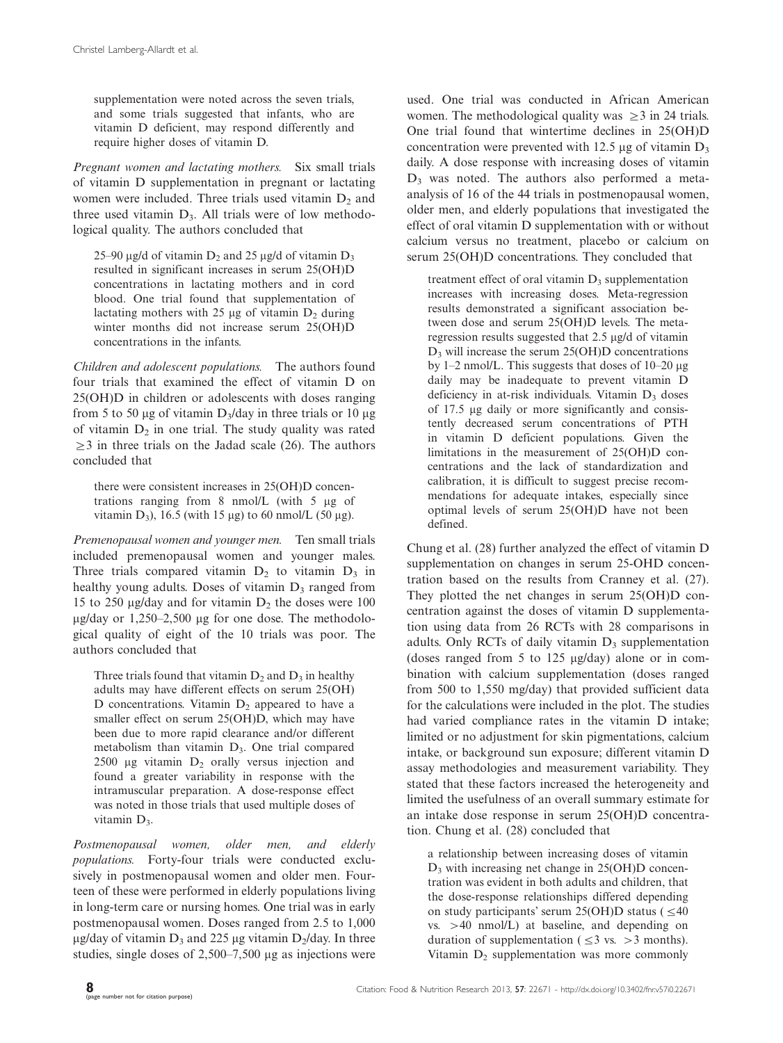supplementation were noted across the seven trials, and some trials suggested that infants, who are vitamin D deficient, may respond differently and require higher doses of vitamin D.

*Pregnant women and lactating mothers.* Six small trials of vitamin D supplementation in pregnant or lactating women were included. Three trials used vitamin $D_2$ and three used vitamin $D_3$. All trials were of low methodological quality. The authors concluded that

> 25–90 μg/d of vitamin $D_2$ and 25 μg/d of vitamin $D_3$ resulted in significant increases in serum 25(OH)D concentrations in lactating mothers and in cord blood. One trial found that supplementation of lactating mothers with 25 μg of vitamin $D_2$ during winter months did not increase serum 25(OH)D concentrations in the infants.

*Children and adolescent populations.* The authors found four trials that examined the effect of vitamin D on 25(OH)D in children or adolescents with doses ranging from 5 to 50 μg of vitamin $D_3$/day in three trials or 10 μg of vitamin $D_2$ in one trial. The study quality was rated $\geq$3 in three trials on the Jadad scale (26). The authors concluded that

> there were consistent increases in 25(OH)D concentrations ranging from 8 nmol/L (with 5 μg of vitamin $D_3$), 16.5 (with 15 μg) to 60 nmol/L (50 μg).

*Premenopausal women and younger men.* Ten small trials included premenopausal women and younger males. Three trials compared vitamin $D_2$ to vitamin $D_3$ in healthy young adults. Doses of vitamin $D_3$ ranged from 15 to 250 μg/day and for vitamin $D_2$ the doses were 100 μg/day or 1,250–2,500 μg for one dose. The methodological quality of eight of the 10 trials was poor. The authors concluded that

> Three trials found that vitamin $D_2$ and $D_3$ in healthy adults may have different effects on serum 25(OH) D concentrations. Vitamin $D_2$ appeared to have a smaller effect on serum 25(OH)D, which may have been due to more rapid clearance and/or different metabolism than vitamin $D_3$. One trial compared 2500 μg vitamin $D_2$ orally versus injection and found a greater variability in response with the intramuscular preparation. A dose-response effect was noted in those trials that used multiple doses of vitamin $D_3$.

*Postmenopausal women, older men, and elderly populations.* Forty-four trials were conducted exclusively in postmenopausal women and older men. Fourteen of these were performed in elderly populations living in long-term care or nursing homes. One trial was in early postmenopausal women. Doses ranged from 2.5 to 1,000 μg/day of vitamin $D_3$ and 225 μg vitamin $D_2$/day. In three studies, single doses of 2,500–7,500 μg as injections were used. One trial was conducted in African American women. The methodological quality was $\geq$3 in 24 trials. One trial found that wintertime declines in 25(OH)D concentration were prevented with 12.5 μg of vitamin $D_3$ daily. A dose response with increasing doses of vitamin $D_3$ was noted. The authors also performed a meta-analysis of 16 of the 44 trials in postmenopausal women, older men, and elderly populations that investigated the effect of oral vitamin D supplementation with or without calcium versus no treatment, placebo or calcium on serum 25(OH)D concentrations. They concluded that

> treatment effect of oral vitamin $D_3$ supplementation increases with increasing doses. Meta-regression results demonstrated a significant association between dose and serum 25(OH)D levels. The meta-regression results suggested that 2.5 μg/d of vitamin $D_3$ will increase the serum 25(OH)D concentrations by 1–2 nmol/L. This suggests that doses of 10–20 μg daily may be inadequate to prevent vitamin D deficiency in at-risk individuals. Vitamin $D_3$ doses of 17.5 μg daily or more significantly and consistently decreased serum concentrations of PTH in vitamin D deficient populations. Given the limitations in the measurement of 25(OH)D concentrations and the lack of standardization and calibration, it is difficult to suggest precise recommendations for adequate intakes, especially since optimal levels of serum 25(OH)D have not been defined.

Chung et al. (28) further analyzed the effect of vitamin D supplementation on changes in serum 25-OHD concentration based on the results from Cranney et al. (27). They plotted the net changes in serum 25(OH)D concentration against the doses of vitamin D supplementation using data from 26 RCTs with 28 comparisons in adults. Only RCTs of daily vitamin $D_3$ supplementation (doses ranged from 5 to 125 μg/day) alone or in combination with calcium supplementation (doses ranged from 500 to 1,550 mg/day) that provided sufficient data for the calculations were included in the plot. The studies had varied compliance rates in the vitamin D intake; limited or no adjustment for skin pigmentations, calcium intake, or background sun exposure; different vitamin D assay methodologies and measurement variability. They stated that these factors increased the heterogeneity and limited the usefulness of an overall summary estimate for an intake dose response in serum 25(OH)D concentration. Chung et al. (28) concluded that

> a relationship between increasing doses of vitamin $D_3$ with increasing net change in 25(OH)D concentration was evident in both adults and children, that the dose-response relationships differed depending on study participants' serum 25(OH)D status ($\leq$40 vs. $>$40 nmol/L) at baseline, and depending on duration of supplementation ($\leq$3 vs. $>$3 months). Vitamin $D_2$ supplementation was more commonly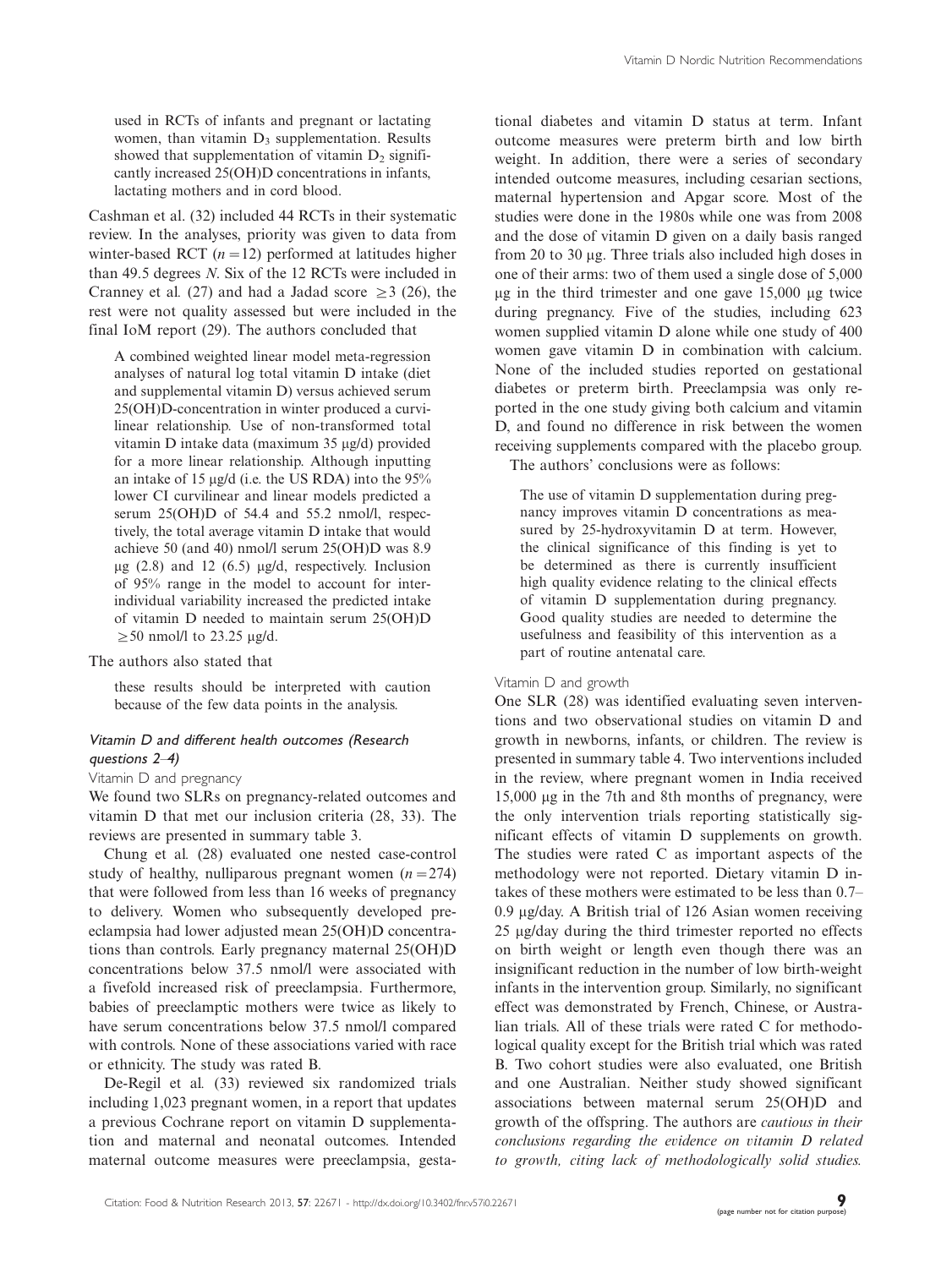> used in RCTs of infants and pregnant or lactating women, than vitamin $D_3$ supplementation. Results showed that supplementation of vitamin $D_2$ significantly increased 25(OH)D concentrations in infants, lactating mothers and in cord blood.

Cashman et al. (32) included 44 RCTs in their systematic review. In the analyses, priority was given to data from winter-based RCT ($n = 12$) performed at latitudes higher than 49.5 degrees *N*. Six of the 12 RCTs were included in Cranney et al. (27) and had a Jadad score $\geq 3$ (26), the rest were not quality assessed but were included in the final IoM report (29). The authors concluded that

> A combined weighted linear model meta-regression analyses of natural log total vitamin D intake (diet and supplemental vitamin D) versus achieved serum 25(OH)D-concentration in winter produced a curvilinear relationship. Use of non-transformed total vitamin D intake data (maximum 35 μg/d) provided for a more linear relationship. Although inputting an intake of 15 μg/d (i.e. the US RDA) into the 95% lower CI curvilinear and linear models predicted a serum 25(OH)D of 54.4 and 55.2 nmol/l, respectively, the total average vitamin D intake that would achieve 50 (and 40) nmol/l serum 25(OH)D was 8.9 μg (2.8) and 12 (6.5) μg/d, respectively. Inclusion of 95% range in the model to account for inter-individual variability increased the predicted intake of vitamin D needed to maintain serum 25(OH)D $\geq$50 nmol/l to 23.25 μg/d.

The authors also stated that

> these results should be interpreted with caution because of the few data points in the analysis.

### *Vitamin D and different health outcomes (Research questions 2–4)*

#### Vitamin D and pregnancy

We found two SLRs on pregnancy-related outcomes and vitamin D that met our inclusion criteria (28, 33). The reviews are presented in summary table 3.

Chung et al. (28) evaluated one nested case-control study of healthy, nulliparous pregnant women ($n = 274$) that were followed from less than 16 weeks of pregnancy to delivery. Women who subsequently developed preeclampsia had lower adjusted mean 25(OH)D concentrations than controls. Early pregnancy maternal 25(OH)D concentrations below 37.5 nmol/l were associated with a fivefold increased risk of preeclampsia. Furthermore, babies of preeclamptic mothers were twice as likely to have serum concentrations below 37.5 nmol/l compared with controls. None of these associations varied with race or ethnicity. The study was rated B.

De-Regil et al. (33) reviewed six randomized trials including 1,023 pregnant women, in a report that updates a previous Cochrane report on vitamin D supplementation and maternal and neonatal outcomes. Intended maternal outcome measures were preeclampsia, gestational diabetes and vitamin D status at term. Infant outcome measures were preterm birth and low birth weight. In addition, there were a series of secondary intended outcome measures, including cesarian sections, maternal hypertension and Apgar score. Most of the studies were done in the 1980s while one was from 2008 and the dose of vitamin D given on a daily basis ranged from 20 to 30 μg. Three trials also included high doses in one of their arms: two of them used a single dose of 5,000 μg in the third trimester and one gave 15,000 μg twice during pregnancy. Five of the studies, including 623 women supplied vitamin D alone while one study of 400 women gave vitamin D in combination with calcium. None of the included studies reported on gestational diabetes or preterm birth. Preeclampsia was only reported in the one study giving both calcium and vitamin D, and found no difference in risk between the women receiving supplements compared with the placebo group.

The authors' conclusions were as follows:

> The use of vitamin D supplementation during pregnancy improves vitamin D concentrations as measured by 25-hydroxyvitamin D at term. However, the clinical significance of this finding is yet to be determined as there is currently insufficient high quality evidence relating to the clinical effects of vitamin D supplementation during pregnancy. Good quality studies are needed to determine the usefulness and feasibility of this intervention as a part of routine antenatal care.

#### Vitamin D and growth

One SLR (28) was identified evaluating seven interventions and two observational studies on vitamin D and growth in newborns, infants, or children. The review is presented in summary table 4. Two interventions included in the review, where pregnant women in India received 15,000 μg in the 7th and 8th months of pregnancy, were the only intervention trials reporting statistically significant effects of vitamin D supplements on growth. The studies were rated C as important aspects of the methodology were not reported. Dietary vitamin D intakes of these mothers were estimated to be less than 0.7–0.9 μg/day. A British trial of 126 Asian women receiving 25 μg/day during the third trimester reported no effects on birth weight or length even though there was an insignificant reduction in the number of low birth-weight infants in the intervention group. Similarly, no significant effect was demonstrated by French, Chinese, or Australian trials. All of these trials were rated C for methodological quality except for the British trial which was rated B. Two cohort studies were also evaluated, one British and one Australian. Neither study showed significant associations between maternal serum 25(OH)D and growth of the offspring. The authors are *cautious in their conclusions regarding the evidence on vitamin D related to growth, citing lack of methodologically solid studies.*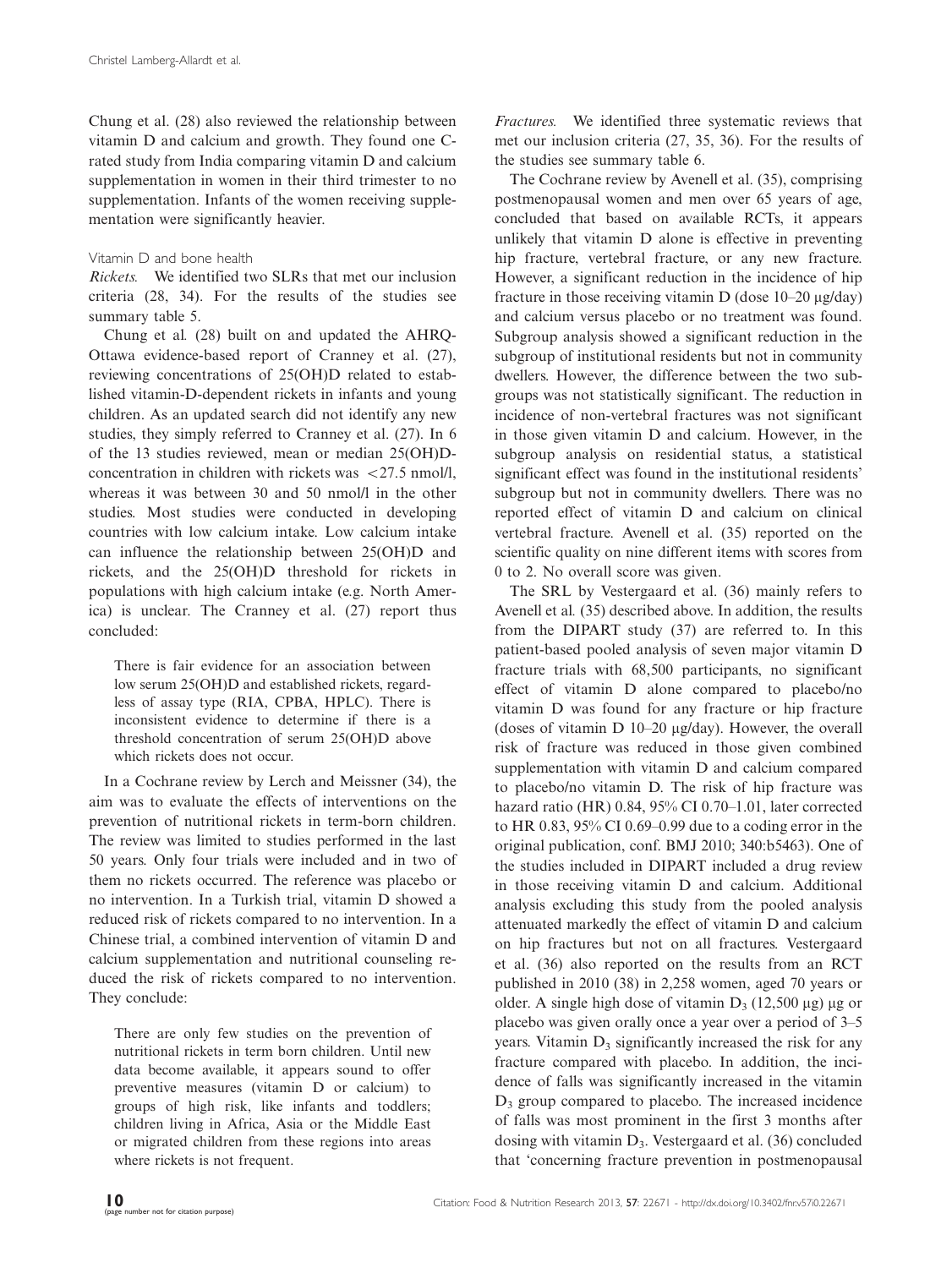Chung et al. (28) also reviewed the relationship between vitamin D and calcium and growth. They found one C-rated study from India comparing vitamin D and calcium supplementation in women in their third trimester to no supplementation. Infants of the women receiving supplementation were significantly heavier.

### Vitamin D and bone health

*Rickets.* We identified two SLRs that met our inclusion criteria (28, 34). For the results of the studies see summary table 5.

Chung et al*.* (28) built on and updated the AHRQ-Ottawa evidence-based report of Cranney et al. (27), reviewing concentrations of 25(OH)D related to established vitamin-D-dependent rickets in infants and young children. As an updated search did not identify any new studies, they simply referred to Cranney et al. (27). In 6 of the 13 studies reviewed, mean or median 25(OH)D-concentration in children with rickets was <27.5 nmol/l, whereas it was between 30 and 50 nmol/l in the other studies. Most studies were conducted in developing countries with low calcium intake. Low calcium intake can influence the relationship between 25(OH)D and rickets, and the 25(OH)D threshold for rickets in populations with high calcium intake (e.g. North America) is unclear. The Cranney et al. (27) report thus concluded:

> There is fair evidence for an association between low serum 25(OH)D and established rickets, regardless of assay type (RIA, CPBA, HPLC). There is inconsistent evidence to determine if there is a threshold concentration of serum 25(OH)D above which rickets does not occur.

In a Cochrane review by Lerch and Meissner (34), the aim was to evaluate the effects of interventions on the prevention of nutritional rickets in term-born children. The review was limited to studies performed in the last 50 years. Only four trials were included and in two of them no rickets occurred. The reference was placebo or no intervention. In a Turkish trial, vitamin D showed a reduced risk of rickets compared to no intervention. In a Chinese trial, a combined intervention of vitamin D and calcium supplementation and nutritional counseling reduced the risk of rickets compared to no intervention. They conclude:

> There are only few studies on the prevention of nutritional rickets in term born children. Until new data become available, it appears sound to offer preventive measures (vitamin D or calcium) to groups of high risk, like infants and toddlers; children living in Africa, Asia or the Middle East or migrated children from these regions into areas where rickets is not frequent.

*Fractures.* We identified three systematic reviews that met our inclusion criteria (27, 35, 36). For the results of the studies see summary table 6.

The Cochrane review by Avenell et al. (35), comprising postmenopausal women and men over 65 years of age, concluded that based on available RCTs, it appears unlikely that vitamin D alone is effective in preventing hip fracture, vertebral fracture, or any new fracture. However, a significant reduction in the incidence of hip fracture in those receiving vitamin D (dose 10–20 μg/day) and calcium versus placebo or no treatment was found. Subgroup analysis showed a significant reduction in the subgroup of institutional residents but not in community dwellers. However, the difference between the two subgroups was not statistically significant. The reduction in incidence of non-vertebral fractures was not significant in those given vitamin D and calcium. However, in the subgroup analysis on residential status, a statistical significant effect was found in the institutional residents' subgroup but not in community dwellers. There was no reported effect of vitamin D and calcium on clinical vertebral fracture. Avenell et al. (35) reported on the scientific quality on nine different items with scores from 0 to 2. No overall score was given.

The SRL by Vestergaard et al. (36) mainly refers to Avenell et al*.* (35) described above. In addition, the results from the DIPART study (37) are referred to. In this patient-based pooled analysis of seven major vitamin D fracture trials with 68,500 participants, no significant effect of vitamin D alone compared to placebo/no vitamin D was found for any fracture or hip fracture (doses of vitamin D 10–20 μg/day). However, the overall risk of fracture was reduced in those given combined supplementation with vitamin D and calcium compared to placebo/no vitamin D. The risk of hip fracture was hazard ratio (HR) 0.84, 95% CI 0.70–1.01, later corrected to HR 0.83, 95% CI 0.69–0.99 due to a coding error in the original publication, conf. BMJ 2010; 340:b5463). One of the studies included in DIPART included a drug review in those receiving vitamin D and calcium. Additional analysis excluding this study from the pooled analysis attenuated markedly the effect of vitamin D and calcium on hip fractures but not on all fractures. Vestergaard et al. (36) also reported on the results from an RCT published in 2010 (38) in 2,258 women, aged 70 years or older. A single high dose of vitamin $D_3$ (12,500 μg) μg or placebo was given orally once a year over a period of 3–5 years. Vitamin $D_3$ significantly increased the risk for any fracture compared with placebo. In addition, the incidence of falls was significantly increased in the vitamin $D_3$ group compared to placebo. The increased incidence of falls was most prominent in the first 3 months after dosing with vitamin $D_3$. Vestergaard et al. (36) concluded that 'concerning fracture prevention in postmenopausal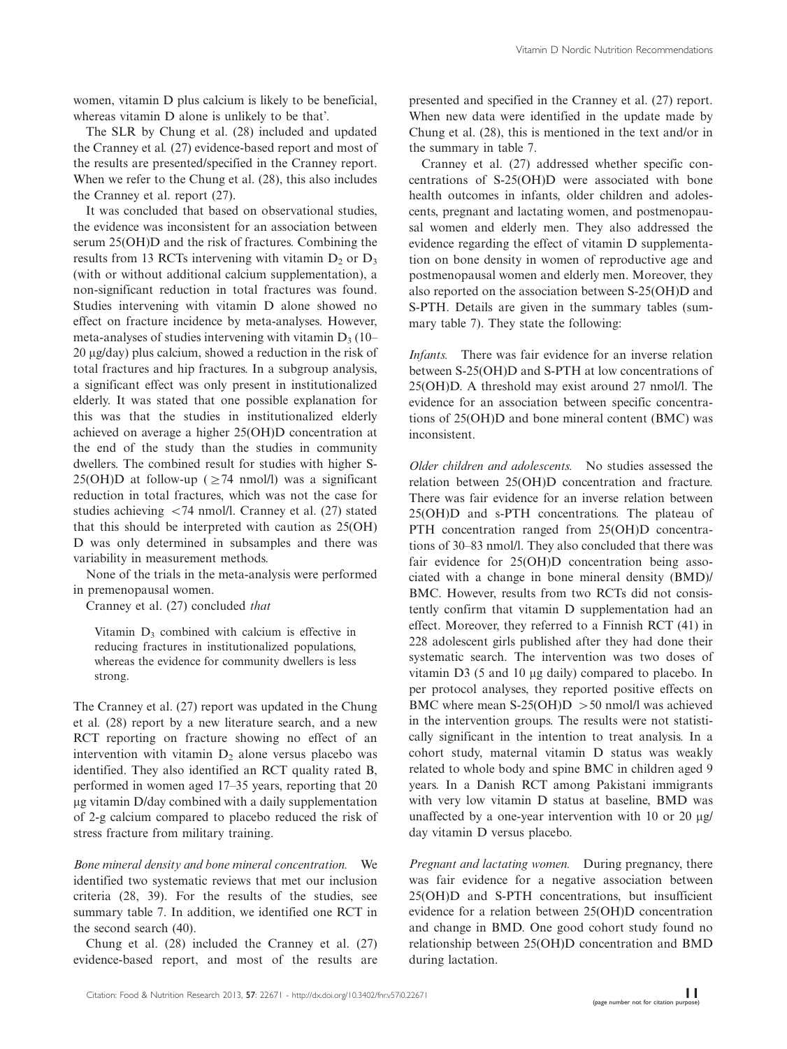women, vitamin D plus calcium is likely to be beneficial, whereas vitamin D alone is unlikely to be that'.

The SLR by Chung et al. (28) included and updated the Cranney et al. (27) evidence-based report and most of the results are presented/specified in the Cranney report. When we refer to the Chung et al. (28), this also includes the Cranney et al. report (27).

It was concluded that based on observational studies, the evidence was inconsistent for an association between serum 25(OH)D and the risk of fractures. Combining the results from 13 RCTs intervening with vitamin $D_2$ or $D_3$ (with or without additional calcium supplementation), a non-significant reduction in total fractures was found. Studies intervening with vitamin D alone showed no effect on fracture incidence by meta-analyses. However, meta-analyses of studies intervening with vitamin $D_3$ (10–20 μg/day) plus calcium, showed a reduction in the risk of total fractures and hip fractures. In a subgroup analysis, a significant effect was only present in institutionalized elderly. It was stated that one possible explanation for this was that the studies in institutionalized elderly achieved on average a higher 25(OH)D concentration at the end of the study than the studies in community dwellers. The combined result for studies with higher S-25(OH)D at follow-up ($\geq$74 nmol/l) was a significant reduction in total fractures, which was not the case for studies achieving $<$74 nmol/l. Cranney et al. (27) stated that this should be interpreted with caution as 25(OH)D was only determined in subsamples and there was variability in measurement methods.

None of the trials in the meta-analysis were performed in premenopausal women.

Cranney et al. (27) concluded *that*

> Vitamin $D_3$ combined with calcium is effective in reducing fractures in institutionalized populations, whereas the evidence for community dwellers is less strong.

The Cranney et al. (27) report was updated in the Chung et al. (28) report by a new literature search, and a new RCT reporting on fracture showing no effect of an intervention with vitamin $D_2$ alone versus placebo was identified. They also identified an RCT quality rated B, performed in women aged 17–35 years, reporting that 20 μg vitamin D/day combined with a daily supplementation of 2-g calcium compared to placebo reduced the risk of stress fracture from military training.

*Bone mineral density and bone mineral concentration.* We identified two systematic reviews that met our inclusion criteria (28, 39). For the results of the studies, see summary table 7. In addition, we identified one RCT in the second search (40).

Chung et al. (28) included the Cranney et al. (27) evidence-based report, and most of the results are presented and specified in the Cranney et al. (27) report. When new data were identified in the update made by Chung et al. (28), this is mentioned in the text and/or in the summary in table 7.

Cranney et al. (27) addressed whether specific concentrations of S-25(OH)D were associated with bone health outcomes in infants, older children and adolescents, pregnant and lactating women, and postmenopausal women and elderly men. They also addressed the evidence regarding the effect of vitamin D supplementation on bone density in women of reproductive age and postmenopausal women and elderly men. Moreover, they also reported on the association between S-25(OH)D and S-PTH. Details are given in the summary tables (summary table 7). They state the following:

*Infants.* There was fair evidence for an inverse relation between S-25(OH)D and S-PTH at low concentrations of 25(OH)D. A threshold may exist around 27 nmol/l. The evidence for an association between specific concentrations of 25(OH)D and bone mineral content (BMC) was inconsistent.

*Older children and adolescents.* No studies assessed the relation between 25(OH)D concentration and fracture. There was fair evidence for an inverse relation between 25(OH)D and s-PTH concentrations. The plateau of PTH concentration ranged from 25(OH)D concentrations of 30–83 nmol/l. They also concluded that there was fair evidence for 25(OH)D concentration being associated with a change in bone mineral density (BMD)/BMC. However, results from two RCTs did not consistently confirm that vitamin D supplementation had an effect. Moreover, they referred to a Finnish RCT (41) in 228 adolescent girls published after they had done their systematic search. The intervention was two doses of vitamin D3 (5 and 10 μg daily) compared to placebo. In per protocol analyses, they reported positive effects on BMC where mean S-25(OH)D $>$50 nmol/l was achieved in the intervention groups. The results were not statistically significant in the intention to treat analysis. In a cohort study, maternal vitamin D status was weakly related to whole body and spine BMC in children aged 9 years. In a Danish RCT among Pakistani immigrants with very low vitamin D status at baseline, BMD was unaffected by a one-year intervention with 10 or 20 μg/day vitamin D versus placebo.

*Pregnant and lactating women.* During pregnancy, there was fair evidence for a negative association between 25(OH)D and S-PTH concentrations, but insufficient evidence for a relation between 25(OH)D concentration and change in BMD. One good cohort study found no relationship between 25(OH)D concentration and BMD during lactation.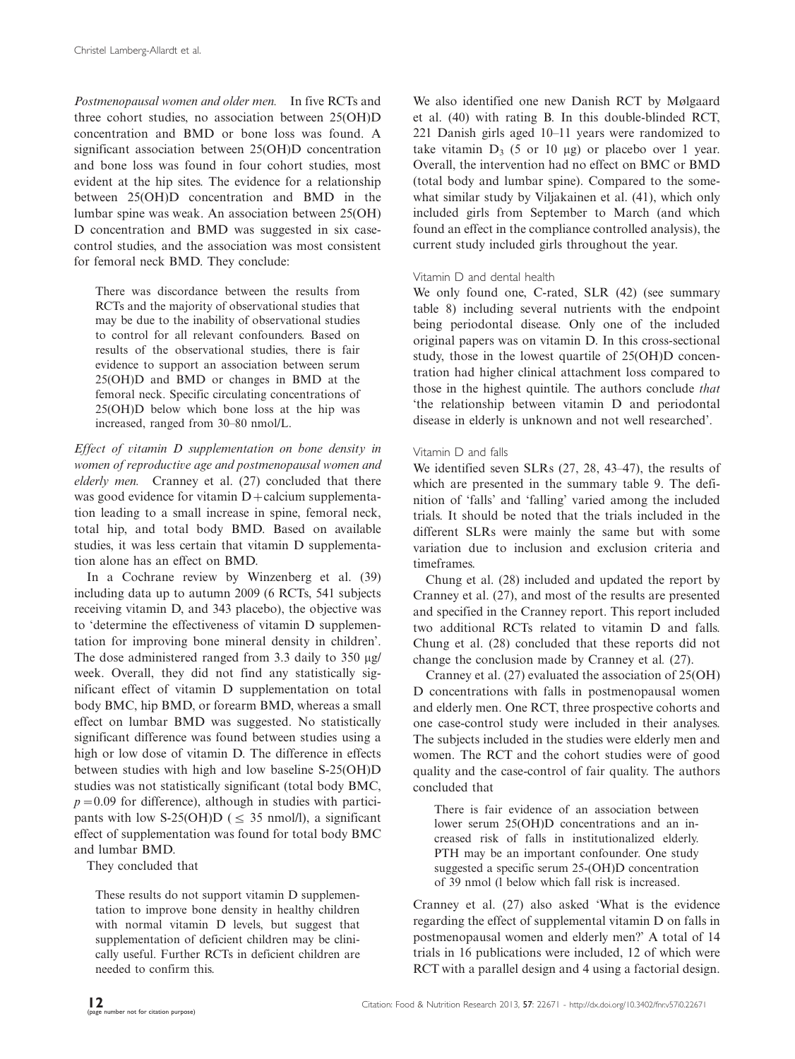*Postmenopausal women and older men.* In five RCTs and three cohort studies, no association between 25(OH)D concentration and BMD or bone loss was found. A significant association between 25(OH)D concentration and bone loss was found in four cohort studies, most evident at the hip sites. The evidence for a relationship between 25(OH)D concentration and BMD in the lumbar spine was weak. An association between 25(OH) D concentration and BMD was suggested in six case-control studies, and the association was most consistent for femoral neck BMD. They conclude:

> There was discordance between the results from RCTs and the majority of observational studies that may be due to the inability of observational studies to control for all relevant confounders. Based on results of the observational studies, there is fair evidence to support an association between serum 25(OH)D and BMD or changes in BMD at the femoral neck. Specific circulating concentrations of 25(OH)D below which bone loss at the hip was increased, ranged from 30–80 nmol/L.

*Effect of vitamin D supplementation on bone density in women of reproductive age and postmenopausal women and elderly men.* Cranney et al. (27) concluded that there was good evidence for vitamin D + calcium supplementation leading to a small increase in spine, femoral neck, total hip, and total body BMD. Based on available studies, it was less certain that vitamin D supplementation alone has an effect on BMD.

In a Cochrane review by Winzenberg et al. (39) including data up to autumn 2009 (6 RCTs, 541 subjects receiving vitamin D, and 343 placebo), the objective was to 'determine the effectiveness of vitamin D supplementation for improving bone mineral density in children'. The dose administered ranged from 3.3 daily to 350 μg/week. Overall, they did not find any statistically significant effect of vitamin D supplementation on total body BMC, hip BMD, or forearm BMD, whereas a small effect on lumbar BMD was suggested. No statistically significant difference was found between studies using a high or low dose of vitamin D. The difference in effects between studies with high and low baseline S-25(OH)D studies was not statistically significant (total body BMC, $p = 0.09$ for difference), although in studies with participants with low S-25(OH)D ($\leq$ 35 nmol/l), a significant effect of supplementation was found for total body BMC and lumbar BMD.

They concluded that

> These results do not support vitamin D supplementation to improve bone density in healthy children with normal vitamin D levels, but suggest that supplementation of deficient children may be clinically useful. Further RCTs in deficient children are needed to confirm this.

We also identified one new Danish RCT by Mølgaard et al. (40) with rating B. In this double-blinded RCT, 221 Danish girls aged 10–11 years were randomized to take vitamin $D_3$ (5 or 10 μg) or placebo over 1 year. Overall, the intervention had no effect on BMC or BMD (total body and lumbar spine). Compared to the somewhat similar study by Viljakainen et al. (41), which only included girls from September to March (and which found an effect in the compliance controlled analysis), the current study included girls throughout the year.

### Vitamin D and dental health

We only found one, C-rated, SLR (42) (see summary table 8) including several nutrients with the endpoint being periodontal disease. Only one of the included original papers was on vitamin D. In this cross-sectional study, those in the lowest quartile of 25(OH)D concentration had higher clinical attachment loss compared to those in the highest quintile. The authors conclude *that* 'the relationship between vitamin D and periodontal disease in elderly is unknown and not well researched'.

### Vitamin D and falls

We identified seven SLRs (27, 28, 43–47), the results of which are presented in the summary table 9. The definition of 'falls' and 'falling' varied among the included trials. It should be noted that the trials included in the different SLRs were mainly the same but with some variation due to inclusion and exclusion criteria and timeframes.

Chung et al. (28) included and updated the report by Cranney et al. (27), and most of the results are presented and specified in the Cranney report. This report included two additional RCTs related to vitamin D and falls. Chung et al. (28) concluded that these reports did not change the conclusion made by Cranney et al. (27).

Cranney et al. (27) evaluated the association of 25(OH) D concentrations with falls in postmenopausal women and elderly men. One RCT, three prospective cohorts and one case-control study were included in their analyses. The subjects included in the studies were elderly men and women. The RCT and the cohort studies were of good quality and the case-control of fair quality. The authors concluded that

> There is fair evidence of an association between lower serum 25(OH)D concentrations and an increased risk of falls in institutionalized elderly. PTH may be an important confounder. One study suggested a specific serum 25-(OH)D concentration of 39 nmol (l below which fall risk is increased.

Cranney et al. (27) also asked 'What is the evidence regarding the effect of supplemental vitamin D on falls in postmenopausal women and elderly men?' A total of 14 trials in 16 publications were included, 12 of which were RCT with a parallel design and 4 using a factorial design.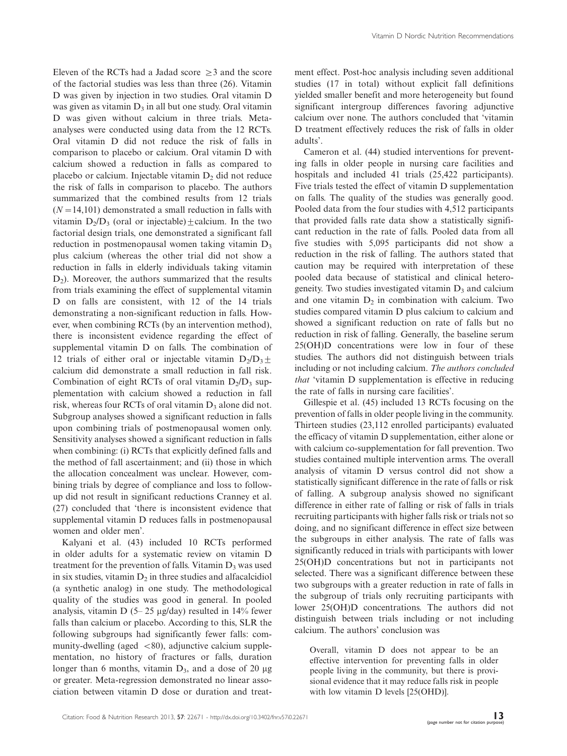Eleven of the RCTs had a Jadad score $\geq 3$ and the score of the factorial studies was less than three (26). Vitamin D was given by injection in two studies. Oral vitamin D was given as vitamin $D_3$ in all but one study. Oral vitamin D was given without calcium in three trials. Meta-analyses were conducted using data from the 12 RCTs. Oral vitamin D did not reduce the risk of falls in comparison to placebo or calcium. Oral vitamin D with calcium showed a reduction in falls as compared to placebo or calcium. Injectable vitamin $D_2$ did not reduce the risk of falls in comparison to placebo. The authors summarized that the combined results from 12 trials ($N = 14{,}101$) demonstrated a small reduction in falls with vitamin $D_2/D_3$ (oral or injectable) $\pm$ calcium. In the two factorial design trials, one demonstrated a significant fall reduction in postmenopausal women taking vitamin $D_3$ plus calcium (whereas the other trial did not show a reduction in falls in elderly individuals taking vitamin $D_2$). Moreover, the authors summarized that the results from trials examining the effect of supplemental vitamin D on falls are consistent, with 12 of the 14 trials demonstrating a non-significant reduction in falls. However, when combining RCTs (by an intervention method), there is inconsistent evidence regarding the effect of supplemental vitamin D on falls. The combination of 12 trials of either oral or injectable vitamin $D_2/D_3 \pm$ calcium did demonstrate a small reduction in fall risk. Combination of eight RCTs of oral vitamin $D_2/D_3$ supplementation with calcium showed a reduction in fall risk, whereas four RCTs of oral vitamin $D_3$ alone did not. Subgroup analyses showed a significant reduction in falls upon combining trials of postmenopausal women only. Sensitivity analyses showed a significant reduction in falls when combining: (i) RCTs that explicitly defined falls and the method of fall ascertainment; and (ii) those in which the allocation concealment was unclear. However, combining trials by degree of compliance and loss to follow-up did not result in significant reductions Cranney et al. (27) concluded that 'there is inconsistent evidence that supplemental vitamin D reduces falls in postmenopausal women and older men'.

Kalyani et al. (43) included 10 RCTs performed in older adults for a systematic review on vitamin D treatment for the prevention of falls. Vitamin $D_3$ was used in six studies, vitamin $D_2$ in three studies and alfacalcidiol (a synthetic analog) in one study. The methodological quality of the studies was good in general. In pooled analysis, vitamin D (5– 25 μg/day) resulted in 14% fewer falls than calcium or placebo. According to this, SLR the following subgroups had significantly fewer falls: community-dwelling (aged $<80$), adjunctive calcium supplementation, no history of fractures or falls, duration longer than 6 months, vitamin $D_3$, and a dose of 20 μg or greater. Meta-regression demonstrated no linear association between vitamin D dose or duration and treatment effect. Post-hoc analysis including seven additional studies (17 in total) without explicit fall definitions yielded smaller benefit and more heterogeneity but found significant intergroup differences favoring adjunctive calcium over none. The authors concluded that 'vitamin D treatment effectively reduces the risk of falls in older adults'.

Cameron et al. (44) studied interventions for preventing falls in older people in nursing care facilities and hospitals and included 41 trials (25,422 participants). Five trials tested the effect of vitamin D supplementation on falls. The quality of the studies was generally good. Pooled data from the four studies with 4,512 participants that provided falls rate data show a statistically significant reduction in the rate of falls. Pooled data from all five studies with 5,095 participants did not show a reduction in the risk of falling. The authors stated that caution may be required with interpretation of these pooled data because of statistical and clinical heterogeneity. Two studies investigated vitamin $D_3$ and calcium and one vitamin $D_2$ in combination with calcium. Two studies compared vitamin D plus calcium to calcium and showed a significant reduction on rate of falls but no reduction in risk of falling. Generally, the baseline serum 25(OH)D concentrations were low in four of these studies. The authors did not distinguish between trials including or not including calcium. *The authors concluded that* 'vitamin D supplementation is effective in reducing the rate of falls in nursing care facilities'.

Gillespie et al. (45) included 13 RCTs focusing on the prevention of falls in older people living in the community. Thirteen studies (23,112 enrolled participants) evaluated the efficacy of vitamin D supplementation, either alone or with calcium co-supplementation for fall prevention. Two studies contained multiple intervention arms. The overall analysis of vitamin D versus control did not show a statistically significant difference in the rate of falls or risk of falling. A subgroup analysis showed no significant difference in either rate of falling or risk of falls in trials recruiting participants with higher falls risk or trials not so doing, and no significant difference in effect size between the subgroups in either analysis. The rate of falls was significantly reduced in trials with participants with lower 25(OH)D concentrations but not in participants not selected. There was a significant difference between these two subgroups with a greater reduction in rate of falls in the subgroup of trials only recruiting participants with lower 25(OH)D concentrations. The authors did not distinguish between trials including or not including calcium. The authors' conclusion was

> Overall, vitamin D does not appear to be an effective intervention for preventing falls in older people living in the community, but there is provisional evidence that it may reduce falls risk in people with low vitamin D levels [25(OHD)].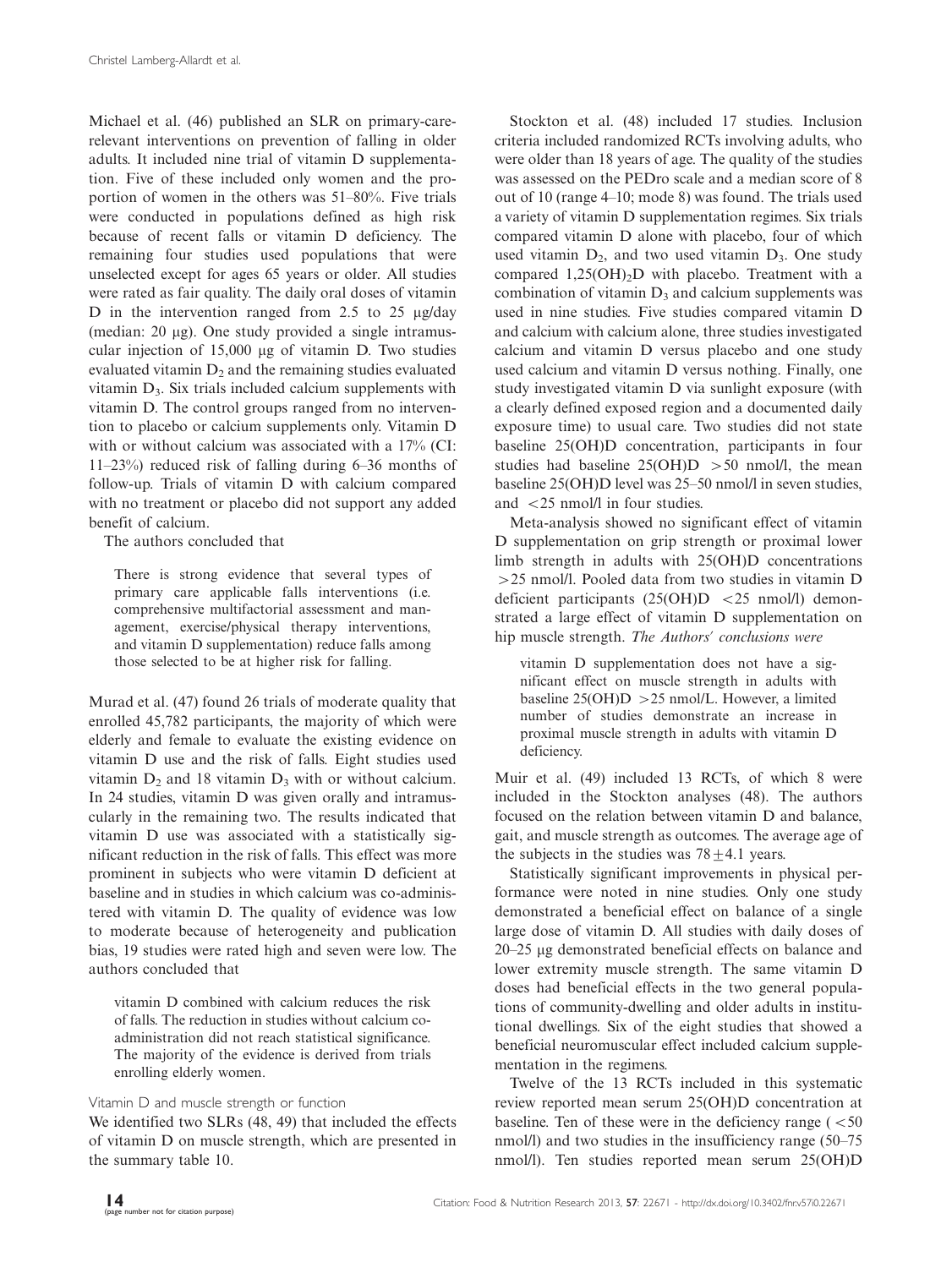Michael et al. (46) published an SLR on primary-care-relevant interventions on prevention of falling in older adults. It included nine trial of vitamin D supplementation. Five of these included only women and the proportion of women in the others was 51–80%. Five trials were conducted in populations defined as high risk because of recent falls or vitamin D deficiency. The remaining four studies used populations that were unselected except for ages 65 years or older. All studies were rated as fair quality. The daily oral doses of vitamin D in the intervention ranged from 2.5 to 25 μg/day (median: 20 μg). One study provided a single intramuscular injection of 15,000 μg of vitamin D. Two studies evaluated vitamin $D_2$ and the remaining studies evaluated vitamin $D_3$. Six trials included calcium supplements with vitamin D. The control groups ranged from no intervention to placebo or calcium supplements only. Vitamin D with or without calcium was associated with a 17% (CI: 11–23%) reduced risk of falling during 6–36 months of follow-up. Trials of vitamin D with calcium compared with no treatment or placebo did not support any added benefit of calcium.

The authors concluded that

> There is strong evidence that several types of primary care applicable falls interventions (i.e. comprehensive multifactorial assessment and management, exercise/physical therapy interventions, and vitamin D supplementation) reduce falls among those selected to be at higher risk for falling.

Murad et al. (47) found 26 trials of moderate quality that enrolled 45,782 participants, the majority of which were elderly and female to evaluate the existing evidence on vitamin D use and the risk of falls. Eight studies used vitamin $D_2$ and 18 vitamin $D_3$ with or without calcium. In 24 studies, vitamin D was given orally and intramuscularly in the remaining two. The results indicated that vitamin D use was associated with a statistically significant reduction in the risk of falls. This effect was more prominent in subjects who were vitamin D deficient at baseline and in studies in which calcium was co-administered with vitamin D. The quality of evidence was low to moderate because of heterogeneity and publication bias, 19 studies were rated high and seven were low. The authors concluded that

> vitamin D combined with calcium reduces the risk of falls. The reduction in studies without calcium co-administration did not reach statistical significance. The majority of the evidence is derived from trials enrolling elderly women.

### Vitamin D and muscle strength or function

We identified two SLRs (48, 49) that included the effects of vitamin D on muscle strength, which are presented in the summary table 10.

Stockton et al. (48) included 17 studies. Inclusion criteria included randomized RCTs involving adults, who were older than 18 years of age. The quality of the studies was assessed on the PEDro scale and a median score of 8 out of 10 (range 4–10; mode 8) was found. The trials used a variety of vitamin D supplementation regimes. Six trials compared vitamin D alone with placebo, four of which used vitamin $D_2$, and two used vitamin $D_3$. One study compared $1,25(OH)_2D$ with placebo. Treatment with a combination of vitamin $D_3$ and calcium supplements was used in nine studies. Five studies compared vitamin D and calcium with calcium alone, three studies investigated calcium and vitamin D versus placebo and one study used calcium and vitamin D versus nothing. Finally, one study investigated vitamin D via sunlight exposure (with a clearly defined exposed region and a documented daily exposure time) to usual care. Two studies did not state baseline 25(OH)D concentration, participants in four studies had baseline 25(OH)D $>50$ nmol/l, the mean baseline 25(OH)D level was 25–50 nmol/l in seven studies, and $<25$ nmol/l in four studies.

Meta-analysis showed no significant effect of vitamin D supplementation on grip strength or proximal lower limb strength in adults with 25(OH)D concentrations $>25$ nmol/l. Pooled data from two studies in vitamin D deficient participants (25(OH)D $<25$ nmol/l) demonstrated a large effect of vitamin D supplementation on hip muscle strength. *The Authors' conclusions were*

> vitamin D supplementation does not have a significant effect on muscle strength in adults with baseline 25(OH)D $>25$ nmol/L. However, a limited number of studies demonstrate an increase in proximal muscle strength in adults with vitamin D deficiency.

Muir et al. (49) included 13 RCTs, of which 8 were included in the Stockton analyses (48). The authors focused on the relation between vitamin D and balance, gait, and muscle strength as outcomes. The average age of the subjects in the studies was $78 \pm 4.1$ years.

Statistically significant improvements in physical performance were noted in nine studies. Only one study demonstrated a beneficial effect on balance of a single large dose of vitamin D. All studies with daily doses of 20–25 μg demonstrated beneficial effects on balance and lower extremity muscle strength. The same vitamin D doses had beneficial effects in the two general populations of community-dwelling and older adults in institutional dwellings. Six of the eight studies that showed a beneficial neuromuscular effect included calcium supplementation in the regimens.

Twelve of the 13 RCTs included in this systematic review reported mean serum 25(OH)D concentration at baseline. Ten of these were in the deficiency range ($<50$ nmol/l) and two studies in the insufficiency range (50–75 nmol/l). Ten studies reported mean serum 25(OH)D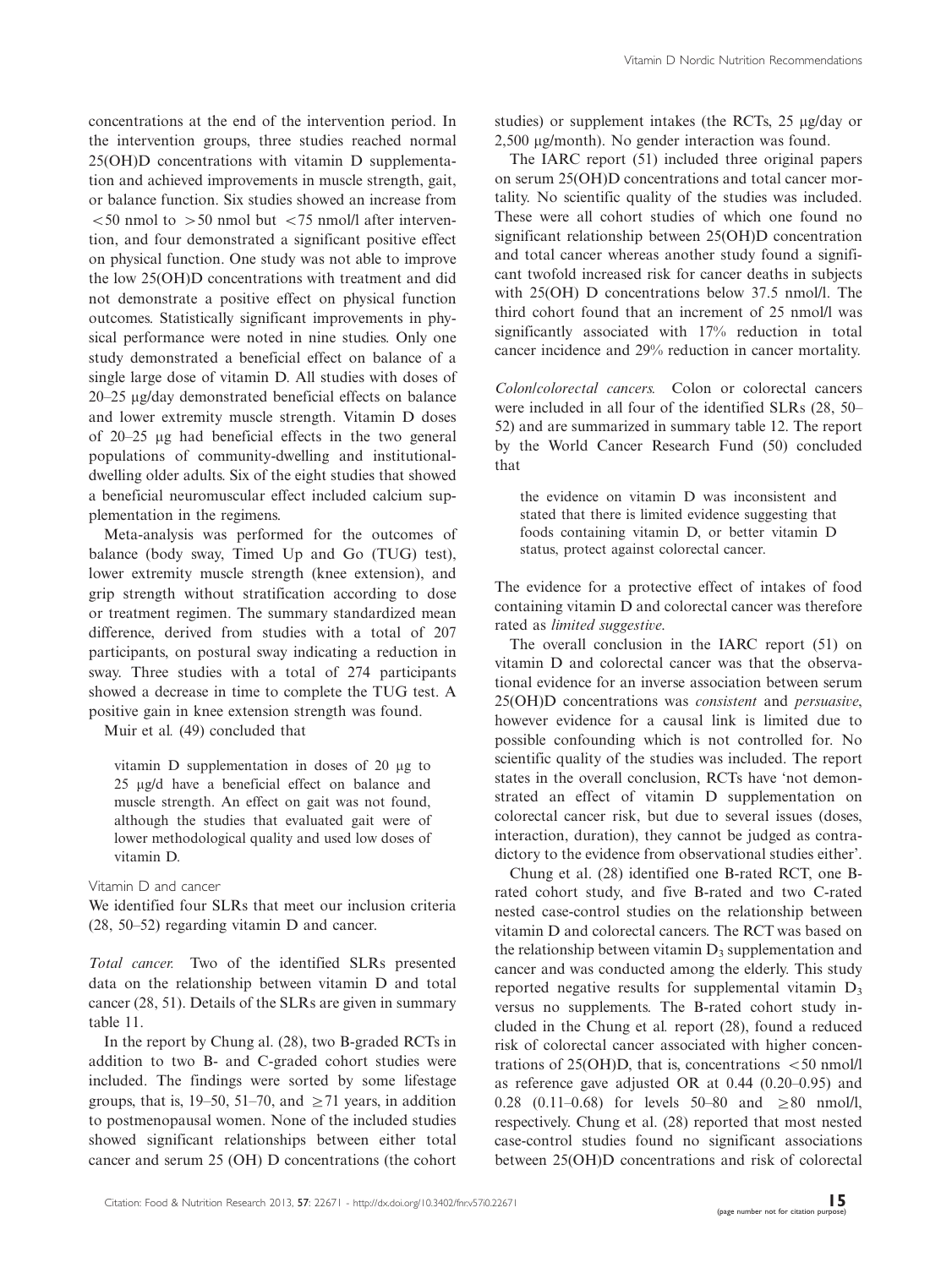concentrations at the end of the intervention period. In the intervention groups, three studies reached normal 25(OH)D concentrations with vitamin D supplementation and achieved improvements in muscle strength, gait, or balance function. Six studies showed an increase from <50 nmol to >50 nmol but <75 nmol/l after intervention, and four demonstrated a significant positive effect on physical function. One study was not able to improve the low 25(OH)D concentrations with treatment and did not demonstrate a positive effect on physical function outcomes. Statistically significant improvements in physical performance were noted in nine studies. Only one study demonstrated a beneficial effect on balance of a single large dose of vitamin D. All studies with doses of 20–25 μg/day demonstrated beneficial effects on balance and lower extremity muscle strength. Vitamin D doses of 20–25 μg had beneficial effects in the two general populations of community-dwelling and institutional-dwelling older adults. Six of the eight studies that showed a beneficial neuromuscular effect included calcium supplementation in the regimens.

Meta-analysis was performed for the outcomes of balance (body sway, Timed Up and Go (TUG) test), lower extremity muscle strength (knee extension), and grip strength without stratification according to dose or treatment regimen. The summary standardized mean difference, derived from studies with a total of 207 participants, on postural sway indicating a reduction in sway. Three studies with a total of 274 participants showed a decrease in time to complete the TUG test. A positive gain in knee extension strength was found.

Muir et al. (49) concluded that

> vitamin D supplementation in doses of 20 μg to 25 μg/d have a beneficial effect on balance and muscle strength. An effect on gait was not found, although the studies that evaluated gait were of lower methodological quality and used low doses of vitamin D.

### Vitamin D and cancer

We identified four SLRs that meet our inclusion criteria (28, 50–52) regarding vitamin D and cancer.

*Total cancer.* Two of the identified SLRs presented data on the relationship between vitamin D and total cancer (28, 51). Details of the SLRs are given in summary table 11.

In the report by Chung al. (28), two B-graded RCTs in addition to two B- and C-graded cohort studies were included. The findings were sorted by some lifestage groups, that is, 19–50, 51–70, and ≥71 years, in addition to postmenopausal women. None of the included studies showed significant relationships between either total cancer and serum 25 (OH) D concentrations (the cohort studies) or supplement intakes (the RCTs, 25 μg/day or 2,500 μg/month). No gender interaction was found.

The IARC report (51) included three original papers on serum 25(OH)D concentrations and total cancer mortality. No scientific quality of the studies was included. These were all cohort studies of which one found no significant relationship between 25(OH)D concentration and total cancer whereas another study found a significant twofold increased risk for cancer deaths in subjects with 25(OH) D concentrations below 37.5 nmol/l. The third cohort found that an increment of 25 nmol/l was significantly associated with 17% reduction in total cancer incidence and 29% reduction in cancer mortality.

*Colon/colorectal cancers.* Colon or colorectal cancers were included in all four of the identified SLRs (28, 50–52) and are summarized in summary table 12. The report by the World Cancer Research Fund (50) concluded that

> the evidence on vitamin D was inconsistent and stated that there is limited evidence suggesting that foods containing vitamin D, or better vitamin D status, protect against colorectal cancer.

The evidence for a protective effect of intakes of food containing vitamin D and colorectal cancer was therefore rated as *limited suggestive*.

The overall conclusion in the IARC report (51) on vitamin D and colorectal cancer was that the observational evidence for an inverse association between serum 25(OH)D concentrations was *consistent* and *persuasive*, however evidence for a causal link is limited due to possible confounding which is not controlled for. No scientific quality of the studies was included. The report states in the overall conclusion, RCTs have 'not demonstrated an effect of vitamin D supplementation on colorectal cancer risk, but due to several issues (doses, interaction, duration), they cannot be judged as contradictory to the evidence from observational studies either'.

Chung et al. (28) identified one B-rated RCT, one B-rated cohort study, and five B-rated and two C-rated nested case-control studies on the relationship between vitamin D and colorectal cancers. The RCT was based on the relationship between vitamin $D_3$ supplementation and cancer and was conducted among the elderly. This study reported negative results for supplemental vitamin $D_3$ versus no supplements. The B-rated cohort study included in the Chung et al. report (28), found a reduced risk of colorectal cancer associated with higher concentrations of 25(OH)D, that is, concentrations <50 nmol/l as reference gave adjusted OR at 0.44 (0.20–0.95) and 0.28 (0.11–0.68) for levels 50–80 and ≥80 nmol/l, respectively. Chung et al. (28) reported that most nested case-control studies found no significant associations between 25(OH)D concentrations and risk of colorectal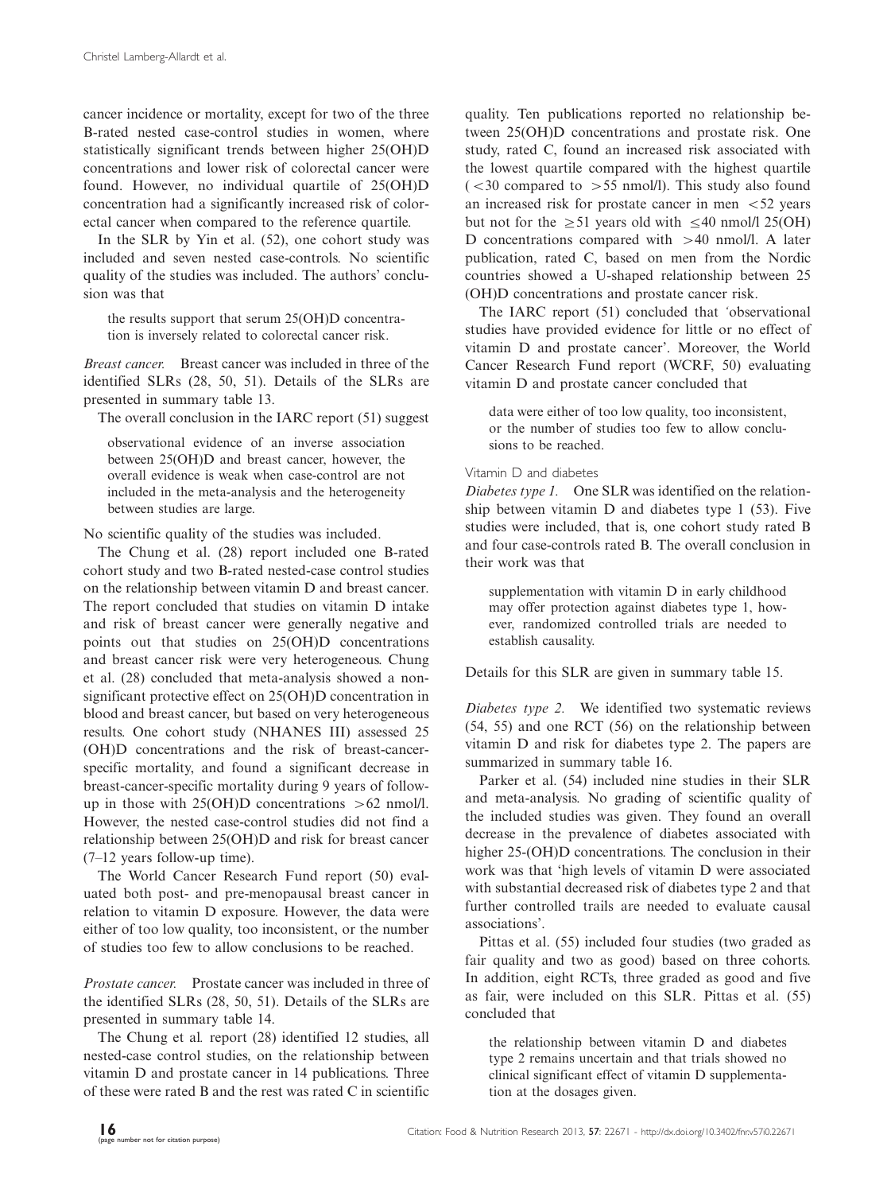cancer incidence or mortality, except for two of the three B-rated nested case-control studies in women, where statistically significant trends between higher 25(OH)D concentrations and lower risk of colorectal cancer were found. However, no individual quartile of 25(OH)D concentration had a significantly increased risk of colorectal cancer when compared to the reference quartile.

In the SLR by Yin et al. (52), one cohort study was included and seven nested case-controls. No scientific quality of the studies was included. The authors' conclusion was that

> the results support that serum 25(OH)D concentration is inversely related to colorectal cancer risk.

*Breast cancer.* Breast cancer was included in three of the identified SLRs (28, 50, 51). Details of the SLRs are presented in summary table 13.

The overall conclusion in the IARC report (51) suggest

> observational evidence of an inverse association between 25(OH)D and breast cancer, however, the overall evidence is weak when case-control are not included in the meta-analysis and the heterogeneity between studies are large.

No scientific quality of the studies was included.

The Chung et al. (28) report included one B-rated cohort study and two B-rated nested-case control studies on the relationship between vitamin D and breast cancer. The report concluded that studies on vitamin D intake and risk of breast cancer were generally negative and points out that studies on 25(OH)D concentrations and breast cancer risk were very heterogeneous. Chung et al. (28) concluded that meta-analysis showed a non-significant protective effect on 25(OH)D concentration in blood and breast cancer, but based on very heterogeneous results. One cohort study (NHANES III) assessed 25 (OH)D concentrations and the risk of breast-cancer-specific mortality, and found a significant decrease in breast-cancer-specific mortality during 9 years of follow-up in those with 25(OH)D concentrations $>62$ nmol/l. However, the nested case-control studies did not find a relationship between 25(OH)D and risk for breast cancer (7–12 years follow-up time).

The World Cancer Research Fund report (50) evaluated both post- and pre-menopausal breast cancer in relation to vitamin D exposure. However, the data were either of too low quality, too inconsistent, or the number of studies too few to allow conclusions to be reached.

*Prostate cancer.* Prostate cancer was included in three of the identified SLRs (28, 50, 51). Details of the SLRs are presented in summary table 14.

The Chung et al. report (28) identified 12 studies, all nested-case control studies, on the relationship between vitamin D and prostate cancer in 14 publications. Three of these were rated B and the rest was rated C in scientific quality. Ten publications reported no relationship between 25(OH)D concentrations and prostate risk. One study, rated C, found an increased risk associated with the lowest quartile compared with the highest quartile ($<30$ compared to $>55$ nmol/l). This study also found an increased risk for prostate cancer in men $<52$ years but not for the $\geq 51$ years old with $\leq 40$ nmol/l 25(OH) D concentrations compared with $>40$ nmol/l. A later publication, rated C, based on men from the Nordic countries showed a U-shaped relationship between 25 (OH)D concentrations and prostate cancer risk.

The IARC report (51) concluded that 'observational studies have provided evidence for little or no effect of vitamin D and prostate cancer'. Moreover, the World Cancer Research Fund report (WCRF, 50) evaluating vitamin D and prostate cancer concluded that

> data were either of too low quality, too inconsistent, or the number of studies too few to allow conclusions to be reached.

#### Vitamin D and diabetes

*Diabetes type 1.* One SLR was identified on the relationship between vitamin D and diabetes type 1 (53). Five studies were included, that is, one cohort study rated B and four case-controls rated B. The overall conclusion in their work was that

> supplementation with vitamin D in early childhood may offer protection against diabetes type 1, however, randomized controlled trials are needed to establish causality.

Details for this SLR are given in summary table 15.

*Diabetes type 2.* We identified two systematic reviews (54, 55) and one RCT (56) on the relationship between vitamin D and risk for diabetes type 2. The papers are summarized in summary table 16.

Parker et al. (54) included nine studies in their SLR and meta-analysis. No grading of scientific quality of the included studies was given. They found an overall decrease in the prevalence of diabetes associated with higher 25-(OH)D concentrations. The conclusion in their work was that 'high levels of vitamin D were associated with substantial decreased risk of diabetes type 2 and that further controlled trails are needed to evaluate causal associations'.

Pittas et al. (55) included four studies (two graded as fair quality and two as good) based on three cohorts. In addition, eight RCTs, three graded as good and five as fair, were included on this SLR. Pittas et al. (55) concluded that

> the relationship between vitamin D and diabetes type 2 remains uncertain and that trials showed no clinical significant effect of vitamin D supplementation at the dosages given.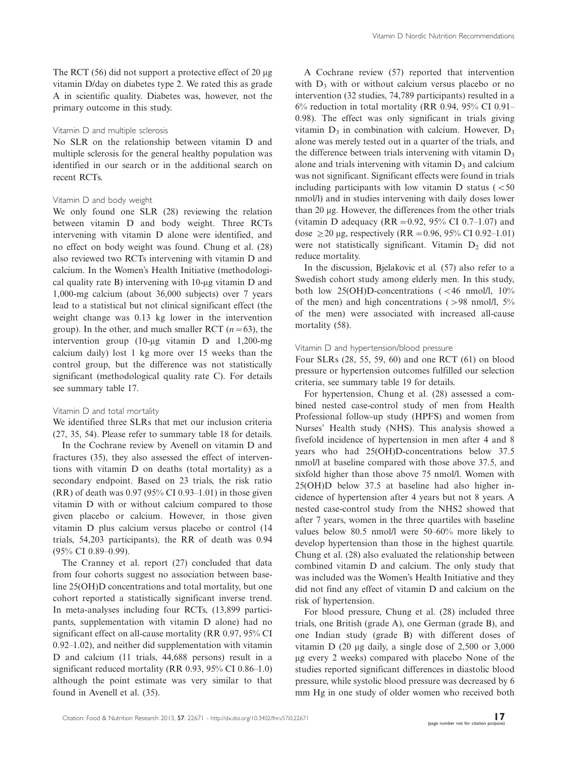The RCT (56) did not support a protective effect of 20 μg vitamin D/day on diabetes type 2. We rated this as grade A in scientific quality. Diabetes was, however, not the primary outcome in this study.

### Vitamin D and multiple sclerosis

No SLR on the relationship between vitamin D and multiple sclerosis for the general healthy population was identified in our search or in the additional search on recent RCTs.

### Vitamin D and body weight

We only found one SLR (28) reviewing the relation between vitamin D and body weight. Three RCTs intervening with vitamin D alone were identified, and no effect on body weight was found. Chung et al. (28) also reviewed two RCTs intervening with vitamin D and calcium. In the Women's Health Initiative (methodological quality rate B) intervening with 10-μg vitamin D and 1,000-mg calcium (about 36,000 subjects) over 7 years lead to a statistical but not clinical significant effect (the weight change was 0.13 kg lower in the intervention group). In the other, and much smaller RCT ($n = 63$), the intervention group (10-μg vitamin D and 1,200-mg calcium daily) lost 1 kg more over 15 weeks than the control group, but the difference was not statistically significant (methodological quality rate C). For details see summary table 17.

### Vitamin D and total mortality

We identified three SLRs that met our inclusion criteria (27, 35, 54). Please refer to summary table 18 for details.

In the Cochrane review by Avenell on vitamin D and fractures (35), they also assessed the effect of interventions with vitamin D on deaths (total mortality) as a secondary endpoint. Based on 23 trials, the risk ratio (RR) of death was 0.97 (95% CI 0.93–1.01) in those given vitamin D with or without calcium compared to those given placebo or calcium. However, in those given vitamin D plus calcium versus placebo or control (14 trials, 54,203 participants), the RR of death was 0.94 (95% CI 0.89–0.99).

The Cranney et al. report (27) concluded that data from four cohorts suggest no association between baseline 25(OH)D concentrations and total mortality, but one cohort reported a statistically significant inverse trend. In meta-analyses including four RCTs, (13,899 participants, supplementation with vitamin D alone) had no significant effect on all-cause mortality (RR 0.97, 95% CI 0.92–1.02), and neither did supplementation with vitamin D and calcium (11 trials, 44,688 persons) result in a significant reduced mortality (RR 0.93, 95% CI 0.86–1.0) although the point estimate was very similar to that found in Avenell et al. (35).

A Cochrane review (57) reported that intervention with $D_3$ with or without calcium versus placebo or no intervention (32 studies, 74,789 participants) resulted in a 6% reduction in total mortality (RR 0.94, 95% CI 0.91–0.98). The effect was only significant in trials giving vitamin $D_3$ in combination with calcium. However, $D_3$ alone was merely tested out in a quarter of the trials, and the difference between trials intervening with vitamin $D_3$ alone and trials intervening with vitamin $D_3$ and calcium was not significant. Significant effects were found in trials including participants with low vitamin D status ($<50$ nmol/l) and in studies intervening with daily doses lower than 20 μg. However, the differences from the other trials (vitamin D adequacy (RR = 0.92, 95% CI 0.7–1.07) and dose $\geq 20$ μg, respectively (RR = 0.96, 95% CI 0.92–1.01) were not statistically significant. Vitamin $D_2$ did not reduce mortality.

In the discussion, Bjelakovic et al. (57) also refer to a Swedish cohort study among elderly men. In this study, both low 25(OH)D-concentrations ($<46$ nmol/l, 10% of the men) and high concentrations ($>98$ nmol/l, 5% of the men) were associated with increased all-cause mortality (58).

### Vitamin D and hypertension/blood pressure

Four SLRs (28, 55, 59, 60) and one RCT (61) on blood pressure or hypertension outcomes fulfilled our selection criteria, see summary table 19 for details.

For hypertension, Chung et al. (28) assessed a combined nested case-control study of men from Health Professional follow-up study (HPFS) and women from Nurses' Health study (NHS). This analysis showed a fivefold incidence of hypertension in men after 4 and 8 years who had 25(OH)D-concentrations below 37.5 nmol/l at baseline compared with those above 37.5, and sixfold higher than those above 75 nmol/l. Women with 25(OH)D below 37.5 at baseline had also higher incidence of hypertension after 4 years but not 8 years. A nested case-control study from the NHS2 showed that after 7 years, women in the three quartiles with baseline values below 80.5 nmol/l were 50–60% more likely to develop hypertension than those in the highest quartile. Chung et al. (28) also evaluated the relationship between combined vitamin D and calcium. The only study that was included was the Women's Health Initiative and they did not find any effect of vitamin D and calcium on the risk of hypertension.

For blood pressure, Chung et al. (28) included three trials, one British (grade A), one German (grade B), and one Indian study (grade B) with different doses of vitamin D (20 μg daily, a single dose of 2,500 or 3,000 μg every 2 weeks) compared with placebo None of the studies reported significant differences in diastolic blood pressure, while systolic blood pressure was decreased by 6 mm Hg in one study of older women who received both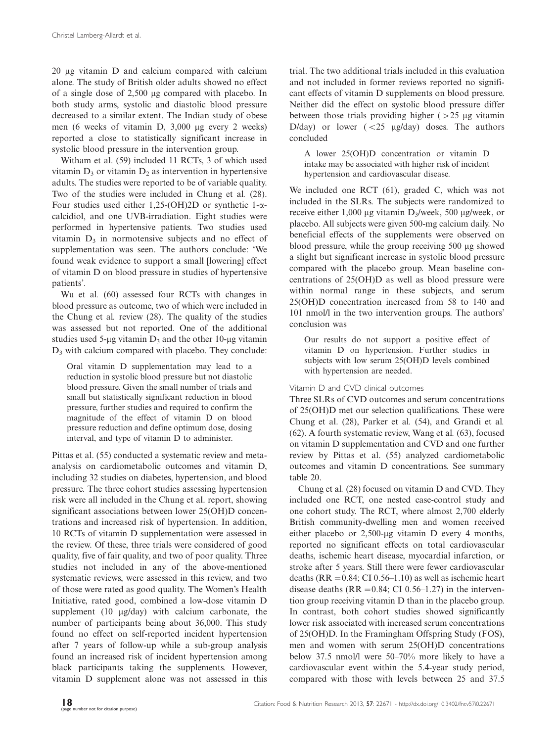20 μg vitamin D and calcium compared with calcium alone. The study of British older adults showed no effect of a single dose of 2,500 μg compared with placebo. In both study arms, systolic and diastolic blood pressure decreased to a similar extent. The Indian study of obese men (6 weeks of vitamin D, 3,000 μg every 2 weeks) reported a close to statistically significant increase in systolic blood pressure in the intervention group.

Witham et al. (59) included 11 RCTs, 3 of which used vitamin $D_3$ or vitamin $D_2$ as intervention in hypertensive adults. The studies were reported to be of variable quality. Two of the studies were included in Chung et al. (28). Four studies used either 1,25-(OH)2D or synthetic 1-α-calcidiol, and one UVB-irradiation. Eight studies were performed in hypertensive patients. Two studies used vitamin $D_3$ in normotensive subjects and no effect of supplementation was seen. The authors conclude: 'We found weak evidence to support a small [lowering] effect of vitamin D on blood pressure in studies of hypertensive patients'.

Wu et al. (60) assessed four RCTs with changes in blood pressure as outcome, two of which were included in the Chung et al. review (28). The quality of the studies was assessed but not reported. One of the additional studies used 5-μg vitamin $D_3$ and the other 10-μg vitamin $D_3$ with calcium compared with placebo. They conclude:

> Oral vitamin D supplementation may lead to a reduction in systolic blood pressure but not diastolic blood pressure. Given the small number of trials and small but statistically significant reduction in blood pressure, further studies and required to confirm the magnitude of the effect of vitamin D on blood pressure reduction and define optimum dose, dosing interval, and type of vitamin D to administer.

Pittas et al. (55) conducted a systematic review and meta-analysis on cardiometabolic outcomes and vitamin D, including 32 studies on diabetes, hypertension, and blood pressure. The three cohort studies assessing hypertension risk were all included in the Chung et al. report, showing significant associations between lower 25(OH)D concentrations and increased risk of hypertension. In addition, 10 RCTs of vitamin D supplementation were assessed in the review. Of these, three trials were considered of good quality, five of fair quality, and two of poor quality. Three studies not included in any of the above-mentioned systematic reviews, were assessed in this review, and two of those were rated as good quality. The Women's Health Initiative, rated good, combined a low-dose vitamin D supplement (10 μg/day) with calcium carbonate, the number of participants being about 36,000. This study found no effect on self-reported incident hypertension after 7 years of follow-up while a sub-group analysis found an increased risk of incident hypertension among black participants taking the supplements. However, vitamin D supplement alone was not assessed in this trial. The two additional trials included in this evaluation and not included in former reviews reported no significant effects of vitamin D supplements on blood pressure. Neither did the effect on systolic blood pressure differ between those trials providing higher (>25 μg vitamin D/day) or lower (<25 μg/day) doses. The authors concluded

> A lower 25(OH)D concentration or vitamin D intake may be associated with higher risk of incident hypertension and cardiovascular disease.

We included one RCT (61), graded C, which was not included in the SLRs. The subjects were randomized to receive either 1,000 μg vitamin $D_3$/week, 500 μg/week, or placebo. All subjects were given 500-mg calcium daily. No beneficial effects of the supplements were observed on blood pressure, while the group receiving 500 μg showed a slight but significant increase in systolic blood pressure compared with the placebo group. Mean baseline concentrations of 25(OH)D as well as blood pressure were within normal range in these subjects, and serum 25(OH)D concentration increased from 58 to 140 and 101 nmol/l in the two intervention groups. The authors' conclusion was

> Our results do not support a positive effect of vitamin D on hypertension. Further studies in subjects with low serum 25(OH)D levels combined with hypertension are needed.

### Vitamin D and CVD clinical outcomes

Three SLRs of CVD outcomes and serum concentrations of 25(OH)D met our selection qualifications. These were Chung et al. (28), Parker et al. (54), and Grandi et al. (62). A fourth systematic review, Wang et al. (63), focused on vitamin D supplementation and CVD and one further review by Pittas et al. (55) analyzed cardiometabolic outcomes and vitamin D concentrations. See summary table 20.

Chung et al. (28) focused on vitamin D and CVD. They included one RCT, one nested case-control study and one cohort study. The RCT, where almost 2,700 elderly British community-dwelling men and women received either placebo or 2,500-μg vitamin D every 4 months, reported no significant effects on total cardiovascular deaths, ischemic heart disease, myocardial infarction, or stroke after 5 years. Still there were fewer cardiovascular deaths (RR = 0.84; CI 0.56–1.10) as well as ischemic heart disease deaths (RR = 0.84; CI 0.56–1.27) in the intervention group receiving vitamin D than in the placebo group. In contrast, both cohort studies showed significantly lower risk associated with increased serum concentrations of 25(OH)D. In the Framingham Offspring Study (FOS), men and women with serum 25(OH)D concentrations below 37.5 nmol/l were 50–70% more likely to have a cardiovascular event within the 5.4-year study period, compared with those with levels between 25 and 37.5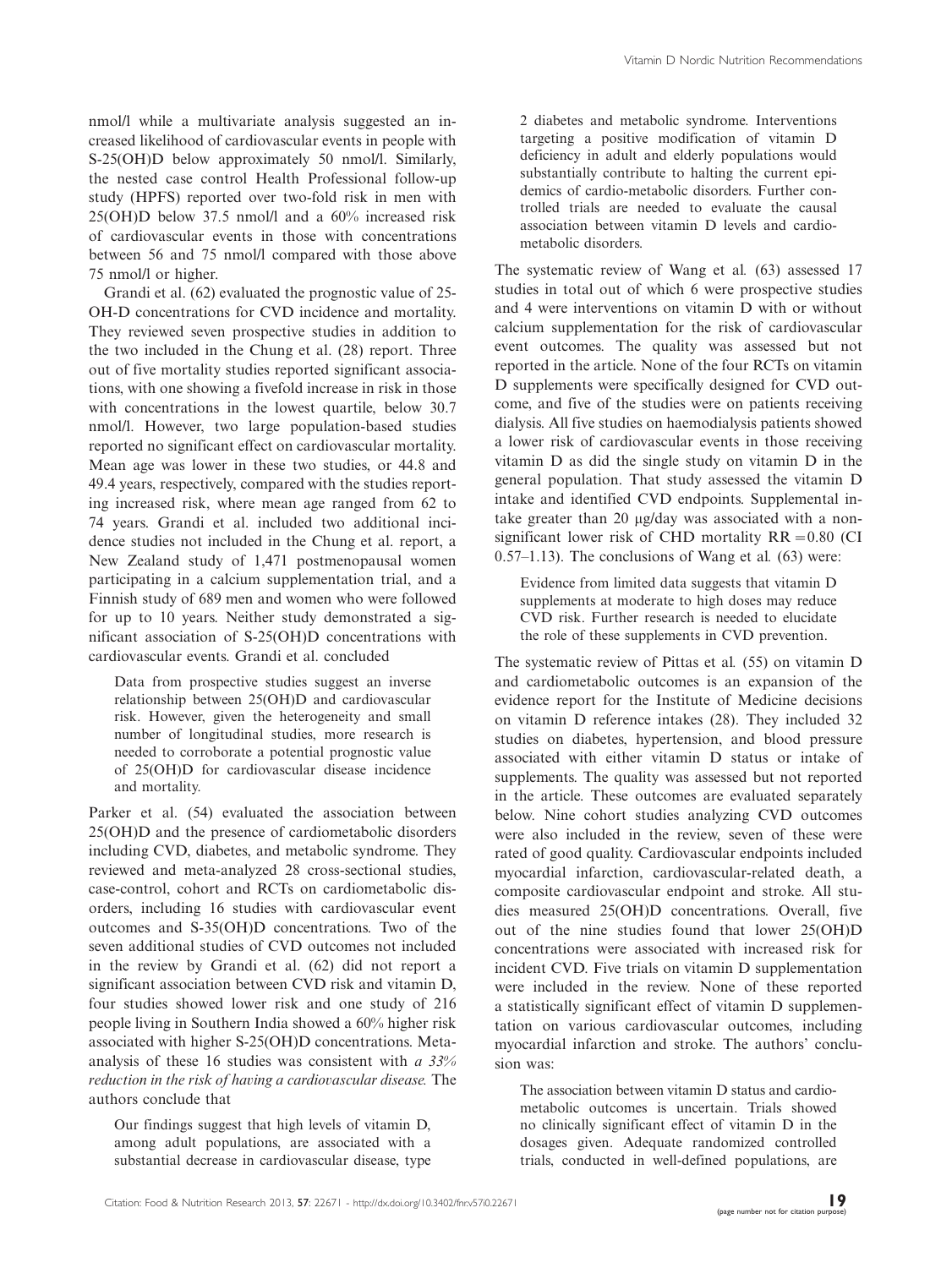nmol/l while a multivariate analysis suggested an increased likelihood of cardiovascular events in people with S-25(OH)D below approximately 50 nmol/l. Similarly, the nested case control Health Professional follow-up study (HPFS) reported over two-fold risk in men with 25(OH)D below 37.5 nmol/l and a 60% increased risk of cardiovascular events in those with concentrations between 56 and 75 nmol/l compared with those above 75 nmol/l or higher.

Grandi et al. (62) evaluated the prognostic value of 25-OH-D concentrations for CVD incidence and mortality. They reviewed seven prospective studies in addition to the two included in the Chung et al. (28) report. Three out of five mortality studies reported significant associations, with one showing a fivefold increase in risk in those with concentrations in the lowest quartile, below 30.7 nmol/l. However, two large population-based studies reported no significant effect on cardiovascular mortality. Mean age was lower in these two studies, or 44.8 and 49.4 years, respectively, compared with the studies reporting increased risk, where mean age ranged from 62 to 74 years. Grandi et al. included two additional incidence studies not included in the Chung et al. report, a New Zealand study of 1,471 postmenopausal women participating in a calcium supplementation trial, and a Finnish study of 689 men and women who were followed for up to 10 years. Neither study demonstrated a significant association of S-25(OH)D concentrations with cardiovascular events. Grandi et al. concluded

> Data from prospective studies suggest an inverse relationship between 25(OH)D and cardiovascular risk. However, given the heterogeneity and small number of longitudinal studies, more research is needed to corroborate a potential prognostic value of 25(OH)D for cardiovascular disease incidence and mortality.

Parker et al. (54) evaluated the association between 25(OH)D and the presence of cardiometabolic disorders including CVD, diabetes, and metabolic syndrome. They reviewed and meta-analyzed 28 cross-sectional studies, case-control, cohort and RCTs on cardiometabolic disorders, including 16 studies with cardiovascular event outcomes and S-35(OH)D concentrations. Two of the seven additional studies of CVD outcomes not included in the review by Grandi et al. (62) did not report a significant association between CVD risk and vitamin D, four studies showed lower risk and one study of 216 people living in Southern India showed a 60% higher risk associated with higher S-25(OH)D concentrations. Meta-analysis of these 16 studies was consistent with *a 33% reduction in the risk of having a cardiovascular disease.* The authors conclude that

> Our findings suggest that high levels of vitamin D, among adult populations, are associated with a substantial decrease in cardiovascular disease, type 2 diabetes and metabolic syndrome. Interventions targeting a positive modification of vitamin D deficiency in adult and elderly populations would substantially contribute to halting the current epidemics of cardio-metabolic disorders. Further controlled trials are needed to evaluate the causal association between vitamin D levels and cardiometabolic disorders.

The systematic review of Wang et al. (63) assessed 17 studies in total out of which 6 were prospective studies and 4 were interventions on vitamin D with or without calcium supplementation for the risk of cardiovascular event outcomes. The quality was assessed but not reported in the article. None of the four RCTs on vitamin D supplements were specifically designed for CVD outcome, and five of the studies were on patients receiving dialysis. All five studies on haemodialysis patients showed a lower risk of cardiovascular events in those receiving vitamin D as did the single study on vitamin D in the general population. That study assessed the vitamin D intake and identified CVD endpoints. Supplemental intake greater than 20 μg/day was associated with a non-significant lower risk of CHD mortality RR = 0.80 (CI 0.57–1.13). The conclusions of Wang et al. (63) were:

> Evidence from limited data suggests that vitamin D supplements at moderate to high doses may reduce CVD risk. Further research is needed to elucidate the role of these supplements in CVD prevention.

The systematic review of Pittas et al. (55) on vitamin D and cardiometabolic outcomes is an expansion of the evidence report for the Institute of Medicine decisions on vitamin D reference intakes (28). They included 32 studies on diabetes, hypertension, and blood pressure associated with either vitamin D status or intake of supplements. The quality was assessed but not reported in the article. These outcomes are evaluated separately below. Nine cohort studies analyzing CVD outcomes were also included in the review, seven of these were rated of good quality. Cardiovascular endpoints included myocardial infarction, cardiovascular-related death, a composite cardiovascular endpoint and stroke. All studies measured 25(OH)D concentrations. Overall, five out of the nine studies found that lower 25(OH)D concentrations were associated with increased risk for incident CVD. Five trials on vitamin D supplementation were included in the review. None of these reported a statistically significant effect of vitamin D supplementation on various cardiovascular outcomes, including myocardial infarction and stroke. The authors' conclusion was:

> The association between vitamin D status and cardiometabolic outcomes is uncertain. Trials showed no clinically significant effect of vitamin D in the dosages given. Adequate randomized controlled trials, conducted in well-defined populations, are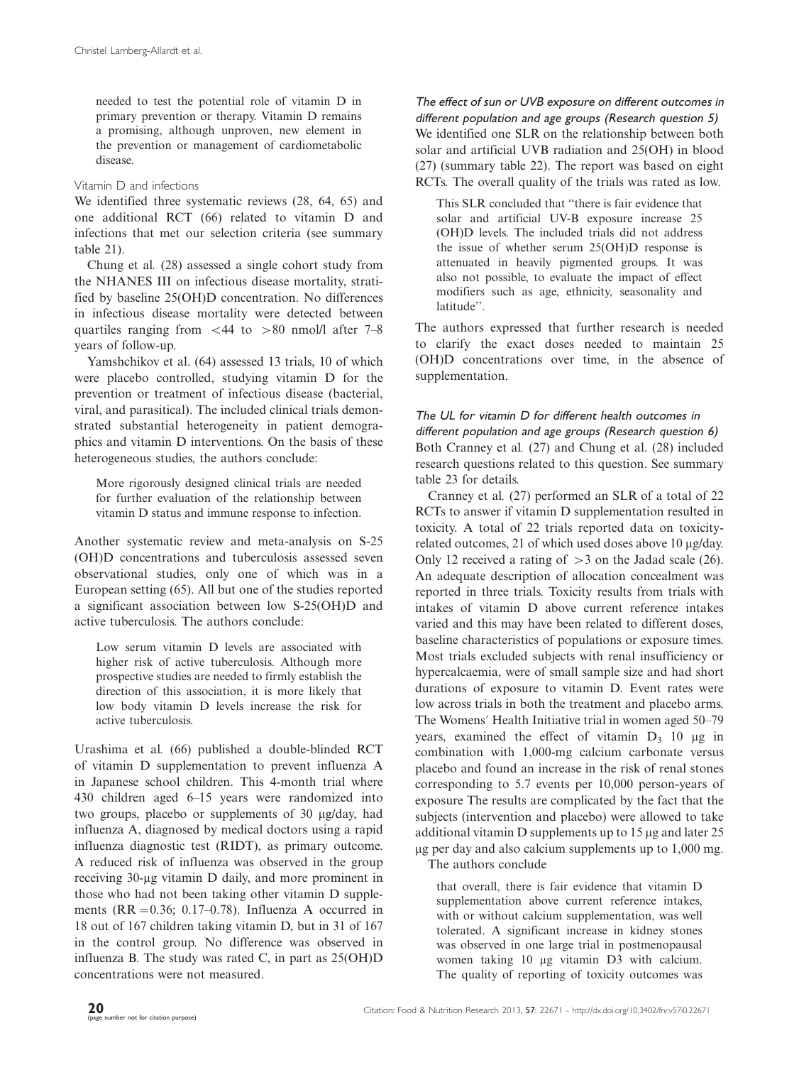needed to test the potential role of vitamin D in primary prevention or therapy. Vitamin D remains a promising, although unproven, new element in the prevention or management of cardiometabolic disease.

### Vitamin D and infections

We identified three systematic reviews (28, 64, 65) and one additional RCT (66) related to vitamin D and infections that met our selection criteria (see summary table 21).

Chung et al. (28) assessed a single cohort study from the NHANES III on infectious disease mortality, stratified by baseline 25(OH)D concentration. No differences in infectious disease mortality were detected between quartiles ranging from <44 to >80 nmol/l after 7–8 years of follow-up.

Yamshchikov et al. (64) assessed 13 trials, 10 of which were placebo controlled, studying vitamin D for the prevention or treatment of infectious disease (bacterial, viral, and parasitical). The included clinical trials demonstrated substantial heterogeneity in patient demographics and vitamin D interventions. On the basis of these heterogeneous studies, the authors conclude:

> More rigorously designed clinical trials are needed for further evaluation of the relationship between vitamin D status and immune response to infection.

Another systematic review and meta-analysis on S-25 (OH)D concentrations and tuberculosis assessed seven observational studies, only one of which was in a European setting (65). All but one of the studies reported a significant association between low S-25(OH)D and active tuberculosis. The authors conclude:

> Low serum vitamin D levels are associated with higher risk of active tuberculosis. Although more prospective studies are needed to firmly establish the direction of this association, it is more likely that low body vitamin D levels increase the risk for active tuberculosis.

Urashima et al. (66) published a double-blinded RCT of vitamin D supplementation to prevent influenza A in Japanese school children. This 4-month trial where 430 children aged 6–15 years were randomized into two groups, placebo or supplements of 30 μg/day, had influenza A, diagnosed by medical doctors using a rapid influenza diagnostic test (RIDT), as primary outcome. A reduced risk of influenza was observed in the group receiving 30-μg vitamin D daily, and more prominent in those who had not been taking other vitamin D supplements (RR = 0.36; 0.17–0.78). Influenza A occurred in 18 out of 167 children taking vitamin D, but in 31 of 167 in the control group. No difference was observed in influenza B. The study was rated C, in part as 25(OH)D concentrations were not measured.

### *The effect of sun or UVB exposure on different outcomes in different population and age groups (Research question 5)*

We identified one SLR on the relationship between both solar and artificial UVB radiation and 25(OH) in blood (27) (summary table 22). The report was based on eight RCTs. The overall quality of the trials was rated as low.

> This SLR concluded that "there is fair evidence that solar and artificial UV-B exposure increase 25 (OH)D levels. The included trials did not address the issue of whether serum 25(OH)D response is attenuated in heavily pigmented groups. It was also not possible, to evaluate the impact of effect modifiers such as age, ethnicity, seasonality and latitude".

The authors expressed that further research is needed to clarify the exact doses needed to maintain 25 (OH)D concentrations over time, in the absence of supplementation.

### *The UL for vitamin D for different health outcomes in different population and age groups (Research question 6)*

Both Cranney et al. (27) and Chung et al. (28) included research questions related to this question. See summary table 23 for details.

Cranney et al. (27) performed an SLR of a total of 22 RCTs to answer if vitamin D supplementation resulted in toxicity. A total of 22 trials reported data on toxicity-related outcomes, 21 of which used doses above 10 μg/day. Only 12 received a rating of >3 on the Jadad scale (26). An adequate description of allocation concealment was reported in three trials. Toxicity results from trials with intakes of vitamin D above current reference intakes varied and this may have been related to different doses, baseline characteristics of populations or exposure times. Most trials excluded subjects with renal insufficiency or hypercalcaemia, were of small sample size and had short durations of exposure to vitamin D. Event rates were low across trials in both the treatment and placebo arms. The Womens' Health Initiative trial in women aged 50–79 years, examined the effect of vitamin $D_3$ 10 μg in combination with 1,000-mg calcium carbonate versus placebo and found an increase in the risk of renal stones corresponding to 5.7 events per 10,000 person-years of exposure The results are complicated by the fact that the subjects (intervention and placebo) were allowed to take additional vitamin D supplements up to 15 μg and later 25 μg per day and also calcium supplements up to 1,000 mg.

The authors conclude

> that overall, there is fair evidence that vitamin D supplementation above current reference intakes, with or without calcium supplementation, was well tolerated. A significant increase in kidney stones was observed in one large trial in postmenopausal women taking 10 μg vitamin D3 with calcium. The quality of reporting of toxicity outcomes was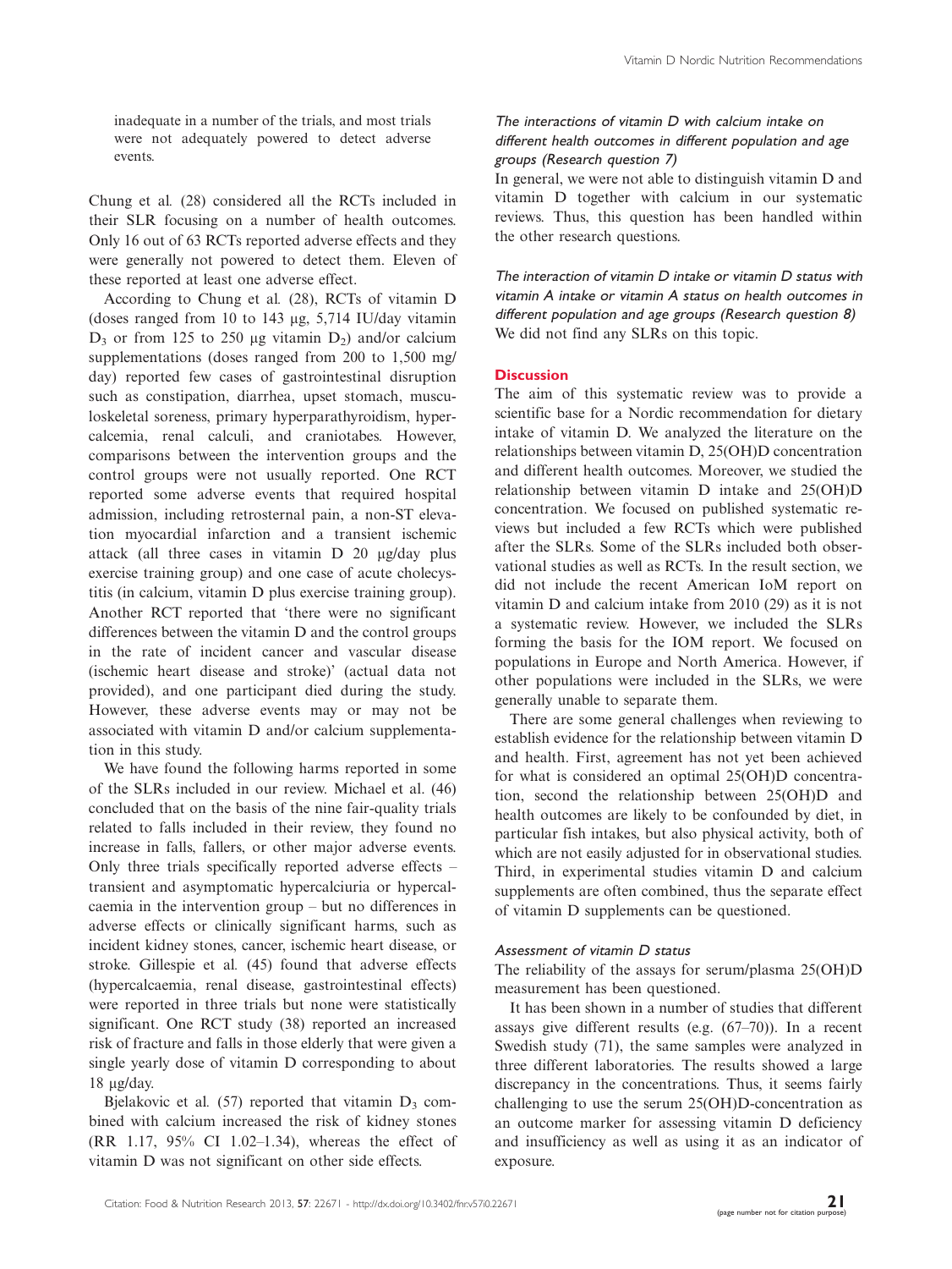inadequate in a number of the trials, and most trials were not adequately powered to detect adverse events.

Chung et al. (28) considered all the RCTs included in their SLR focusing on a number of health outcomes. Only 16 out of 63 RCTs reported adverse effects and they were generally not powered to detect them. Eleven of these reported at least one adverse effect.

According to Chung et al. (28), RCTs of vitamin D (doses ranged from 10 to 143 μg, 5,714 IU/day vitamin $D_3$ or from 125 to 250 μg vitamin $D_2$) and/or calcium supplementations (doses ranged from 200 to 1,500 mg/day) reported few cases of gastrointestinal disruption such as constipation, diarrhea, upset stomach, musculoskeletal soreness, primary hyperparathyroidism, hypercalcemia, renal calculi, and craniotabes. However, comparisons between the intervention groups and the control groups were not usually reported. One RCT reported some adverse events that required hospital admission, including retrosternal pain, a non-ST elevation myocardial infarction and a transient ischemic attack (all three cases in vitamin D 20 μg/day plus exercise training group) and one case of acute cholecystitis (in calcium, vitamin D plus exercise training group). Another RCT reported that 'there were no significant differences between the vitamin D and the control groups in the rate of incident cancer and vascular disease (ischemic heart disease and stroke)' (actual data not provided), and one participant died during the study. However, these adverse events may or may not be associated with vitamin D and/or calcium supplementation in this study.

We have found the following harms reported in some of the SLRs included in our review. Michael et al. (46) concluded that on the basis of the nine fair-quality trials related to falls included in their review, they found no increase in falls, fallers, or other major adverse events. Only three trials specifically reported adverse effects – transient and asymptomatic hypercalciuria or hypercalcaemia in the intervention group – but no differences in adverse effects or clinically significant harms, such as incident kidney stones, cancer, ischemic heart disease, or stroke. Gillespie et al. (45) found that adverse effects (hypercalcaemia, renal disease, gastrointestinal effects) were reported in three trials but none were statistically significant. One RCT study (38) reported an increased risk of fracture and falls in those elderly that were given a single yearly dose of vitamin D corresponding to about 18 μg/day.

Bjelakovic et al. (57) reported that vitamin $D_3$ combined with calcium increased the risk of kidney stones (RR 1.17, 95% CI 1.02–1.34), whereas the effect of vitamin D was not significant on other side effects.

*The interactions of vitamin D with calcium intake on different health outcomes in different population and age groups (Research question 7)*

In general, we were not able to distinguish vitamin D and vitamin D together with calcium in our systematic reviews. Thus, this question has been handled within the other research questions.

*The interaction of vitamin D intake or vitamin D status with vitamin A intake or vitamin A status on health outcomes in different population and age groups (Research question 8)*

We did not find any SLRs on this topic.

## Discussion

The aim of this systematic review was to provide a scientific base for a Nordic recommendation for dietary intake of vitamin D. We analyzed the literature on the relationships between vitamin D, 25(OH)D concentration and different health outcomes. Moreover, we studied the relationship between vitamin D intake and 25(OH)D concentration. We focused on published systematic reviews but included a few RCTs which were published after the SLRs. Some of the SLRs included both observational studies as well as RCTs. In the result section, we did not include the recent American IoM report on vitamin D and calcium intake from 2010 (29) as it is not a systematic review. However, we included the SLRs forming the basis for the IOM report. We focused on populations in Europe and North America. However, if other populations were included in the SLRs, we were generally unable to separate them.

There are some general challenges when reviewing to establish evidence for the relationship between vitamin D and health. First, agreement has not yet been achieved for what is considered an optimal 25(OH)D concentration, second the relationship between 25(OH)D and health outcomes are likely to be confounded by diet, in particular fish intakes, but also physical activity, both of which are not easily adjusted for in observational studies. Third, in experimental studies vitamin D and calcium supplements are often combined, thus the separate effect of vitamin D supplements can be questioned.

### Assessment of vitamin D status

The reliability of the assays for serum/plasma 25(OH)D measurement has been questioned.

It has been shown in a number of studies that different assays give different results (e.g. (67–70)). In a recent Swedish study (71), the same samples were analyzed in three different laboratories. The results showed a large discrepancy in the concentrations. Thus, it seems fairly challenging to use the serum 25(OH)D-concentration as an outcome marker for assessing vitamin D deficiency and insufficiency as well as using it as an indicator of exposure.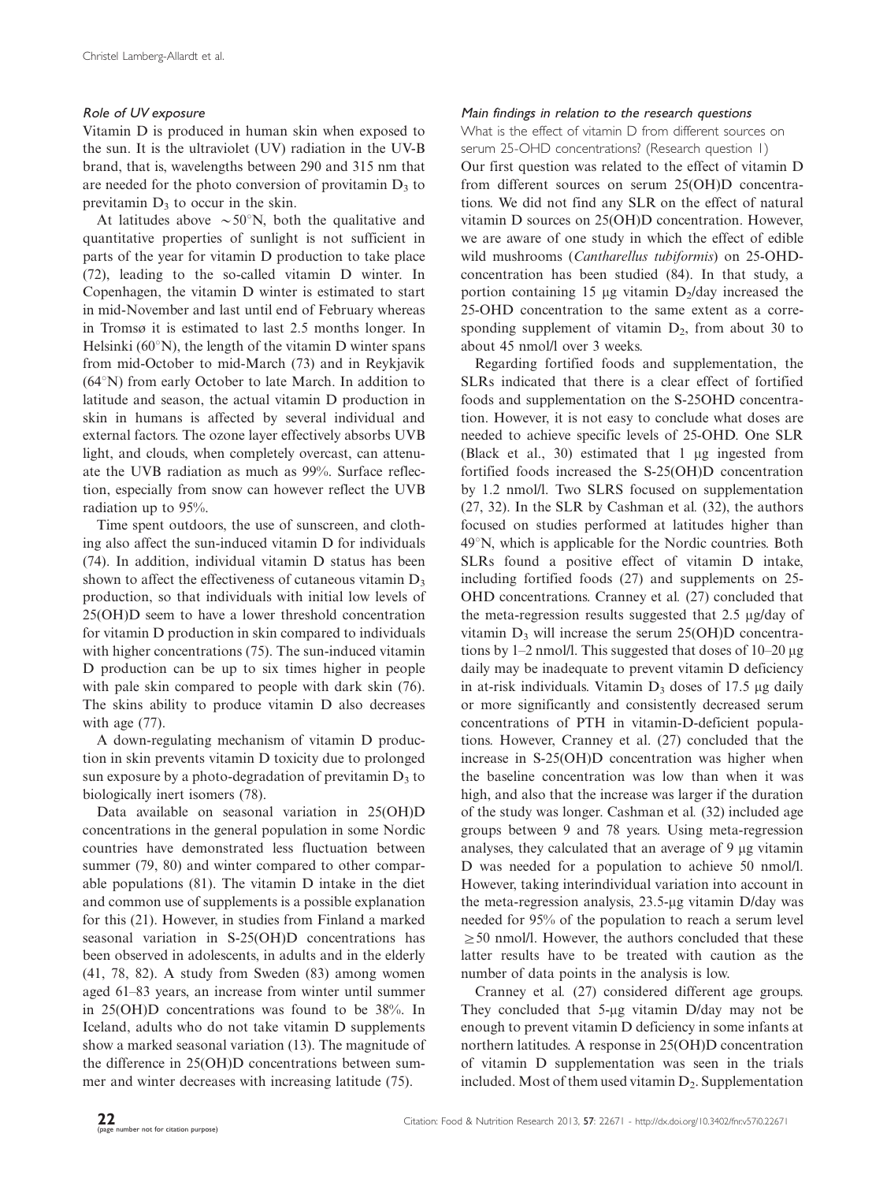### *Role of UV exposure*

Vitamin D is produced in human skin when exposed to the sun. It is the ultraviolet (UV) radiation in the UV-B brand, that is, wavelengths between 290 and 315 nm that are needed for the photo conversion of provitamin $D_3$ to previtamin $D_3$ to occur in the skin.

At latitudes above $\sim 50°$N, both the qualitative and quantitative properties of sunlight is not sufficient in parts of the year for vitamin D production to take place (72), leading to the so-called vitamin D winter. In Copenhagen, the vitamin D winter is estimated to start in mid-November and last until end of February whereas in Tromsø it is estimated to last 2.5 months longer. In Helsinki (60°N), the length of the vitamin D winter spans from mid-October to mid-March (73) and in Reykjavik (64°N) from early October to late March. In addition to latitude and season, the actual vitamin D production in skin in humans is affected by several individual and external factors. The ozone layer effectively absorbs UVB light, and clouds, when completely overcast, can attenuate the UVB radiation as much as 99%. Surface reflection, especially from snow can however reflect the UVB radiation up to 95%.

Time spent outdoors, the use of sunscreen, and clothing also affect the sun-induced vitamin D for individuals (74). In addition, individual vitamin D status has been shown to affect the effectiveness of cutaneous vitamin $D_3$ production, so that individuals with initial low levels of 25(OH)D seem to have a lower threshold concentration for vitamin D production in skin compared to individuals with higher concentrations (75). The sun-induced vitamin D production can be up to six times higher in people with pale skin compared to people with dark skin (76). The skins ability to produce vitamin D also decreases with age (77).

A down-regulating mechanism of vitamin D production in skin prevents vitamin D toxicity due to prolonged sun exposure by a photo-degradation of previtamin $D_3$ to biologically inert isomers (78).

Data available on seasonal variation in 25(OH)D concentrations in the general population in some Nordic countries have demonstrated less fluctuation between summer (79, 80) and winter compared to other comparable populations (81). The vitamin D intake in the diet and common use of supplements is a possible explanation for this (21). However, in studies from Finland a marked seasonal variation in S-25(OH)D concentrations has been observed in adolescents, in adults and in the elderly (41, 78, 82). A study from Sweden (83) among women aged 61–83 years, an increase from winter until summer in 25(OH)D concentrations was found to be 38%. In Iceland, adults who do not take vitamin D supplements show a marked seasonal variation (13). The magnitude of the difference in 25(OH)D concentrations between summer and winter decreases with increasing latitude (75).

### *Main findings in relation to the research questions*

What is the effect of vitamin D from different sources on serum 25-OHD concentrations? (Research question 1)

Our first question was related to the effect of vitamin D from different sources on serum 25(OH)D concentrations. We did not find any SLR on the effect of natural vitamin D sources on 25(OH)D concentration. However, we are aware of one study in which the effect of edible wild mushrooms (*Cantharellus tubiformis*) on 25-OHD-concentration has been studied (84). In that study, a portion containing 15 μg vitamin $D_2$/day increased the 25-OHD concentration to the same extent as a corresponding supplement of vitamin $D_2$, from about 30 to about 45 nmol/l over 3 weeks.

Regarding fortified foods and supplementation, the SLRs indicated that there is a clear effect of fortified foods and supplementation on the S-25OHD concentration. However, it is not easy to conclude what doses are needed to achieve specific levels of 25-OHD. One SLR (Black et al., 30) estimated that 1 μg ingested from fortified foods increased the S-25(OH)D concentration by 1.2 nmol/l. Two SLRS focused on supplementation (27, 32). In the SLR by Cashman et al. (32), the authors focused on studies performed at latitudes higher than 49°N, which is applicable for the Nordic countries. Both SLRs found a positive effect of vitamin D intake, including fortified foods (27) and supplements on 25-OHD concentrations. Cranney et al. (27) concluded that the meta-regression results suggested that 2.5 μg/day of vitamin $D_3$ will increase the serum 25(OH)D concentrations by 1–2 nmol/l. This suggested that doses of 10–20 μg daily may be inadequate to prevent vitamin D deficiency in at-risk individuals. Vitamin $D_3$ doses of 17.5 μg daily or more significantly and consistently decreased serum concentrations of PTH in vitamin-D-deficient populations. However, Cranney et al. (27) concluded that the increase in S-25(OH)D concentration was higher when the baseline concentration was low than when it was high, and also that the increase was larger if the duration of the study was longer. Cashman et al. (32) included age groups between 9 and 78 years. Using meta-regression analyses, they calculated that an average of 9 μg vitamin D was needed for a population to achieve 50 nmol/l. However, taking interindividual variation into account in the meta-regression analysis, 23.5-μg vitamin D/day was needed for 95% of the population to reach a serum level $\geq$50 nmol/l. However, the authors concluded that these latter results have to be treated with caution as the number of data points in the analysis is low.

Cranney et al. (27) considered different age groups. They concluded that 5-μg vitamin D/day may not be enough to prevent vitamin D deficiency in some infants at northern latitudes. A response in 25(OH)D concentration of vitamin D supplementation was seen in the trials included. Most of them used vitamin $D_2$. Supplementation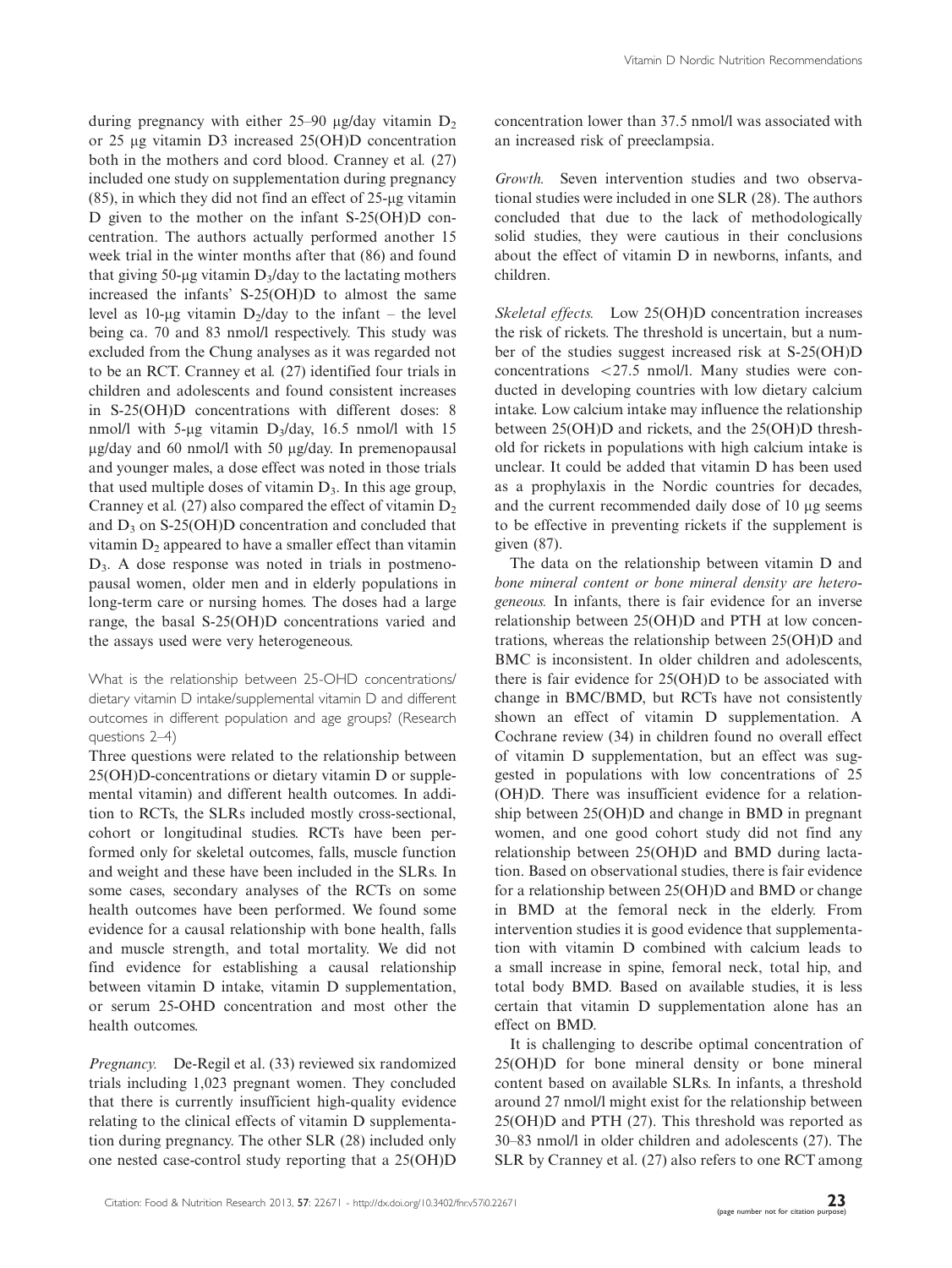during pregnancy with either 25–90 μg/day vitamin $D_2$ or 25 μg vitamin D3 increased 25(OH)D concentration both in the mothers and cord blood. Cranney et al. (27) included one study on supplementation during pregnancy (85), in which they did not find an effect of 25-μg vitamin D given to the mother on the infant S-25(OH)D concentration. The authors actually performed another 15 week trial in the winter months after that (86) and found that giving 50-μg vitamin $D_3$/day to the lactating mothers increased the infants' S-25(OH)D to almost the same level as 10-μg vitamin $D_2$/day to the infant – the level being ca. 70 and 83 nmol/l respectively. This study was excluded from the Chung analyses as it was regarded not to be an RCT. Cranney et al. (27) identified four trials in children and adolescents and found consistent increases in S-25(OH)D concentrations with different doses: 8 nmol/l with 5-μg vitamin $D_3$/day, 16.5 nmol/l with 15 μg/day and 60 nmol/l with 50 μg/day. In premenopausal and younger males, a dose effect was noted in those trials that used multiple doses of vitamin $D_3$. In this age group, Cranney et al. (27) also compared the effect of vitamin $D_2$ and $D_3$ on S-25(OH)D concentration and concluded that vitamin $D_2$ appeared to have a smaller effect than vitamin $D_3$. A dose response was noted in trials in postmenopausal women, older men and in elderly populations in long-term care or nursing homes. The doses had a large range, the basal S-25(OH)D concentrations varied and the assays used were very heterogeneous.

What is the relationship between 25-OHD concentrations/ dietary vitamin D intake/supplemental vitamin D and different outcomes in different population and age groups? (Research questions 2–4)

Three questions were related to the relationship between 25(OH)D-concentrations or dietary vitamin D or supplemental vitamin) and different health outcomes. In addition to RCTs, the SLRs included mostly cross-sectional, cohort or longitudinal studies. RCTs have been performed only for skeletal outcomes, falls, muscle function and weight and these have been included in the SLRs. In some cases, secondary analyses of the RCTs on some health outcomes have been performed. We found some evidence for a causal relationship with bone health, falls and muscle strength, and total mortality. We did not find evidence for establishing a causal relationship between vitamin D intake, vitamin D supplementation, or serum 25-OHD concentration and most other the health outcomes.

*Pregnancy.* De-Regil et al. (33) reviewed six randomized trials including 1,023 pregnant women. They concluded that there is currently insufficient high-quality evidence relating to the clinical effects of vitamin D supplementation during pregnancy. The other SLR (28) included only one nested case-control study reporting that a 25(OH)D concentration lower than 37.5 nmol/l was associated with an increased risk of preeclampsia.

*Growth.* Seven intervention studies and two observational studies were included in one SLR (28). The authors concluded that due to the lack of methodologically solid studies, they were cautious in their conclusions about the effect of vitamin D in newborns, infants, and children.

*Skeletal effects.* Low 25(OH)D concentration increases the risk of rickets. The threshold is uncertain, but a number of the studies suggest increased risk at S-25(OH)D concentrations <27.5 nmol/l. Many studies were conducted in developing countries with low dietary calcium intake. Low calcium intake may influence the relationship between 25(OH)D and rickets, and the 25(OH)D threshold for rickets in populations with high calcium intake is unclear. It could be added that vitamin D has been used as a prophylaxis in the Nordic countries for decades, and the current recommended daily dose of 10 μg seems to be effective in preventing rickets if the supplement is given (87).

The data on the relationship between vitamin D and *bone mineral content or bone mineral density are heterogeneous.* In infants, there is fair evidence for an inverse relationship between 25(OH)D and PTH at low concentrations, whereas the relationship between 25(OH)D and BMC is inconsistent. In older children and adolescents, there is fair evidence for 25(OH)D to be associated with change in BMC/BMD, but RCTs have not consistently shown an effect of vitamin D supplementation. A Cochrane review (34) in children found no overall effect of vitamin D supplementation, but an effect was suggested in populations with low concentrations of 25 (OH)D. There was insufficient evidence for a relationship between 25(OH)D and change in BMD in pregnant women, and one good cohort study did not find any relationship between 25(OH)D and BMD during lactation. Based on observational studies, there is fair evidence for a relationship between 25(OH)D and BMD or change in BMD at the femoral neck in the elderly. From intervention studies it is good evidence that supplementation with vitamin D combined with calcium leads to a small increase in spine, femoral neck, total hip, and total body BMD. Based on available studies, it is less certain that vitamin D supplementation alone has an effect on BMD.

It is challenging to describe optimal concentration of 25(OH)D for bone mineral density or bone mineral content based on available SLRs. In infants, a threshold around 27 nmol/l might exist for the relationship between 25(OH)D and PTH (27). This threshold was reported as 30–83 nmol/l in older children and adolescents (27). The SLR by Cranney et al. (27) also refers to one RCT among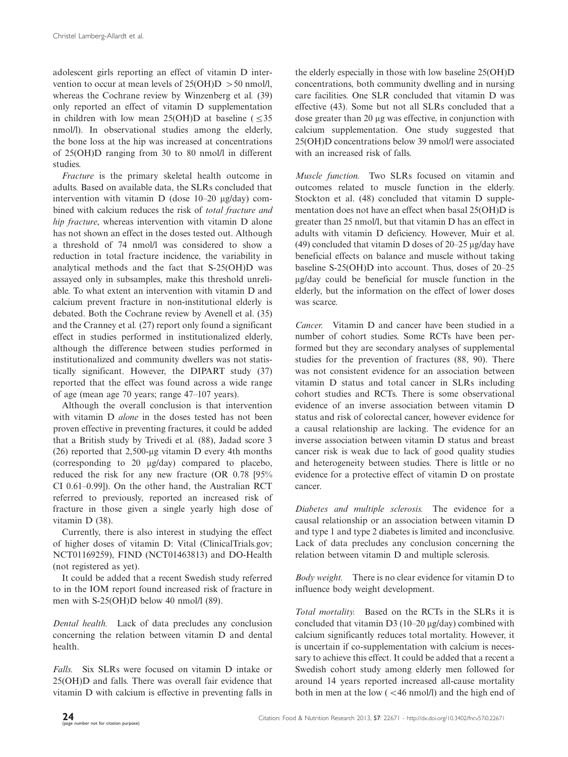adolescent girls reporting an effect of vitamin D intervention to occur at mean levels of 25(OH)D >50 nmol/l, whereas the Cochrane review by Winzenberg et al. (39) only reported an effect of vitamin D supplementation in children with low mean 25(OH)D at baseline (≤35 nmol/l). In observational studies among the elderly, the bone loss at the hip was increased at concentrations of 25(OH)D ranging from 30 to 80 nmol/l in different studies.

*Fracture* is the primary skeletal health outcome in adults. Based on available data, the SLRs concluded that intervention with vitamin D (dose 10–20 µg/day) combined with calcium reduces the risk of *total fracture and hip fracture*, whereas intervention with vitamin D alone has not shown an effect in the doses tested out. Although a threshold of 74 nmol/l was considered to show a reduction in total fracture incidence, the variability in analytical methods and the fact that S-25(OH)D was assayed only in subsamples, make this threshold unreliable. To what extent an intervention with vitamin D and calcium prevent fracture in non-institutional elderly is debated. Both the Cochrane review by Avenell et al. (35) and the Cranney et al. (27) report only found a significant effect in studies performed in institutionalized elderly, although the difference between studies performed in institutionalized and community dwellers was not statistically significant. However, the DIPART study (37) reported that the effect was found across a wide range of age (mean age 70 years; range 47–107 years).

Although the overall conclusion is that intervention with vitamin D *alone* in the doses tested has not been proven effective in preventing fractures, it could be added that a British study by Trivedi et al. (88), Jadad score 3 (26) reported that 2,500-µg vitamin D every 4th months (corresponding to 20 µg/day) compared to placebo, reduced the risk for any new fracture (OR 0.78 [95% CI 0.61–0.99]). On the other hand, the Australian RCT referred to previously, reported an increased risk of fracture in those given a single yearly high dose of vitamin D (38).

Currently, there is also interest in studying the effect of higher doses of vitamin D: Vital (ClinicalTrials.gov; NCT01169259), FIND (NCT01463813) and DO-Health (not registered as yet).

It could be added that a recent Swedish study referred to in the IOM report found increased risk of fracture in men with S-25(OH)D below 40 nmol/l (89).

*Dental health.* Lack of data precludes any conclusion concerning the relation between vitamin D and dental health.

*Falls.* Six SLRs were focused on vitamin D intake or 25(OH)D and falls. There was overall fair evidence that vitamin D with calcium is effective in preventing falls in the elderly especially in those with low baseline 25(OH)D concentrations, both community dwelling and in nursing care facilities. One SLR concluded that vitamin D was effective (43). Some but not all SLRs concluded that a dose greater than 20 µg was effective, in conjunction with calcium supplementation. One study suggested that 25(OH)D concentrations below 39 nmol/l were associated with an increased risk of falls.

*Muscle function.* Two SLRs focused on vitamin and outcomes related to muscle function in the elderly. Stockton et al. (48) concluded that vitamin D supplementation does not have an effect when basal 25(OH)D is greater than 25 nmol/l, but that vitamin D has an effect in adults with vitamin D deficiency. However, Muir et al. (49) concluded that vitamin D doses of 20–25 µg/day have beneficial effects on balance and muscle without taking baseline S-25(OH)D into account. Thus, doses of 20–25 µg/day could be beneficial for muscle function in the elderly, but the information on the effect of lower doses was scarce.

*Cancer.* Vitamin D and cancer have been studied in a number of cohort studies. Some RCTs have been performed but they are secondary analyses of supplemental studies for the prevention of fractures (88, 90). There was not consistent evidence for an association between vitamin D status and total cancer in SLRs including cohort studies and RCTs. There is some observational evidence of an inverse association between vitamin D status and risk of colorectal cancer, however evidence for a causal relationship are lacking. The evidence for an inverse association between vitamin D status and breast cancer risk is weak due to lack of good quality studies and heterogeneity between studies. There is little or no evidence for a protective effect of vitamin D on prostate cancer.

*Diabetes and multiple sclerosis.* The evidence for a causal relationship or an association between vitamin D and type 1 and type 2 diabetes is limited and inconclusive. Lack of data precludes any conclusion concerning the relation between vitamin D and multiple sclerosis.

*Body weight.* There is no clear evidence for vitamin D to influence body weight development.

*Total mortality.* Based on the RCTs in the SLRs it is concluded that vitamin D3 (10–20 µg/day) combined with calcium significantly reduces total mortality. However, it is uncertain if co-supplementation with calcium is necessary to achieve this effect. It could be added that a recent a Swedish cohort study among elderly men followed for around 14 years reported increased all-cause mortality both in men at the low (<46 nmol/l) and the high end of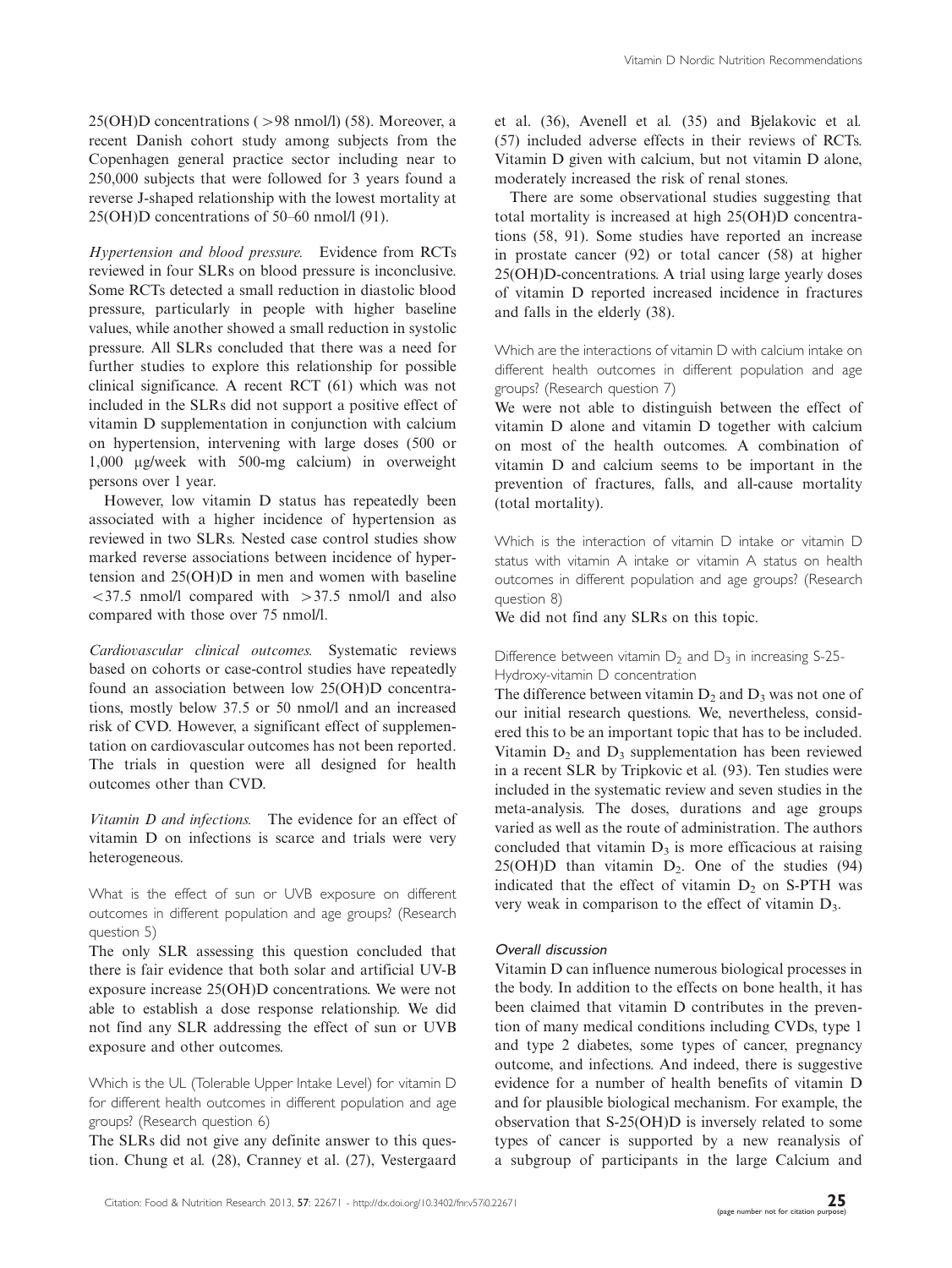25(OH)D concentrations ( >98 nmol/l) (58). Moreover, a recent Danish cohort study among subjects from the Copenhagen general practice sector including near to 250,000 subjects that were followed for 3 years found a reverse J-shaped relationship with the lowest mortality at 25(OH)D concentrations of 50–60 nmol/l (91).

*Hypertension and blood pressure.* Evidence from RCTs reviewed in four SLRs on blood pressure is inconclusive. Some RCTs detected a small reduction in diastolic blood pressure, particularly in people with higher baseline values, while another showed a small reduction in systolic pressure. All SLRs concluded that there was a need for further studies to explore this relationship for possible clinical significance. A recent RCT (61) which was not included in the SLRs did not support a positive effect of vitamin D supplementation in conjunction with calcium on hypertension, intervening with large doses (500 or 1,000 μg/week with 500-mg calcium) in overweight persons over 1 year.

However, low vitamin D status has repeatedly been associated with a higher incidence of hypertension as reviewed in two SLRs. Nested case control studies show marked reverse associations between incidence of hypertension and 25(OH)D in men and women with baseline <37.5 nmol/l compared with >37.5 nmol/l and also compared with those over 75 nmol/l.

*Cardiovascular clinical outcomes.* Systematic reviews based on cohorts or case-control studies have repeatedly found an association between low 25(OH)D concentrations, mostly below 37.5 or 50 nmol/l and an increased risk of CVD. However, a significant effect of supplementation on cardiovascular outcomes has not been reported. The trials in question were all designed for health outcomes other than CVD.

*Vitamin D and infections.* The evidence for an effect of vitamin D on infections is scarce and trials were very heterogeneous.

What is the effect of sun or UVB exposure on different outcomes in different population and age groups? (Research question 5)

The only SLR assessing this question concluded that there is fair evidence that both solar and artificial UV-B exposure increase 25(OH)D concentrations. We were not able to establish a dose response relationship. We did not find any SLR addressing the effect of sun or UVB exposure and other outcomes.

Which is the UL (Tolerable Upper Intake Level) for vitamin D for different health outcomes in different population and age groups? (Research question 6)

The SLRs did not give any definite answer to this question. Chung et al. (28), Cranney et al. (27), Vestergaard et al. (36), Avenell et al. (35) and Bjelakovic et al. (57) included adverse effects in their reviews of RCTs. Vitamin D given with calcium, but not vitamin D alone, moderately increased the risk of renal stones.

There are some observational studies suggesting that total mortality is increased at high 25(OH)D concentrations (58, 91). Some studies have reported an increase in prostate cancer (92) or total cancer (58) at higher 25(OH)D-concentrations. A trial using large yearly doses of vitamin D reported increased incidence in fractures and falls in the elderly (38).

Which are the interactions of vitamin D with calcium intake on different health outcomes in different population and age groups? (Research question 7)

We were not able to distinguish between the effect of vitamin D alone and vitamin D together with calcium on most of the health outcomes. A combination of vitamin D and calcium seems to be important in the prevention of fractures, falls, and all-cause mortality (total mortality).

Which is the interaction of vitamin D intake or vitamin D status with vitamin A intake or vitamin A status on health outcomes in different population and age groups? (Research question 8)

We did not find any SLRs on this topic.

Difference between vitamin $D_2$ and $D_3$ in increasing S-25-Hydroxy-vitamin D concentration

The difference between vitamin $D_2$ and $D_3$ was not one of our initial research questions. We, nevertheless, considered this to be an important topic that has to be included. Vitamin $D_2$ and $D_3$ supplementation has been reviewed in a recent SLR by Tripkovic et al. (93). Ten studies were included in the systematic review and seven studies in the meta-analysis. The doses, durations and age groups varied as well as the route of administration. The authors concluded that vitamin $D_3$ is more efficacious at raising 25(OH)D than vitamin $D_2$. One of the studies (94) indicated that the effect of vitamin $D_2$ on S-PTH was very weak in comparison to the effect of vitamin $D_3$.

### *Overall discussion*

Vitamin D can influence numerous biological processes in the body. In addition to the effects on bone health, it has been claimed that vitamin D contributes in the prevention of many medical conditions including CVDs, type 1 and type 2 diabetes, some types of cancer, pregnancy outcome, and infections. And indeed, there is suggestive evidence for a number of health benefits of vitamin D and for plausible biological mechanism. For example, the observation that S-25(OH)D is inversely related to some types of cancer is supported by a new reanalysis of a subgroup of participants in the large Calcium and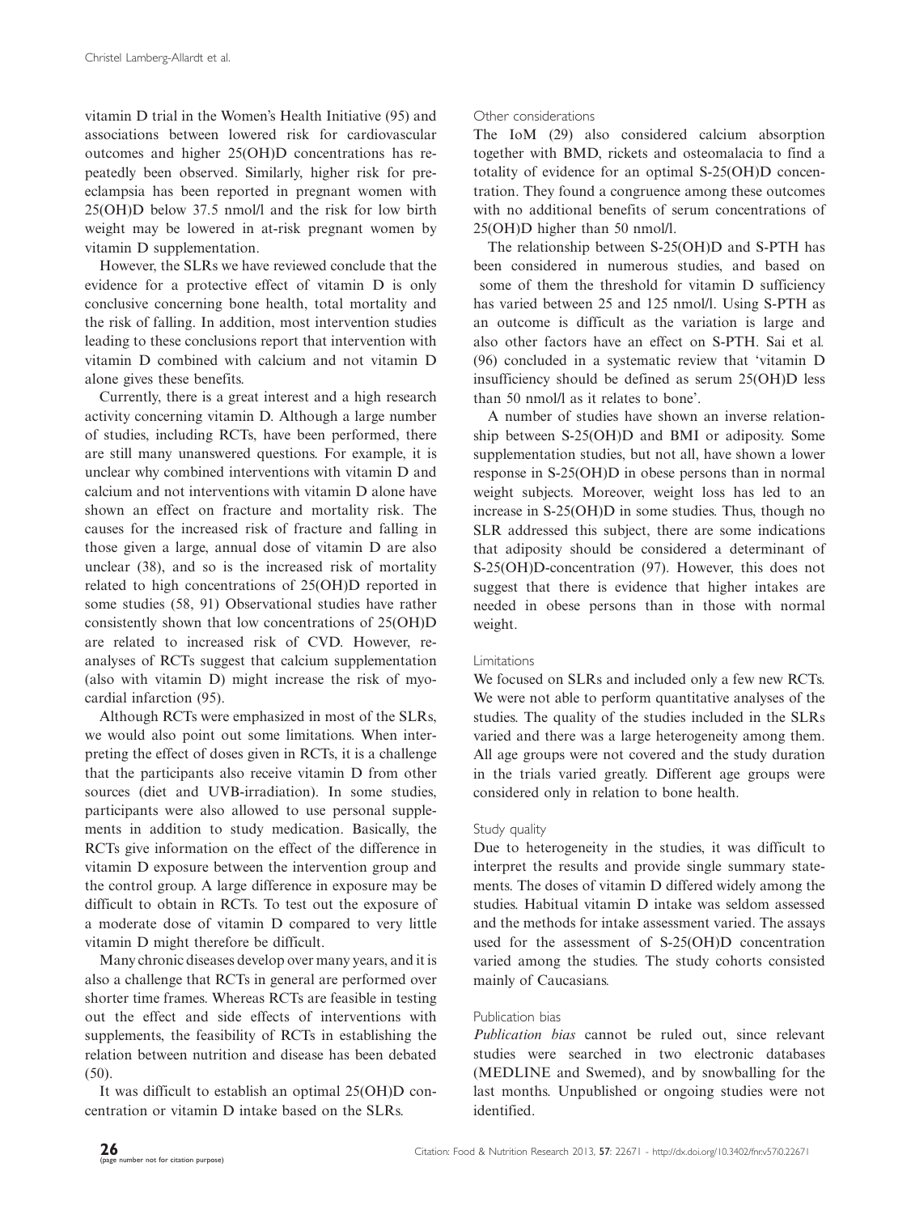vitamin D trial in the Women's Health Initiative (95) and associations between lowered risk for cardiovascular outcomes and higher 25(OH)D concentrations has repeatedly been observed. Similarly, higher risk for pre-eclampsia has been reported in pregnant women with 25(OH)D below 37.5 nmol/l and the risk for low birth weight may be lowered in at-risk pregnant women by vitamin D supplementation.

However, the SLRs we have reviewed conclude that the evidence for a protective effect of vitamin D is only conclusive concerning bone health, total mortality and the risk of falling. In addition, most intervention studies leading to these conclusions report that intervention with vitamin D combined with calcium and not vitamin D alone gives these benefits.

Currently, there is a great interest and a high research activity concerning vitamin D. Although a large number of studies, including RCTs, have been performed, there are still many unanswered questions. For example, it is unclear why combined interventions with vitamin D and calcium and not interventions with vitamin D alone have shown an effect on fracture and mortality risk. The causes for the increased risk of fracture and falling in those given a large, annual dose of vitamin D are also unclear (38), and so is the increased risk of mortality related to high concentrations of 25(OH)D reported in some studies (58, 91) Observational studies have rather consistently shown that low concentrations of 25(OH)D are related to increased risk of CVD. However, re-analyses of RCTs suggest that calcium supplementation (also with vitamin D) might increase the risk of myocardial infarction (95).

Although RCTs were emphasized in most of the SLRs, we would also point out some limitations. When interpreting the effect of doses given in RCTs, it is a challenge that the participants also receive vitamin D from other sources (diet and UVB-irradiation). In some studies, participants were also allowed to use personal supplements in addition to study medication. Basically, the RCTs give information on the effect of the difference in vitamin D exposure between the intervention group and the control group. A large difference in exposure may be difficult to obtain in RCTs. To test out the exposure of a moderate dose of vitamin D compared to very little vitamin D might therefore be difficult.

Many chronic diseases develop over many years, and it is also a challenge that RCTs in general are performed over shorter time frames. Whereas RCTs are feasible in testing out the effect and side effects of interventions with supplements, the feasibility of RCTs in establishing the relation between nutrition and disease has been debated (50).

It was difficult to establish an optimal 25(OH)D concentration or vitamin D intake based on the SLRs.

#### Other considerations

The IoM (29) also considered calcium absorption together with BMD, rickets and osteomalacia to find a totality of evidence for an optimal S-25(OH)D concentration. They found a congruence among these outcomes with no additional benefits of serum concentrations of 25(OH)D higher than 50 nmol/l.

The relationship between S-25(OH)D and S-PTH has been considered in numerous studies, and based on some of them the threshold for vitamin D sufficiency has varied between 25 and 125 nmol/l. Using S-PTH as an outcome is difficult as the variation is large and also other factors have an effect on S-PTH. Sai et al. (96) concluded in a systematic review that 'vitamin D insufficiency should be defined as serum 25(OH)D less than 50 nmol/l as it relates to bone'.

A number of studies have shown an inverse relationship between S-25(OH)D and BMI or adiposity. Some supplementation studies, but not all, have shown a lower response in S-25(OH)D in obese persons than in normal weight subjects. Moreover, weight loss has led to an increase in S-25(OH)D in some studies. Thus, though no SLR addressed this subject, there are some indications that adiposity should be considered a determinant of S-25(OH)D-concentration (97). However, this does not suggest that there is evidence that higher intakes are needed in obese persons than in those with normal weight.

#### Limitations

We focused on SLRs and included only a few new RCTs. We were not able to perform quantitative analyses of the studies. The quality of the studies included in the SLRs varied and there was a large heterogeneity among them. All age groups were not covered and the study duration in the trials varied greatly. Different age groups were considered only in relation to bone health.

#### Study quality

Due to heterogeneity in the studies, it was difficult to interpret the results and provide single summary statements. The doses of vitamin D differed widely among the studies. Habitual vitamin D intake was seldom assessed and the methods for intake assessment varied. The assays used for the assessment of S-25(OH)D concentration varied among the studies. The study cohorts consisted mainly of Caucasians.

#### Publication bias

*Publication bias* cannot be ruled out, since relevant studies were searched in two electronic databases (MEDLINE and Swemed), and by snowballing for the last months. Unpublished or ongoing studies were not identified.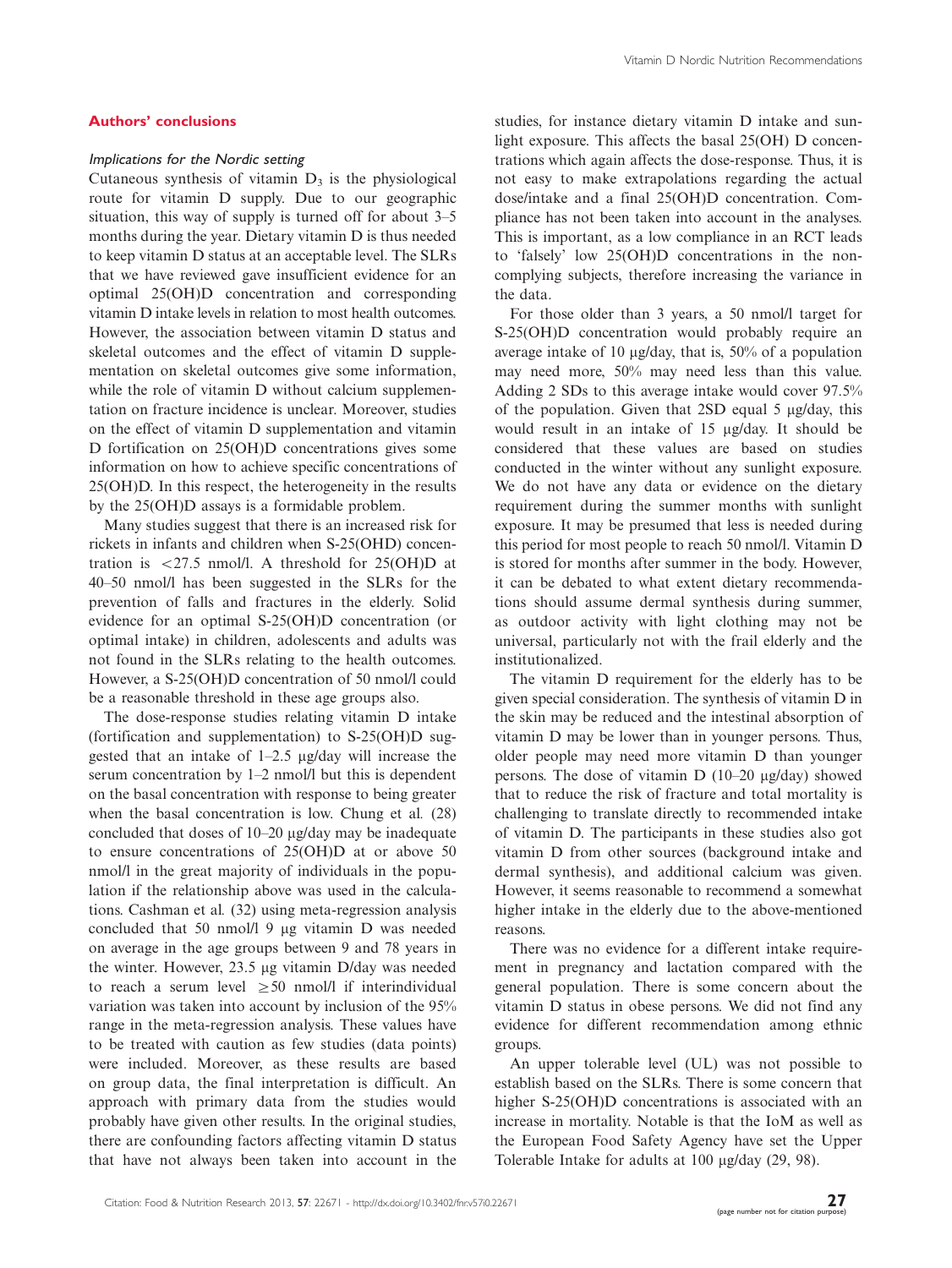## Authors' conclusions

### *Implications for the Nordic setting*

Cutaneous synthesis of vitamin $D_3$ is the physiological route for vitamin D supply. Due to our geographic situation, this way of supply is turned off for about 3–5 months during the year. Dietary vitamin D is thus needed to keep vitamin D status at an acceptable level. The SLRs that we have reviewed gave insufficient evidence for an optimal 25(OH)D concentration and corresponding vitamin D intake levels in relation to most health outcomes. However, the association between vitamin D status and skeletal outcomes and the effect of vitamin D supplementation on skeletal outcomes give some information, while the role of vitamin D without calcium supplementation on fracture incidence is unclear. Moreover, studies on the effect of vitamin D supplementation and vitamin D fortification on 25(OH)D concentrations gives some information on how to achieve specific concentrations of 25(OH)D. In this respect, the heterogeneity in the results by the 25(OH)D assays is a formidable problem.

Many studies suggest that there is an increased risk for rickets in infants and children when S-25(OHD) concentration is <27.5 nmol/l. A threshold for 25(OH)D at 40–50 nmol/l has been suggested in the SLRs for the prevention of falls and fractures in the elderly. Solid evidence for an optimal S-25(OH)D concentration (or optimal intake) in children, adolescents and adults was not found in the SLRs relating to the health outcomes. However, a S-25(OH)D concentration of 50 nmol/l could be a reasonable threshold in these age groups also.

The dose-response studies relating vitamin D intake (fortification and supplementation) to S-25(OH)D suggested that an intake of 1–2.5 μg/day will increase the serum concentration by 1–2 nmol/l but this is dependent on the basal concentration with response to being greater when the basal concentration is low. Chung et al. (28) concluded that doses of 10–20 μg/day may be inadequate to ensure concentrations of 25(OH)D at or above 50 nmol/l in the great majority of individuals in the population if the relationship above was used in the calculations. Cashman et al. (32) using meta-regression analysis concluded that 50 nmol/l 9 μg vitamin D was needed on average in the age groups between 9 and 78 years in the winter. However, 23.5 μg vitamin D/day was needed to reach a serum level ≥50 nmol/l if interindividual variation was taken into account by inclusion of the 95% range in the meta-regression analysis. These values have to be treated with caution as few studies (data points) were included. Moreover, as these results are based on group data, the final interpretation is difficult. An approach with primary data from the studies would probably have given other results. In the original studies, there are confounding factors affecting vitamin D status that have not always been taken into account in the studies, for instance dietary vitamin D intake and sunlight exposure. This affects the basal 25(OH) D concentrations which again affects the dose-response. Thus, it is not easy to make extrapolations regarding the actual dose/intake and a final 25(OH)D concentration. Compliance has not been taken into account in the analyses. This is important, as a low compliance in an RCT leads to 'falsely' low 25(OH)D concentrations in the non-complying subjects, therefore increasing the variance in the data.

For those older than 3 years, a 50 nmol/l target for S-25(OH)D concentration would probably require an average intake of 10 μg/day, that is, 50% of a population may need more, 50% may need less than this value. Adding 2 SDs to this average intake would cover 97.5% of the population. Given that 2SD equal 5 μg/day, this would result in an intake of 15 μg/day. It should be considered that these values are based on studies conducted in the winter without any sunlight exposure. We do not have any data or evidence on the dietary requirement during the summer months with sunlight exposure. It may be presumed that less is needed during this period for most people to reach 50 nmol/l. Vitamin D is stored for months after summer in the body. However, it can be debated to what extent dietary recommendations should assume dermal synthesis during summer, as outdoor activity with light clothing may not be universal, particularly not with the frail elderly and the institutionalized.

The vitamin D requirement for the elderly has to be given special consideration. The synthesis of vitamin D in the skin may be reduced and the intestinal absorption of vitamin D may be lower than in younger persons. Thus, older people may need more vitamin D than younger persons. The dose of vitamin D (10–20 μg/day) showed that to reduce the risk of fracture and total mortality is challenging to translate directly to recommended intake of vitamin D. The participants in these studies also got vitamin D from other sources (background intake and dermal synthesis), and additional calcium was given. However, it seems reasonable to recommend a somewhat higher intake in the elderly due to the above-mentioned reasons.

There was no evidence for a different intake requirement in pregnancy and lactation compared with the general population. There is some concern about the vitamin D status in obese persons. We did not find any evidence for different recommendation among ethnic groups.

An upper tolerable level (UL) was not possible to establish based on the SLRs. There is some concern that higher S-25(OH)D concentrations is associated with an increase in mortality. Notable is that the IoM as well as the European Food Safety Agency have set the Upper Tolerable Intake for adults at 100 μg/day (29, 98).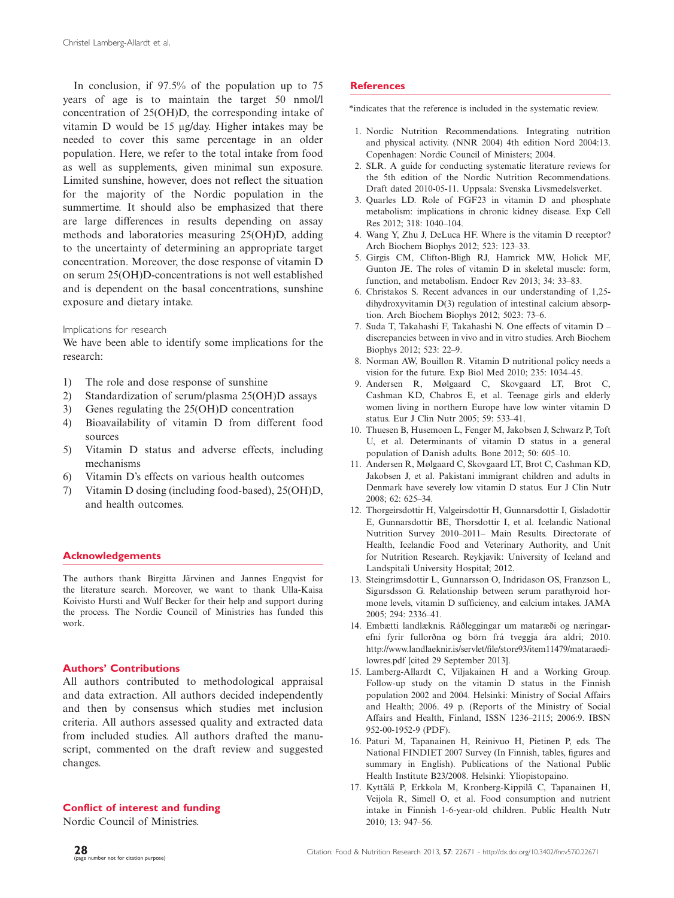In conclusion, if 97.5% of the population up to 75 years of age is to maintain the target 50 nmol/l concentration of 25(OH)D, the corresponding intake of vitamin D would be 15 µg/day. Higher intakes may be needed to cover this same percentage in an older population. Here, we refer to the total intake from food as well as supplements, given minimal sun exposure. Limited sunshine, however, does not reflect the situation for the majority of the Nordic population in the summertime. It should also be emphasized that there are large differences in results depending on assay methods and laboratories measuring 25(OH)D, adding to the uncertainty of determining an appropriate target concentration. Moreover, the dose response of vitamin D on serum 25(OH)D-concentrations is not well established and is dependent on the basal concentrations, sunshine exposure and dietary intake.

### Implications for research

We have been able to identify some implications for the research:

1) The role and dose response of sunshine
2) Standardization of serum/plasma 25(OH)D assays
3) Genes regulating the 25(OH)D concentration
4) Bioavailability of vitamin D from different food sources
5) Vitamin D status and adverse effects, including mechanisms
6) Vitamin D's effects on various health outcomes
7) Vitamin D dosing (including food-based), 25(OH)D, and health outcomes.

## Acknowledgements

The authors thank Birgitta Järvinen and Jannes Engqvist for the literature search. Moreover, we want to thank Ulla-Kaisa Koivisto Hursti and Wulf Becker for their help and support during the process. The Nordic Council of Ministries has funded this work.

## Authors' Contributions

All authors contributed to methodological appraisal and data extraction. All authors decided independently and then by consensus which studies met inclusion criteria. All authors assessed quality and extracted data from included studies. All authors drafted the manuscript, commented on the draft review and suggested changes.

## Conflict of interest and funding

Nordic Council of Ministries.

## References

*indicates that the reference is included in the systematic review.

1. Nordic Nutrition Recommendations. Integrating nutrition and physical activity. (NNR 2004) 4th edition Nord 2004:13. Copenhagen: Nordic Council of Ministers; 2004.
2. SLR. A guide for conducting systematic literature reviews for the 5th edition of the Nordic Nutrition Recommendations. Draft dated 2010-05-11. Uppsala: Svenska Livsmedelsverket.
3. Quarles LD. Role of FGF23 in vitamin D and phosphate metabolism: implications in chronic kidney disease. Exp Cell Res 2012; 318: 1040–104.
4. Wang Y, Zhu J, DeLuca HF. Where is the vitamin D receptor? Arch Biochem Biophys 2012; 523: 123–33.
5. Girgis CM, Clifton-Bligh RJ, Hamrick MW, Holick MF, Gunton JE. The roles of vitamin D in skeletal muscle: form, function, and metabolism. Endocr Rev 2013; 34: 33–83.
6. Christakos S. Recent advances in our understanding of 1,25-dihydroxyvitamin D(3) regulation of intestinal calcium absorption. Arch Biochem Biophys 2012; 5023: 73–6.
7. Suda T, Takahashi F, Takahashi N. One effects of vitamin D – discrepancies between in vivo and in vitro studies. Arch Biochem Biophys 2012; 523: 22–9.
8. Norman AW, Bouillon R. Vitamin D nutritional policy needs a vision for the future. Exp Biol Med 2010; 235: 1034–45.
9. Andersen R, Mølgaard C, Skovgaard LT, Brot C, Cashman KD, Chabros E, et al. Teenage girls and elderly women living in northern Europe have low winter vitamin D status. Eur J Clin Nutr 2005; 59: 533–41.
10. Thuesen B, Husemoen L, Fenger M, Jakobsen J, Schwarz P, Toft U, et al. Determinants of vitamin D status in a general population of Danish adults. Bone 2012; 50: 605–10.
11. Andersen R, Mølgaard C, Skovgaard LT, Brot C, Cashman KD, Jakobsen J, et al. Pakistani immigrant children and adults in Denmark have severely low vitamin D status. Eur J Clin Nutr 2008; 62: 625–34.
12. Thorgeirsdottir H, Valgeirsdottir H, Gunnarsdottir I, Gisladottir E, Gunnarsdottir BE, Thorsdottir I, et al. Icelandic National Nutrition Survey 2010–2011– Main Results. Directorate of Health, Icelandic Food and Veterinary Authority, and Unit for Nutrition Research. Reykjavik: University of Iceland and Landspitali University Hospital; 2012.
13. Steingrimsdottir L, Gunnarsson O, Indridason OS, Franzson L, Sigursdsson G. Relationship between serum parathyroid hormone levels, vitamin D sufficiency, and calcium intakes. JAMA 2005; 294: 2336–41.
14. Embætti landlæknis. Ráðleggingar um mataræði og næringarefni fyrir fullorðna og börn frá tveggja ára aldri; 2010. http://www.landlaeknir.is/servlet/file/store93/item11479/mataraedilowres.pdf [cited 29 September 2013].
15. Lamberg-Allardt C, Viljakainen H and a Working Group. Follow-up study on the vitamin D status in the Finnish population 2002 and 2004. Helsinki: Ministry of Social Affairs and Health; 2006. 49 p. (Reports of the Ministry of Social Affairs and Health, Finland, ISSN 1236–2115; 2006:9. IBSN 952-00-1952-9 (PDF).
16. Paturi M, Tapanainen H, Reinivuo H, Pietinen P, eds. The National FINDIET 2007 Survey (In Finnish, tables, figures and summary in English). Publications of the National Public Health Institute B23/2008. Helsinki: Yliopistopaino.
17. Kyttälä P, Erkkola M, Kronberg-Kippilä C, Tapanainen H, Veijola R, Simell O, et al. Food consumption and nutrient intake in Finnish 1-6-year-old children. Public Health Nutr 2010; 13: 947–56.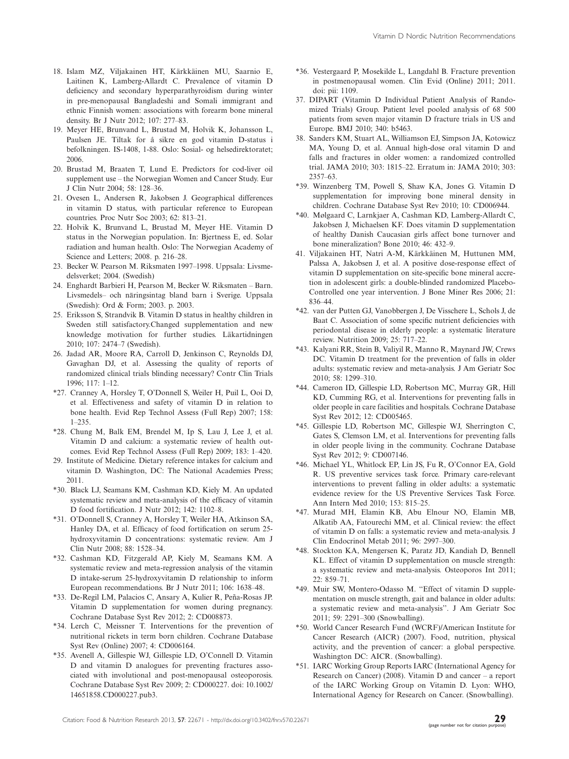18. Islam MZ, Viljakainen HT, Kärkkäinen MU, Saarnio E, Laitinen K, Lamberg-Allardt C. Prevalence of vitamin D deficiency and secondary hyperparathyroidism during winter in pre-menopausal Bangladeshi and Somali immigrant and ethnic Finnish women: associations with forearm bone mineral density. Br J Nutr 2012; 107: 277–83.
19. Meyer HE, Brunvand L, Brustad M, Holvik K, Johansson L, Paulsen JE. Tiltak for å sikre en god vitamin D-status i befolkningen. IS-1408, 1-88. Oslo: Sosial- og helsedirektoratet; 2006.
20. Brustad M, Braaten T, Lund E. Predictors for cod-liver oil supplement use – the Norwegian Women and Cancer Study. Eur J Clin Nutr 2004; 58: 128–36.
21. Ovesen L, Andersen R, Jakobsen J. Geographical differences in vitamin D status, with particular reference to European countries. Proc Nutr Soc 2003; 62: 813–21.
22. Holvik K, Brunvand L, Brustad M, Meyer HE. Vitamin D status in the Norwegian population. In: Bjertness E, ed. Solar radiation and human health. Oslo: The Norwegian Academy of Science and Letters; 2008. p. 216–28.
23. Becker W. Pearson M. Riksmaten 1997–1998. Uppsala: Livsmedelsverket; 2004. (Swedish)
24. Enghardt Barbieri H, Pearson M, Becker W. Riksmaten – Barn. Livsmedels– och näringsintag bland barn i Sverige. Uppsala (Swedish): Ord & Form; 2003. p. 2003.
25. Eriksson S, Strandvik B. Vitamin D status in healthy children in Sweden still satisfactory.Changed supplementation and new knowledge motivation for further studies. Läkartidningen 2010; 107: 2474–7 (Swedish).
26. Jadad AR, Moore RA, Carroll D, Jenkinson C, Reynolds DJ, Gavaghan DJ, et al. Assessing the quality of reports of randomized clinical trials blinding necessary? Contr Clin Trials 1996; 117: 1–12.
*27. Cranney A, Horsley T, O'Donnell S, Weiler H, Puil L, Ooi D, et al. Effectiveness and safety of vitamin D in relation to bone health. Evid Rep Technol Assess (Full Rep) 2007; 158: 1–235.
*28. Chung M, Balk EM, Brendel M, Ip S, Lau J, Lee J, et al. Vitamin D and calcium: a systematic review of health outcomes. Evid Rep Technol Assess (Full Rep) 2009; 183: 1–420.
29. Institute of Medicine. Dietary reference intakes for calcium and vitamin D. Washington, DC: The National Academies Press; 2011.
*30. Black LJ, Seamans KM, Cashman KD, Kiely M. An updated systematic review and meta-analysis of the efficacy of vitamin D food fortification. J Nutr 2012; 142: 1102–8.
*31. O'Donnell S, Cranney A, Horsley T, Weiler HA, Atkinson SA, Hanley DA, et al. Efficacy of food fortification on serum 25-hydroxyvitamin D concentrations: systematic review. Am J Clin Nutr 2008; 88: 1528–34.
*32. Cashman KD, Fitzgerald AP, Kiely M, Seamans KM. A systematic review and meta-regression analysis of the vitamin D intake-serum 25-hydroxyvitamin D relationship to inform European recommendations. Br J Nutr 2011; 106: 1638–48.
*33. De-Regil LM, Palacios C, Ansary A, Kulier R, Peña-Rosas JP. Vitamin D supplementation for women during pregnancy. Cochrane Database Syst Rev 2012; 2: CD008873.
*34. Lerch C, Meissner T. Interventions for the prevention of nutritional rickets in term born children. Cochrane Database Syst Rev (Online) 2007; 4: CD006164.
*35. Avenell A, Gillespie WJ, Gillespie LD, O'Connell D. Vitamin D and vitamin D analogues for preventing fractures associated with involutional and post-menopausal osteoporosis. Cochrane Database Syst Rev 2009; 2: CD000227. doi: 10.1002/14651858.CD000227.pub3.
*36. Vestergaard P, Mosekilde L, Langdahl B. Fracture prevention in postmenopausal women. Clin Evid (Online) 2011; 2011. doi: pii: 1109.
37. DIPART (Vitamin D Individual Patient Analysis of Randomized Trials) Group. Patient level pooled analysis of 68 500 patients from seven major vitamin D fracture trials in US and Europe. BMJ 2010; 340: b5463.
38. Sanders KM, Stuart AL, Williamson EJ, Simpson JA, Kotowicz MA, Young D, et al. Annual high-dose oral vitamin D and falls and fractures in older women: a randomized controlled trial. JAMA 2010; 303: 1815–22. Erratum in: JAMA 2010; 303: 2357–63.
*39. Winzenberg TM, Powell S, Shaw KA, Jones G. Vitamin D supplementation for improving bone mineral density in children. Cochrane Database Syst Rev 2010; 10: CD006944.
*40. Mølgaard C, Larnkjaer A, Cashman KD, Lamberg-Allardt C, Jakobsen J, Michaelsen KF. Does vitamin D supplementation of healthy Danish Caucasian girls affect bone turnover and bone mineralization? Bone 2010; 46: 432–9.
41. Viljakainen HT, Natri A-M, Kärkkäinen M, Huttunen MM, Palssa A, Jakobsen J, et al. A positive dose-response effect of vitamin D supplementation on site-specific bone mineral accretion in adolescent girls: a double-blinded randomized Placebo-Controlled one year intervention. J Bone Miner Res 2006; 21: 836–44.
*42. van der Putten GJ, Vanobbergen J, De Visschere L, Schols J, de Baat C. Association of some specific nutrient deficiencies with periodontal disease in elderly people: a systematic literature review. Nutrition 2009; 25: 717–22.
*43. Kalyani RR, Stein B, Valiyil R, Manno R, Maynard JW, Crews DC. Vitamin D treatment for the prevention of falls in older adults: systematic review and meta-analysis. J Am Geriatr Soc 2010; 58: 1299–310.
*44. Cameron ID, Gillespie LD, Robertson MC, Murray GR, Hill KD, Cumming RG, et al. Interventions for preventing falls in older people in care facilities and hospitals. Cochrane Database Syst Rev 2012; 12: CD005465.
*45. Gillespie LD, Robertson MC, Gillespie WJ, Sherrington C, Gates S, Clemson LM, et al. Interventions for preventing falls in older people living in the community. Cochrane Database Syst Rev 2012; 9: CD007146.
*46. Michael YL, Whitlock EP, Lin JS, Fu R, O'Connor EA, Gold R. US preventive services task force. Primary care-relevant interventions to prevent falling in older adults: a systematic evidence review for the US Preventive Services Task Force. Ann Intern Med 2010; 153: 815–25.
*47. Murad MH, Elamin KB, Abu Elnour NO, Elamin MB, Alkatib AA, Fatourechi MM, et al. Clinical review: the effect of vitamin D on falls: a systematic review and meta-analysis. J Clin Endocrinol Metab 2011; 96: 2997–300.
*48. Stockton KA, Mengersen K, Paratz JD, Kandiah D, Bennell KL. Effect of vitamin D supplementation on muscle strength: a systematic review and meta-analysis. Osteoporos Int 2011; 22: 859–71.
*49. Muir SW, Montero-Odasso M. "Effect of vitamin D supplementation on muscle strength, gait and balance in older adults: a systematic review and meta-analysis". J Am Geriatr Soc 2011; 59: 2291–300 (Snowballing).
*50. World Cancer Research Fund (WCRF)/American Institute for Cancer Research (AICR) (2007). Food, nutrition, physical activity, and the prevention of cancer: a global perspective. Washington DC: AICR. (Snowballing).
*51. IARC Working Group Reports IARC (International Agency for Research on Cancer) (2008). Vitamin D and cancer – a report of the IARC Working Group on Vitamin D. Lyon: WHO, International Agency for Research on Cancer. (Snowballing).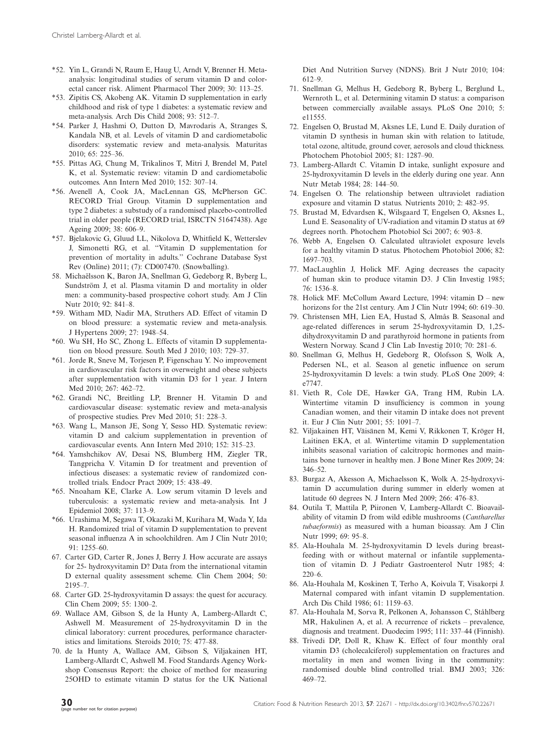- *52. Yin L, Grandi N, Raum E, Haug U, Arndt V, Brenner H. Meta-analysis: longitudinal studies of serum vitamin D and colorectal cancer risk. Aliment Pharmacol Ther 2009; 30: 113–25.
- *53. Zipitis CS, Akobeng AK. Vitamin D supplementation in early childhood and risk of type 1 diabetes: a systematic review and meta-analysis. Arch Dis Child 2008; 93: 512–7.
- *54. Parker J, Hashmi O, Dutton D, Mavrodaris A, Stranges S, Kandala NB, et al. Levels of vitamin D and cardiometabolic disorders: systematic review and meta-analysis. Maturitas 2010; 65: 225–36.
- *55. Pittas AG, Chung M, Trikalinos T, Mitri J, Brendel M, Patel K, et al. Systematic review: vitamin D and cardiometabolic outcomes. Ann Intern Med 2010; 152: 307–14.
- *56. Avenell A, Cook JA, MacLennan GS, McPherson GC. RECORD Trial Group. Vitamin D supplementation and type 2 diabetes: a substudy of a randomised placebo-controlled trial in older people (RECORD trial, ISRCTN 51647438). Age Ageing 2009; 38: 606–9.
- *57. Bjelakovic G, Gluud LL, Nikolova D, Whitfield K, Wetterslev J, Simonetti RG, et al. ''Vitamin D supplementation for prevention of mortality in adults.'' Cochrane Database Syst Rev (Online) 2011; (7): CD007470. (Snowballing).
- 58. Michaëlsson K, Baron JA, Snellman G, Gedeborg R, Byberg L, Sundström J, et al. Plasma vitamin D and mortality in older men: a community-based prospective cohort study. Am J Clin Nutr 2010; 92: 841–8.
- *59. Witham MD, Nadir MA, Struthers AD. Effect of vitamin D on blood pressure: a systematic review and meta-analysis. J Hypertens 2009; 27: 1948–54.
- *60. Wu SH, Ho SC, Zhong L. Effects of vitamin D supplementation on blood pressure. South Med J 2010; 103: 729–37.
- *61. Jorde R, Sneve M, Torjesen P, Figenschau Y. No improvement in cardiovascular risk factors in overweight and obese subjects after supplementation with vitamin D3 for 1 year. J Intern Med 2010; 267: 462–72.
- *62. Grandi NC, Breitling LP, Brenner H. Vitamin D and cardiovascular disease: systematic review and meta-analysis of prospective studies. Prev Med 2010; 51: 228–3.
- *63. Wang L, Manson JE, Song Y, Sesso HD. Systematic review: vitamin D and calcium supplementation in prevention of cardiovascular events. Ann Intern Med 2010; 152: 315–23.
- *64. Yamshchikov AV, Desai NS, Blumberg HM, Ziegler TR, Tangpricha V. Vitamin D for treatment and prevention of infectious diseases: a systematic review of randomized controlled trials. Endocr Pract 2009; 15: 438–49.
- *65. Nnoaham KE, Clarke A. Low serum vitamin D levels and tuberculosis: a systematic review and meta-analysis. Int J Epidemiol 2008; 37: 113–9.
- *66. Urashima M, Segawa T, Okazaki M, Kurihara M, Wada Y, Ida H. Randomized trial of vitamin D supplementation to prevent seasonal influenza A in schoolchildren. Am J Clin Nutr 2010; 91: 1255–60.
- 67. Carter GD, Carter R, Jones J, Berry J. How accurate are assays for 25- hydroxyvitamin D? Data from the international vitamin D external quality assessment scheme. Clin Chem 2004; 50: 2195–7.
- 68. Carter GD. 25-hydroxyvitamin D assays: the quest for accuracy. Clin Chem 2009; 55: 1300–2.
- 69. Wallace AM, Gibson S, de la Hunty A, Lamberg-Allardt C, Ashwell M. Measurement of 25-hydroxyvitamin D in the clinical laboratory: current procedures, performance characteristics and limitations. Steroids 2010; 75: 477–88.
- 70. de la Hunty A, Wallace AM, Gibson S, Viljakainen HT, Lamberg-Allardt C, Ashwell M. Food Standards Agency Workshop Consensus Report: the choice of method for measuring 25OHD to estimate vitamin D status for the UK National Diet And Nutrition Survey (NDNS). Brit J Nutr 2010; 104: 612–9.
- 71. Snellman G, Melhus H, Gedeborg R, Byberg L, Berglund L, Wernroth L, et al. Determining vitamin D status: a comparison between commercially available assays. PLoS One 2010; 5: e11555.
- 72. Engelsen O, Brustad M, Aksnes LE, Lund E. Daily duration of vitamin D synthesis in human skin with relation to latitude, total ozone, altitude, ground cover, aerosols and cloud thickness. Photochem Photobiol 2005; 81: 1287–90.
- 73. Lamberg-Allardt C. Vitamin D intake, sunlight exposure and 25-hydroxyvitamin D levels in the elderly during one year. Ann Nutr Metab 1984; 28: 144–50.
- 74. Engelsen O. The relationship between ultraviolet radiation exposure and vitamin D status. Nutrients 2010; 2: 482–95.
- 75. Brustad M, Edvardsen K, Wilsgaard T, Engelsen O, Aksnes L, Lund E. Seasonality of UV-radiation and vitamin D status at 69 degrees north. Photochem Photobiol Sci 2007; 6: 903–8.
- 76. Webb A, Engelsen O. Calculated ultraviolet exposure levels for a healthy vitamin D status. Photochem Photobiol 2006; 82: 1697–703.
- 77. MacLaughlin J, Holick MF. Aging decreases the capacity of human skin to produce vitamin D3. J Clin Investig 1985; 76: 1536–8.
- 78. Holick MF. McCollum Award Lecture, 1994: vitamin D – new horizons for the 21st century. Am J Clin Nutr 1994; 60: 619–30.
- 79. Christensen MH, Lien EA, Hustad S, Almås B. Seasonal and age-related differences in serum 25-hydroxyvitamin D, 1,25-dihydroxyvitamin D and parathyroid hormone in patients from Western Norway. Scand J Clin Lab Investig 2010; 70: 281–6.
- 80. Snellman G, Melhus H, Gedeborg R, Olofsson S, Wolk A, Pedersen NL, et al. Season al genetic influence on serum 25-hydroxyvitamin D levels: a twin study. PLoS One 2009; 4: e7747.
- 81. Vieth R, Cole DE, Hawker GA, Trang HM, Rubin LA. Wintertime vitamin D insufficiency is common in young Canadian women, and their vitamin D intake does not prevent it. Eur J Clin Nutr 2001; 55: 1091–7.
- 82. Viljakainen HT, Väisänen M, Kemi V, Rikkonen T, Kröger H, Laitinen EKA, et al. Wintertime vitamin D supplementation inhibits seasonal variation of calcitropic hormones and maintains bone turnover in healthy men. J Bone Miner Res 2009; 24: 346–52.
- 83. Burgaz A, Akesson A, Michaelsson K, Wolk A. 25-hydroxyvitamin D accumulation during summer in elderly women at latitude 60 degrees N. J Intern Med 2009; 266: 476–83.
- 84. Outila T, Mattila P, Piironen V, Lamberg-Allardt C. Bioavailability of vitamin D from wild edible mushrooms (*Cantharellus tubaeformis*) as measured with a human bioassay. Am J Clin Nutr 1999; 69: 95–8.
- 85. Ala-Houhala M. 25-hydroxyvitamin D levels during breast-feeding with or without maternal or infantile supplementation of vitamin D. J Pediatr Gastroenterol Nutr 1985; 4: 220–6.
- 86. Ala-Houhala M, Koskinen T, Terho A, Koivula T, Visakorpi J. Maternal compared with infant vitamin D supplementation. Arch Dis Child 1986; 61: 1159–63.
- 87. Ala-Houhala M, Sorva R, Pelkonen A, Johansson C, Ståhlberg MR, Hakulinen A, et al. A recurrence of rickets – prevalence, diagnosis and treatment. Duodecim 1995; 111: 337–44 (Finnish).
- 88. Trivedi DP, Doll R, Khaw K. Effect of four monthly oral vitamin D3 (cholecalciferol) supplementation on fractures and mortality in men and women living in the community: randomised double blind controlled trial. BMJ 2003; 326: 469–72.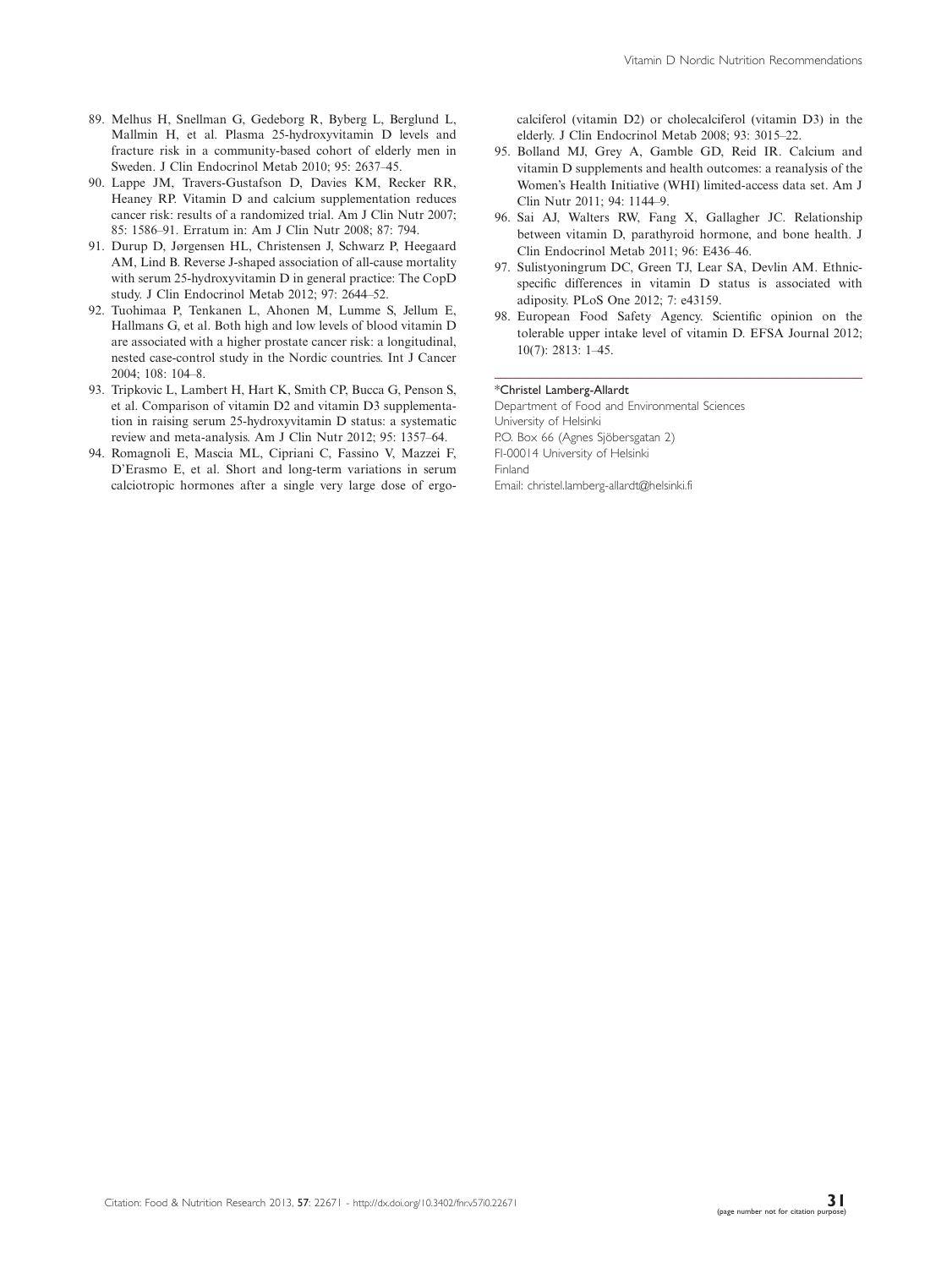89. Melhus H, Snellman G, Gedeborg R, Byberg L, Berglund L, Mallmin H, et al. Plasma 25-hydroxyvitamin D levels and fracture risk in a community-based cohort of elderly men in Sweden. J Clin Endocrinol Metab 2010; 95: 2637–45.
90. Lappe JM, Travers-Gustafson D, Davies KM, Recker RR, Heaney RP. Vitamin D and calcium supplementation reduces cancer risk: results of a randomized trial. Am J Clin Nutr 2007; 85: 1586–91. Erratum in: Am J Clin Nutr 2008; 87: 794.
91. Durup D, Jørgensen HL, Christensen J, Schwarz P, Heegaard AM, Lind B. Reverse J-shaped association of all-cause mortality with serum 25-hydroxyvitamin D in general practice: The CopD study. J Clin Endocrinol Metab 2012; 97: 2644–52.
92. Tuohimaa P, Tenkanen L, Ahonen M, Lumme S, Jellum E, Hallmans G, et al. Both high and low levels of blood vitamin D are associated with a higher prostate cancer risk: a longitudinal, nested case-control study in the Nordic countries. Int J Cancer 2004; 108: 104–8.
93. Tripkovic L, Lambert H, Hart K, Smith CP, Bucca G, Penson S, et al. Comparison of vitamin D2 and vitamin D3 supplementation in raising serum 25-hydroxyvitamin D status: a systematic review and meta-analysis. Am J Clin Nutr 2012; 95: 1357–64.
94. Romagnoli E, Mascia ML, Cipriani C, Fassino V, Mazzei F, D'Erasmo E, et al. Short and long-term variations in serum calciotropic hormones after a single very large dose of ergocalciferol (vitamin D2) or cholecalciferol (vitamin D3) in the elderly. J Clin Endocrinol Metab 2008; 93: 3015–22.
95. Bolland MJ, Grey A, Gamble GD, Reid IR. Calcium and vitamin D supplements and health outcomes: a reanalysis of the Women's Health Initiative (WHI) limited-access data set. Am J Clin Nutr 2011; 94: 1144–9.
96. Sai AJ, Walters RW, Fang X, Gallagher JC. Relationship between vitamin D, parathyroid hormone, and bone health. J Clin Endocrinol Metab 2011; 96: E436–46.
97. Sulistyoningrum DC, Green TJ, Lear SA, Devlin AM. Ethnic-specific differences in vitamin D status is associated with adiposity. PLoS One 2012; 7: e43159.
98. European Food Safety Agency. Scientific opinion on the tolerable upper intake level of vitamin D. EFSA Journal 2012; 10(7): 2813: 1–45.

---

*Christel Lamberg-Allardt
Department of Food and Environmental Sciences
University of Helsinki
P.O. Box 66 (Agnes Sjöbersgatan 2)
FI-00014 University of Helsinki
Finland
Email: christel.lamberg-allardt@helsinki.fi